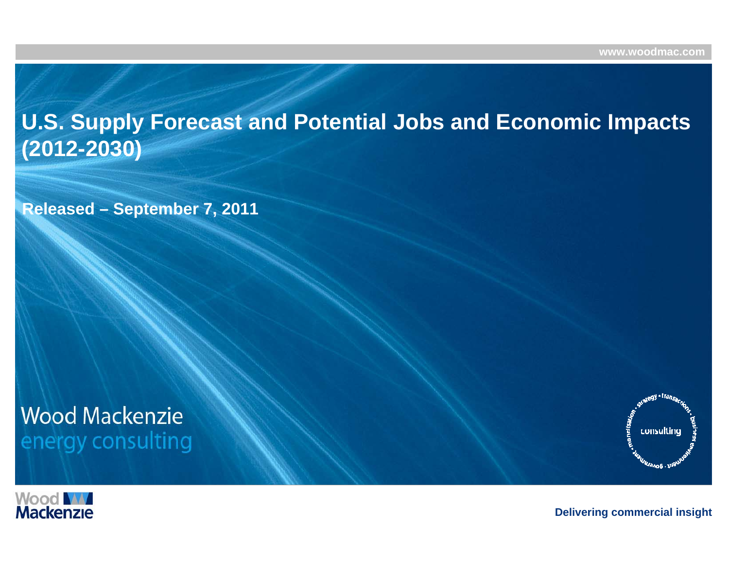# U.S. Supply Forecast and Potential Jobs and Economic Impacts (2012-2030)

**Released – September 7, 2011**

Wood Mackenzie
energy consulting

Delivering commercial insight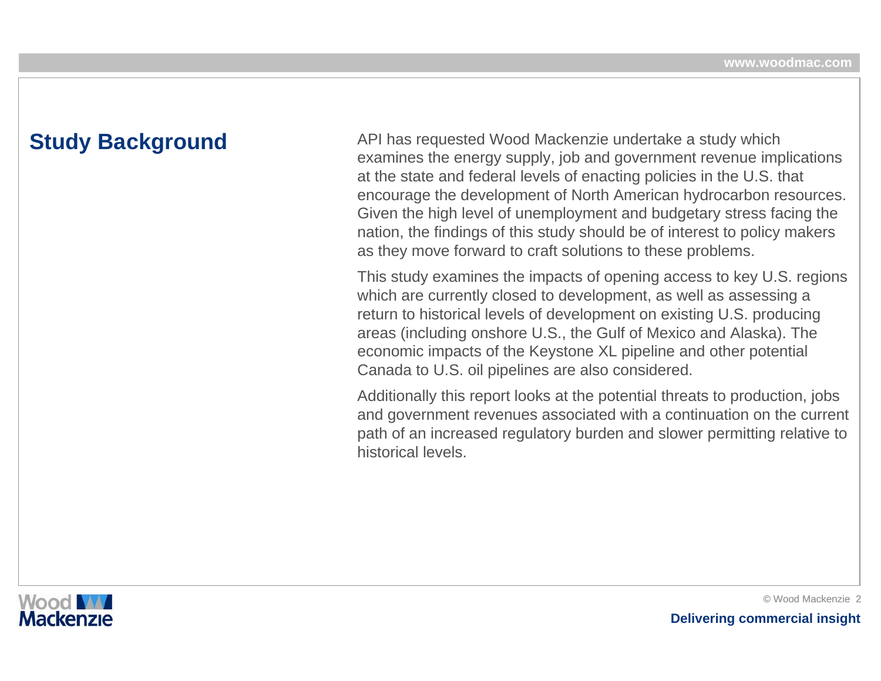# Study Background

API has requested Wood Mackenzie undertake a study which examines the energy supply, job and government revenue implications at the state and federal levels of enacting policies in the U.S. that encourage the development of North American hydrocarbon resources. Given the high level of unemployment and budgetary stress facing the nation, the findings of this study should be of interest to policy makers as they move forward to craft solutions to these problems.

This study examines the impacts of opening access to key U.S. regions which are currently closed to development, as well as assessing a return to historical levels of development on existing U.S. producing areas (including onshore U.S., the Gulf of Mexico and Alaska). The economic impacts of the Keystone XL pipeline and other potential Canada to U.S. oil pipelines are also considered.

Additionally this report looks at the potential threats to production, jobs and government revenues associated with a continuation on the current path of an increased regulatory burden and slower permitting relative to historical levels.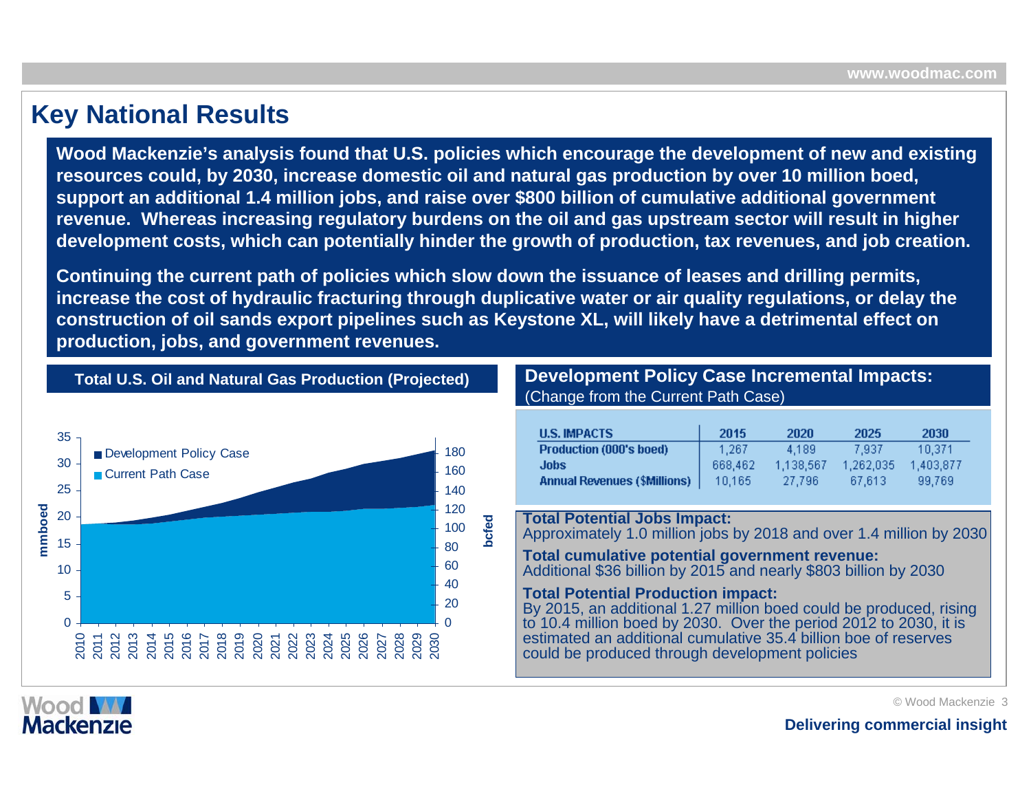# Key National Results

**Wood Mackenzie's analysis found that U.S. policies which encourage the development of new and existing resources could, by 2030, increase domestic oil and natural gas production by over 10 million boed, support an additional 1.4 million jobs, and raise over $800 billion of cumulative additional government revenue. Whereas increasing regulatory burdens on the oil and gas upstream sector will result in higher development costs, which can potentially hinder the growth of production, tax revenues, and job creation.**

**Continuing the current path of policies which slow down the issuance of leases and drilling permits, increase the cost of hydraulic fracturing through duplicative water or air quality regulations, or delay the construction of oil sands export pipelines such as Keystone XL, will likely have a detrimental effect on production, jobs, and government revenues.**

## Total U.S. Oil and Natural Gas Production (Projected)

Chart legend: Development Policy Case; Current Path Case. Left axis: mmboed (0–35). Right axis: bcfed (0–180). Horizontal axis: 2010–2030.

## Development Policy Case Incremental Impacts:

(Change from the Current Path Case)

| U.S. IMPACTS | 2015 | 2020 | 2025 | 2030 |
|---|---|---|---|---|
| Production (000's boed) | 1,267 | 4,189 | 7,937 | 10,371 |
| Jobs | 668,462 | 1,138,567 | 1,262,035 | 1,403,877 |
| Annual Revenues ($Millions) | 10,165 | 27,796 | 67,613 | 99,769 |

**Total Potential Jobs Impact:**
Approximately 1.0 million jobs by 2018 and over 1.4 million by 2030

**Total cumulative potential government revenue:**
Additional $36 billion by 2015 and nearly $803 billion by 2030

**Total Potential Production impact:**
By 2015, an additional 1.27 million boed could be produced, rising to 10.4 million boed by 2030. Over the period 2012 to 2030, it is estimated an additional cumulative 35.4 billion boe of reserves could be produced through development policies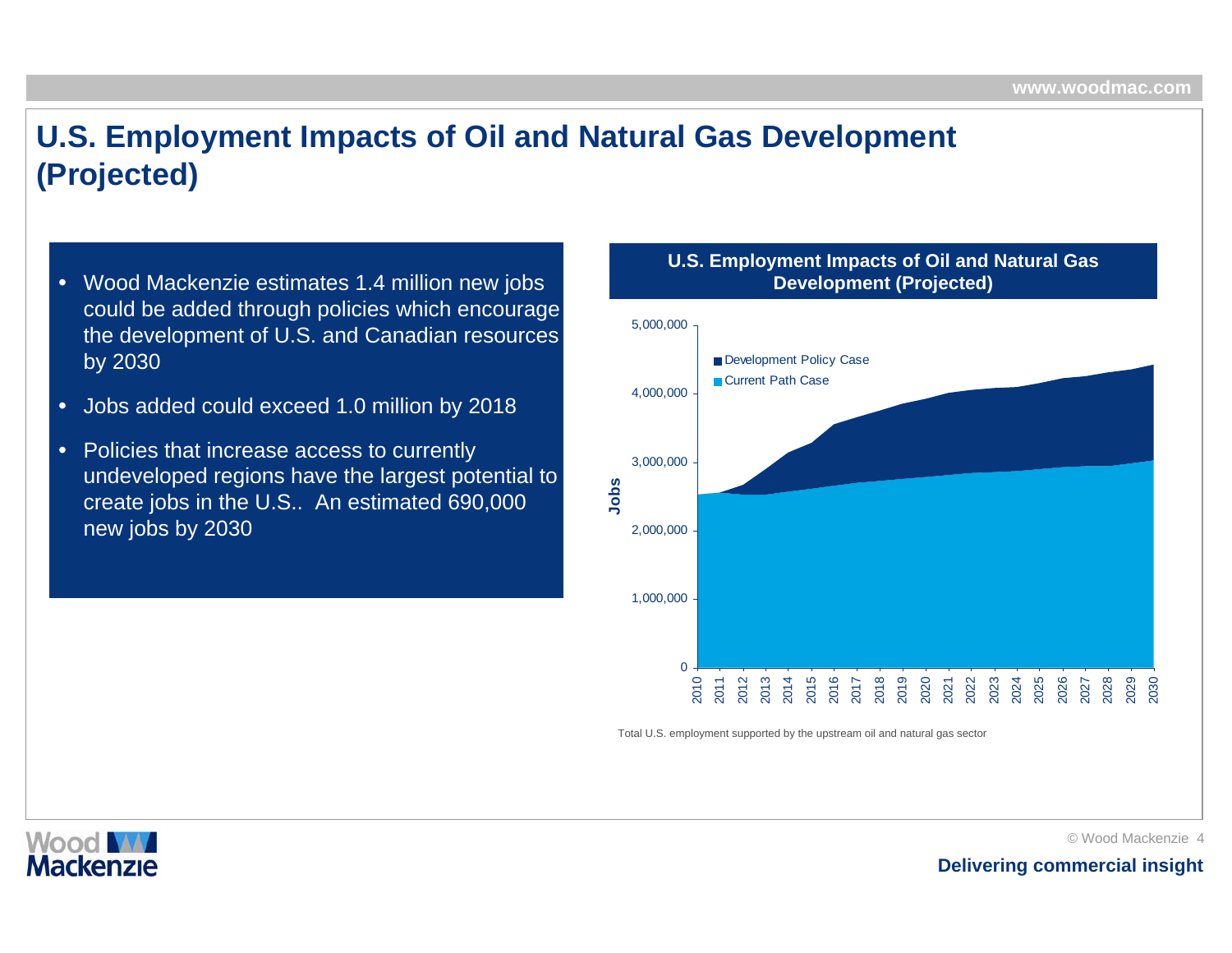# U.S. Employment Impacts of Oil and Natural Gas Development (Projected)

- Wood Mackenzie estimates 1.4 million new jobs could be added through policies which encourage the development of U.S. and Canadian resources by 2030
- Jobs added could exceed 1.0 million by 2018
- Policies that increase access to currently undeveloped regions have the largest potential to create jobs in the U.S.. An estimated 690,000 new jobs by 2030

**U.S. Employment Impacts of Oil and Natural Gas Development (Projected)**

Total U.S. employment supported by the upstream oil and natural gas sector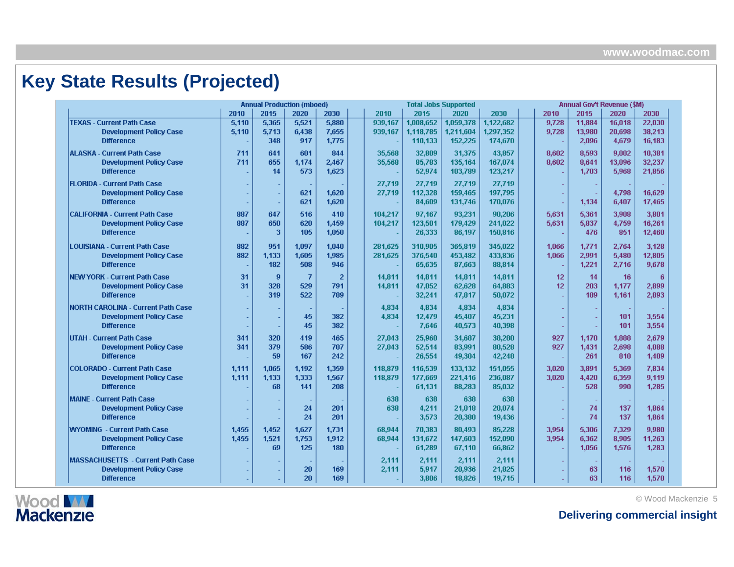# Key State Results (Projected)

| | Annual Production (mboed) | | | | Total Jobs Supported | | | | Annual Gov't Revenue ($M) | | | |
|---|---|---|---|---|---|---|---|---|---|---|---|---|
| | 2010 | 2015 | 2020 | 2030 | 2010 | 2015 | 2020 | 2030 | 2010 | 2015 | 2020 | 2030 |
| TEXAS - Current Path Case | 5,110 | 5,365 | 5,521 | 5,880 | 939,167 | 1,008,652 | 1,059,378 | 1,122,682 | 9,728 | 11,884 | 16,018 | 22,030 |
| Development Policy Case | 5,110 | 5,713 | 6,438 | 7,655 | 939,167 | 1,118,785 | 1,211,604 | 1,297,352 | 9,728 | 13,980 | 20,698 | 38,213 |
| Difference | - | 348 | 917 | 1,775 | - | 110,133 | 152,225 | 174,670 | - | 2,096 | 4,679 | 16,183 |
| ALASKA - Current Path Case | 711 | 641 | 601 | 844 | 35,568 | 32,809 | 31,375 | 43,857 | 8,602 | 8,593 | 9,002 | 10,381 |
| Development Policy Case | 711 | 655 | 1,174 | 2,467 | 35,568 | 85,783 | 135,164 | 167,074 | 8,602 | 8,641 | 13,096 | 32,237 |
| Difference | - | 14 | 573 | 1,623 | - | 52,974 | 103,789 | 123,217 | - | 1,703 | 5,968 | 21,856 |
| FLORIDA - Current Path Case | - | - | - | - | 27,719 | 27,719 | 27,719 | 27,719 | - | - | - | - |
| Development Policy Case | - | - | 621 | 1,620 | 27,719 | 112,328 | 159,465 | 197,795 | - | - | 4,798 | 16,629 |
| Difference | - | - | 621 | 1,620 | - | 84,609 | 131,746 | 170,076 | - | 1,134 | 6,407 | 17,465 |
| CALIFORNIA - Current Path Case | 887 | 647 | 516 | 410 | 104,217 | 97,167 | 93,231 | 90,206 | 5,631 | 5,361 | 3,908 | 3,801 |
| Development Policy Case | 887 | 650 | 620 | 1,459 | 104,217 | 123,501 | 179,429 | 241,022 | 5,631 | 5,837 | 4,759 | 16,261 |
| Difference | - | 3 | 105 | 1,050 | - | 26,333 | 86,197 | 150,816 | - | 476 | 851 | 12,460 |
| LOUISIANA - Current Path Case | 882 | 951 | 1,097 | 1,040 | 281,625 | 310,905 | 365,819 | 345,022 | 1,066 | 1,771 | 2,764 | 3,128 |
| Development Policy Case | 882 | 1,133 | 1,605 | 1,985 | 281,625 | 376,540 | 453,482 | 433,836 | 1,066 | 2,991 | 5,480 | 12,805 |
| Difference | - | 182 | 508 | 946 | - | 65,635 | 87,663 | 88,814 | - | 1,221 | 2,716 | 9,678 |
| NEW YORK - Current Path Case | 31 | 9 | 7 | 2 | 14,811 | 14,811 | 14,811 | 14,811 | 12 | 14 | 16 | 6 |
| Development Policy Case | 31 | 328 | 529 | 791 | 14,811 | 47,052 | 62,628 | 64,883 | 12 | 203 | 1,177 | 2,899 |
| Difference | - | 319 | 522 | 789 | - | 32,241 | 47,817 | 50,072 | - | 189 | 1,161 | 2,893 |
| NORTH CAROLINA - Current Path Case | - | - | - | - | 4,834 | 4,834 | 4,834 | 4,834 | - | - | - | - |
| Development Policy Case | - | - | 45 | 382 | 4,834 | 12,479 | 45,407 | 45,231 | - | - | 101 | 3,554 |
| Difference | - | - | 45 | 382 | - | 7,646 | 40,573 | 40,398 | - | - | 101 | 3,554 |
| UTAH - Current Path Case | 341 | 320 | 419 | 465 | 27,043 | 25,960 | 34,687 | 38,280 | 927 | 1,170 | 1,888 | 2,679 |
| Development Policy Case | 341 | 379 | 586 | 707 | 27,043 | 52,514 | 83,991 | 80,528 | 927 | 1,431 | 2,698 | 4,088 |
| Difference | - | 59 | 167 | 242 | - | 26,554 | 49,304 | 42,248 | - | 261 | 810 | 1,409 |
| COLORADO - Current Path Case | 1,111 | 1,065 | 1,192 | 1,359 | 118,879 | 116,539 | 133,132 | 151,055 | 3,020 | 3,891 | 5,369 | 7,834 |
| Development Policy Case | 1,111 | 1,133 | 1,333 | 1,567 | 118,879 | 177,669 | 221,416 | 236,087 | 3,020 | 4,420 | 6,359 | 9,119 |
| Difference | - | 68 | 141 | 208 | - | 61,131 | 88,283 | 85,032 | - | 528 | 990 | 1,285 |
| MAINE - Current Path Case | - | - | - | - | 638 | 638 | 638 | 638 | - | - | - | - |
| Development Policy Case | - | - | 24 | 201 | 638 | 4,211 | 21,018 | 20,074 | - | 74 | 137 | 1,864 |
| Difference | - | - | 24 | 201 | - | 3,573 | 20,380 | 19,436 | - | 74 | 137 | 1,864 |
| WYOMING - Current Path Case | 1,455 | 1,452 | 1,627 | 1,731 | 68,944 | 70,383 | 80,493 | 85,228 | 3,954 | 5,306 | 7,329 | 9,980 |
| Development Policy Case | 1,455 | 1,521 | 1,753 | 1,912 | 68,944 | 131,672 | 147,603 | 152,090 | 3,954 | 6,362 | 8,905 | 11,263 |
| Difference | - | 69 | 125 | 180 | - | 61,289 | 67,110 | 66,862 | - | 1,056 | 1,576 | 1,283 |
| MASSACHUSETTS - Current Path Case | - | - | - | - | 2,111 | 2,111 | 2,111 | 2,111 | - | - | - | - |
| Development Policy Case | - | - | 20 | 169 | 2,111 | 5,917 | 20,936 | 21,825 | - | 63 | 116 | 1,570 |
| Difference | - | - | 20 | 169 | - | 3,806 | 18,826 | 19,715 | - | 63 | 116 | 1,570 |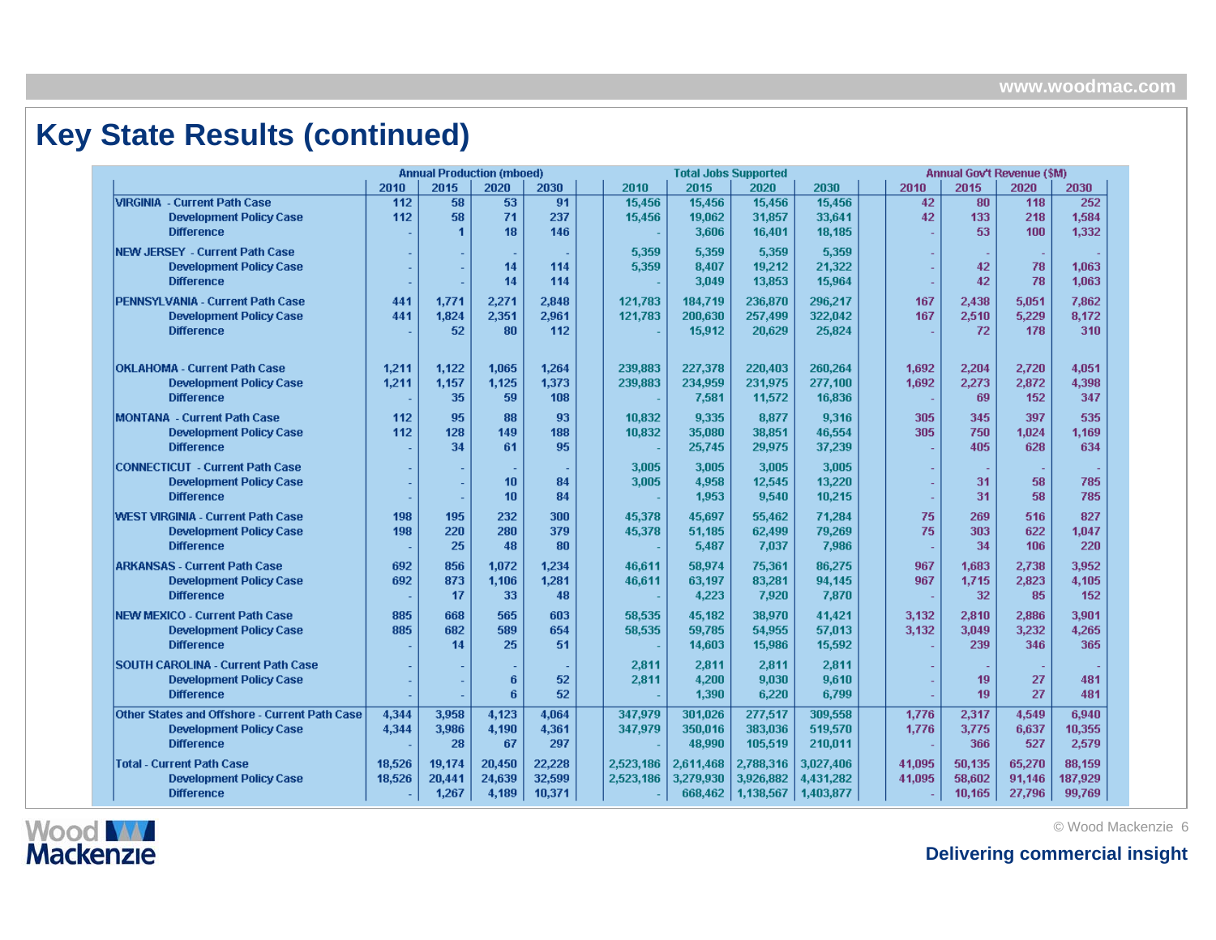# Key State Results (continued)

| | Annual Production (mboed) | | | | Total Jobs Supported | | | | Annual Gov't Revenue ($M) | | | |
|---|---|---|---|---|---|---|---|---|---|---|---|---|
| | 2010 | 2015 | 2020 | 2030 | 2010 | 2015 | 2020 | 2030 | 2010 | 2015 | 2020 | 2030 |
| VIRGINIA - Current Path Case | 112 | 58 | 53 | 91 | 15,456 | 15,456 | 15,456 | 15,456 | 42 | 80 | 118 | 252 |
| Development Policy Case | 112 | 58 | 71 | 237 | 15,456 | 19,062 | 31,857 | 33,641 | 42 | 133 | 218 | 1,584 |
| Difference | - | 1 | 18 | 146 | - | 3,606 | 16,401 | 18,185 | - | 53 | 100 | 1,332 |
| NEW JERSEY - Current Path Case | - | - | - | - | 5,359 | 5,359 | 5,359 | 5,359 | - | - | - | - |
| Development Policy Case | - | - | 14 | 114 | 5,359 | 8,407 | 19,212 | 21,322 | - | 42 | 78 | 1,063 |
| Difference | - | - | 14 | 114 | - | 3,049 | 13,853 | 15,964 | - | 42 | 78 | 1,063 |
| PENNSYLVANIA - Current Path Case | 441 | 1,771 | 2,271 | 2,848 | 121,783 | 184,719 | 236,870 | 296,217 | 167 | 2,438 | 5,051 | 7,862 |
| Development Policy Case | 441 | 1,824 | 2,351 | 2,961 | 121,783 | 200,630 | 257,499 | 322,042 | 167 | 2,510 | 5,229 | 8,172 |
| Difference | - | 52 | 80 | 112 | - | 15,912 | 20,629 | 25,824 | - | 72 | 178 | 310 |
| OKLAHOMA - Current Path Case | 1,211 | 1,122 | 1,065 | 1,264 | 239,883 | 227,378 | 220,403 | 260,264 | 1,692 | 2,204 | 2,720 | 4,051 |
| Development Policy Case | 1,211 | 1,157 | 1,125 | 1,373 | 239,883 | 234,959 | 231,975 | 277,100 | 1,692 | 2,273 | 2,872 | 4,398 |
| Difference | - | 35 | 59 | 108 | - | 7,581 | 11,572 | 16,836 | - | 69 | 152 | 347 |
| MONTANA - Current Path Case | 112 | 95 | 88 | 93 | 10,832 | 9,335 | 8,877 | 9,316 | 305 | 345 | 397 | 535 |
| Development Policy Case | 112 | 128 | 149 | 188 | 10,832 | 35,080 | 38,851 | 46,554 | 305 | 750 | 1,024 | 1,169 |
| Difference | - | 34 | 61 | 95 | - | 25,745 | 29,975 | 37,239 | - | 405 | 628 | 634 |
| CONNECTICUT - Current Path Case | - | - | - | - | 3,005 | 3,005 | 3,005 | 3,005 | - | - | - | - |
| Development Policy Case | - | - | 10 | 84 | 3,005 | 4,958 | 12,545 | 13,220 | - | 31 | 58 | 785 |
| Difference | - | - | 10 | 84 | - | 1,953 | 9,540 | 10,215 | - | 31 | 58 | 785 |
| WEST VIRGINIA - Current Path Case | 198 | 195 | 232 | 300 | 45,378 | 45,697 | 55,462 | 71,284 | 75 | 269 | 516 | 827 |
| Development Policy Case | 198 | 220 | 280 | 379 | 45,378 | 51,185 | 62,499 | 79,269 | 75 | 303 | 622 | 1,047 |
| Difference | - | 25 | 48 | 80 | - | 5,487 | 7,037 | 7,986 | - | 34 | 106 | 220 |
| ARKANSAS - Current Path Case | 692 | 856 | 1,072 | 1,234 | 46,611 | 58,974 | 75,361 | 86,275 | 967 | 1,683 | 2,738 | 3,952 |
| Development Policy Case | 692 | 873 | 1,106 | 1,281 | 46,611 | 63,197 | 83,281 | 94,145 | 967 | 1,715 | 2,823 | 4,105 |
| Difference | - | 17 | 33 | 48 | - | 4,223 | 7,920 | 7,870 | - | 32 | 85 | 152 |
| NEW MEXICO - Current Path Case | 885 | 668 | 565 | 603 | 58,535 | 45,182 | 38,970 | 41,421 | 3,132 | 2,810 | 2,886 | 3,901 |
| Development Policy Case | 885 | 682 | 589 | 654 | 58,535 | 59,785 | 54,955 | 57,013 | 3,132 | 3,049 | 3,232 | 4,265 |
| Difference | - | 14 | 25 | 51 | - | 14,603 | 15,986 | 15,592 | - | 239 | 346 | 365 |
| SOUTH CAROLINA - Current Path Case | - | - | - | - | 2,811 | 2,811 | 2,811 | 2,811 | - | - | - | - |
| Development Policy Case | - | - | 6 | 52 | 2,811 | 4,200 | 9,030 | 9,610 | - | 19 | 27 | 481 |
| Difference | - | - | 6 | 52 | - | 1,390 | 6,220 | 6,799 | - | 19 | 27 | 481 |
| Other States and Offshore - Current Path Case | 4,344 | 3,958 | 4,123 | 4,064 | 347,979 | 301,026 | 277,517 | 309,558 | 1,776 | 2,317 | 4,549 | 6,940 |
| Development Policy Case | 4,344 | 3,986 | 4,190 | 4,361 | 347,979 | 350,016 | 383,036 | 519,570 | 1,776 | 3,775 | 6,637 | 10,355 |
| Difference | - | 28 | 67 | 297 | - | 48,990 | 105,519 | 210,011 | - | 366 | 527 | 2,579 |
| Total - Current Path Case | 18,526 | 19,174 | 20,450 | 22,228 | 2,523,186 | 2,611,468 | 2,788,316 | 3,027,406 | 41,095 | 50,135 | 65,270 | 88,159 |
| Development Policy Case | 18,526 | 20,441 | 24,639 | 32,599 | 2,523,186 | 3,279,930 | 3,926,882 | 4,431,282 | 41,095 | 58,602 | 91,146 | 187,929 |
| Difference | - | 1,267 | 4,189 | 10,371 | - | 668,462 | 1,138,567 | 1,403,877 | - | 10,165 | 27,796 | 99,769 |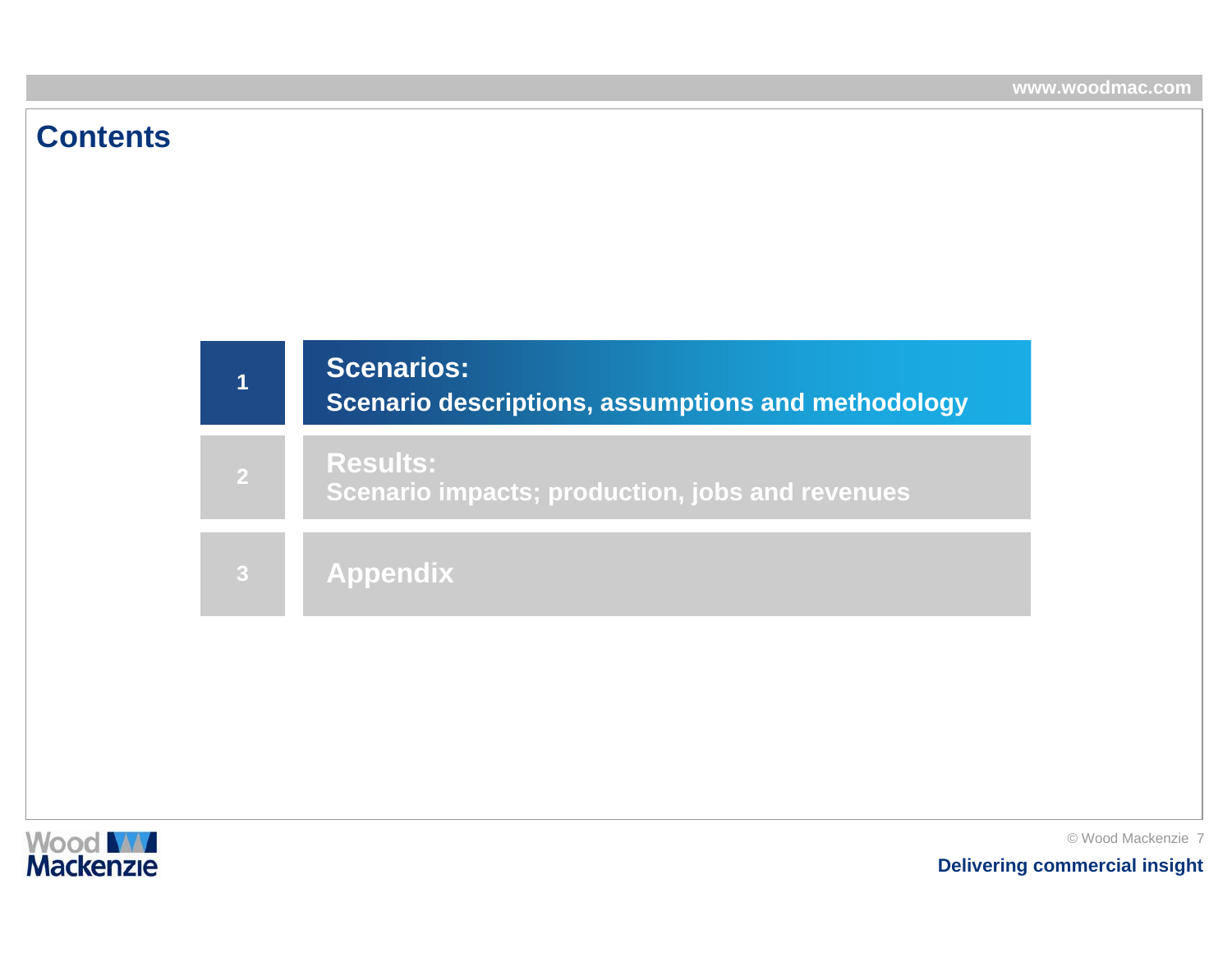# Contents

1. **Scenarios:** Scenario descriptions, assumptions and methodology
2. **Results:** Scenario impacts; production, jobs and revenues
3. **Appendix**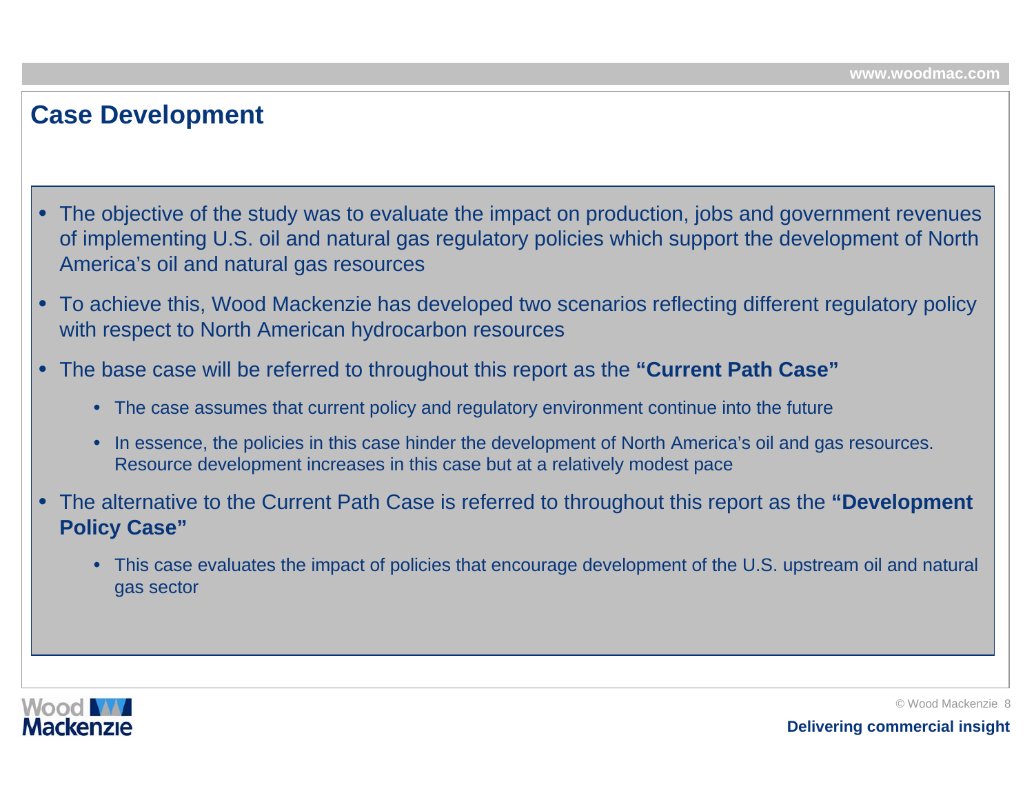# Case Development

- The objective of the study was to evaluate the impact on production, jobs and government revenues of implementing U.S. oil and natural gas regulatory policies which support the development of North America's oil and natural gas resources
- To achieve this, Wood Mackenzie has developed two scenarios reflecting different regulatory policy with respect to North American hydrocarbon resources
- The base case will be referred to throughout this report as the **"Current Path Case"**
  - The case assumes that current policy and regulatory environment continue into the future
  - In essence, the policies in this case hinder the development of North America's oil and gas resources. Resource development increases in this case but at a relatively modest pace
- The alternative to the Current Path Case is referred to throughout this report as the **"Development Policy Case"**
  - This case evaluates the impact of policies that encourage development of the U.S. upstream oil and natural gas sector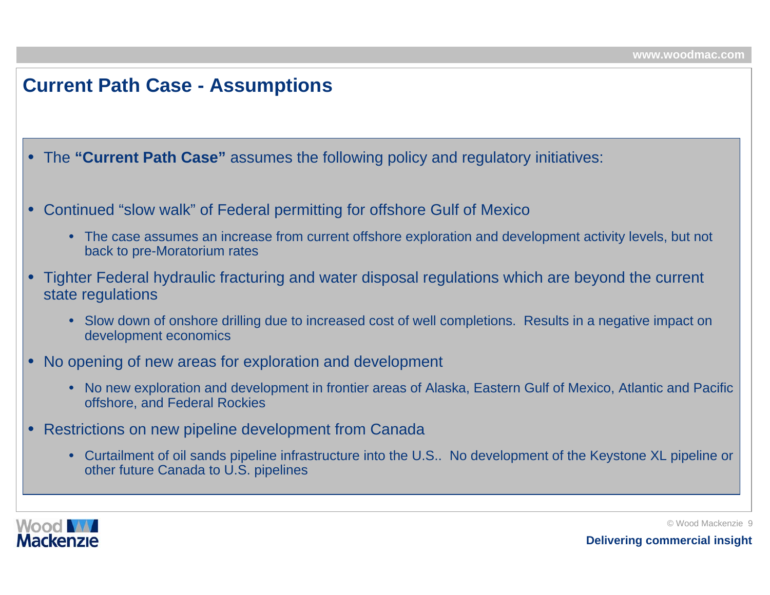# Current Path Case - Assumptions

- The **"Current Path Case"** assumes the following policy and regulatory initiatives:

- Continued "slow walk" of Federal permitting for offshore Gulf of Mexico
  - The case assumes an increase from current offshore exploration and development activity levels, but not back to pre-Moratorium rates
- Tighter Federal hydraulic fracturing and water disposal regulations which are beyond the current state regulations
  - Slow down of onshore drilling due to increased cost of well completions. Results in a negative impact on development economics
- No opening of new areas for exploration and development
  - No new exploration and development in frontier areas of Alaska, Eastern Gulf of Mexico, Atlantic and Pacific offshore, and Federal Rockies
- Restrictions on new pipeline development from Canada
  - Curtailment of oil sands pipeline infrastructure into the U.S.. No development of the Keystone XL pipeline or other future Canada to U.S. pipelines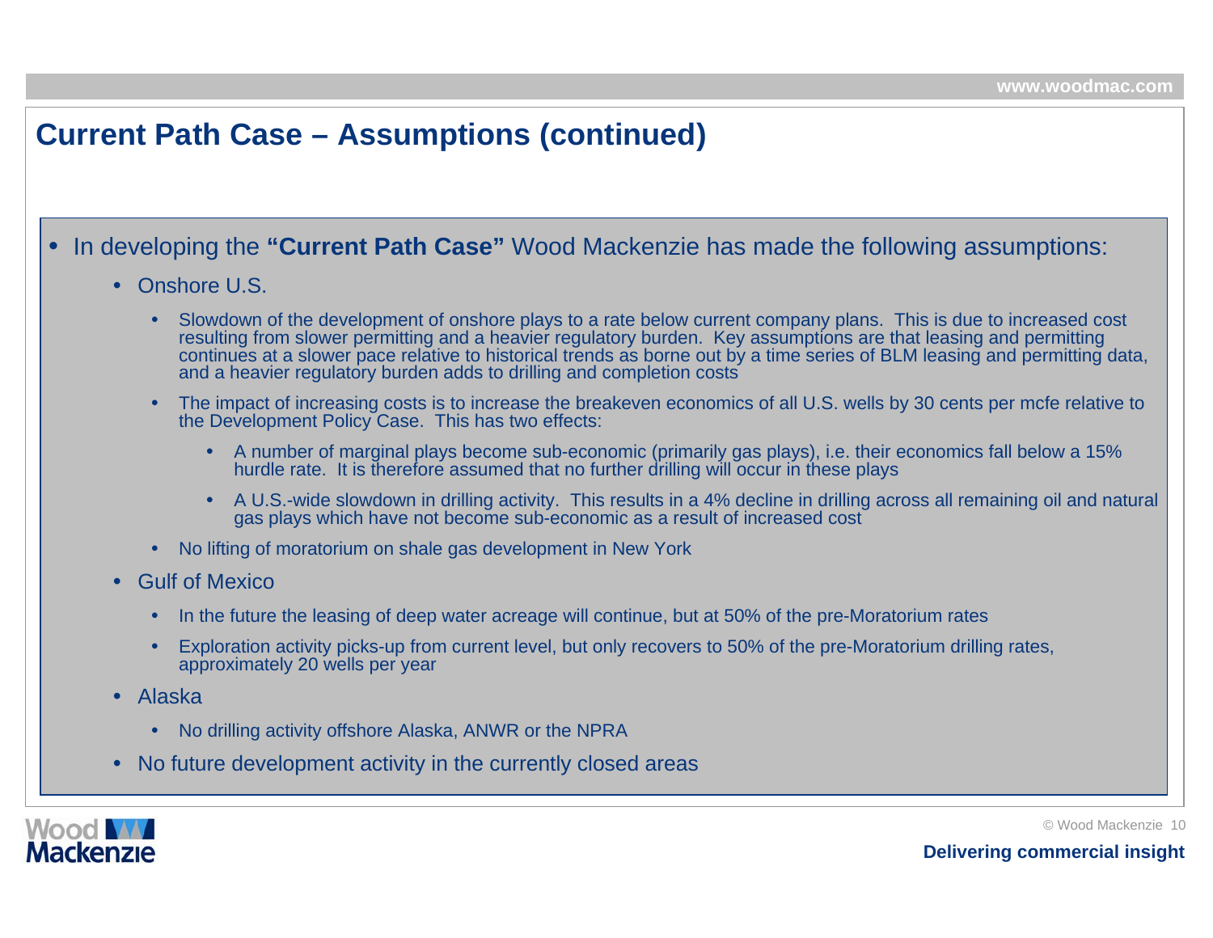# Current Path Case – Assumptions (continued)

- In developing the **"Current Path Case"** Wood Mackenzie has made the following assumptions:
  - Onshore U.S.
    - Slowdown of the development of onshore plays to a rate below current company plans. This is due to increased cost resulting from slower permitting and a heavier regulatory burden. Key assumptions are that leasing and permitting continues at a slower pace relative to historical trends as borne out by a time series of BLM leasing and permitting data, and a heavier regulatory burden adds to drilling and completion costs
    - The impact of increasing costs is to increase the breakeven economics of all U.S. wells by 30 cents per mcfe relative to the Development Policy Case. This has two effects:
      - A number of marginal plays become sub-economic (primarily gas plays), i.e. their economics fall below a 15% hurdle rate. It is therefore assumed that no further drilling will occur in these plays
      - A U.S.-wide slowdown in drilling activity. This results in a 4% decline in drilling across all remaining oil and natural gas plays which have not become sub-economic as a result of increased cost
    - No lifting of moratorium on shale gas development in New York
  - Gulf of Mexico
    - In the future the leasing of deep water acreage will continue, but at 50% of the pre-Moratorium rates
    - Exploration activity picks-up from current level, but only recovers to 50% of the pre-Moratorium drilling rates, approximately 20 wells per year
  - Alaska
    - No drilling activity offshore Alaska, ANWR or the NPRA
  - No future development activity in the currently closed areas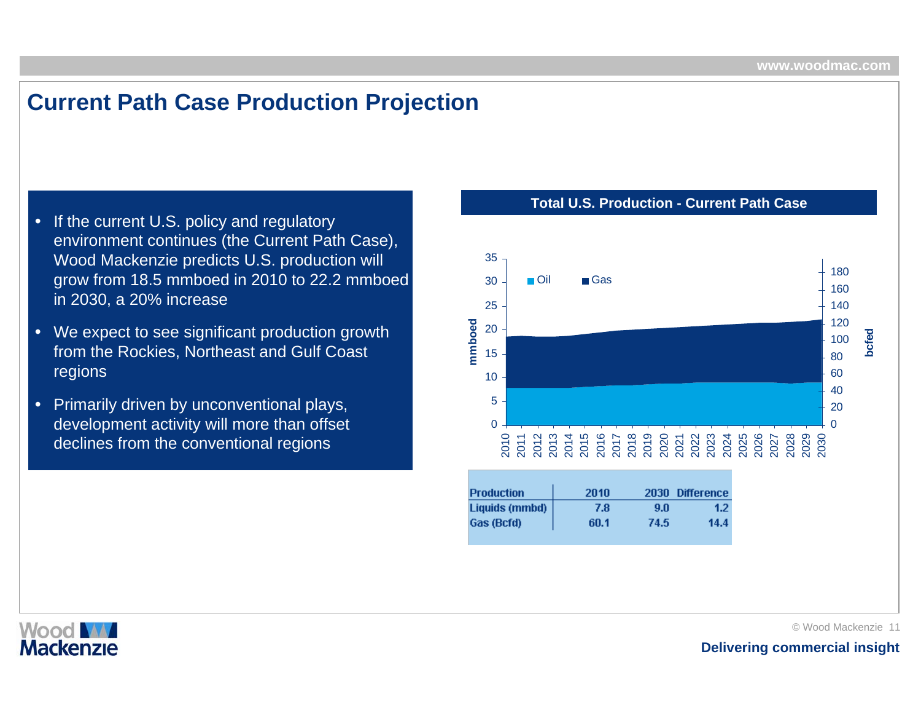# Current Path Case Production Projection

- If the current U.S. policy and regulatory environment continues (the Current Path Case), Wood Mackenzie predicts U.S. production will grow from 18.5 mmboed in 2010 to 22.2 mmboed in 2030, a 20% increase
- We expect to see significant production growth from the Rockies, Northeast and Gulf Coast regions
- Primarily driven by unconventional plays, development activity will more than offset declines from the conventional regions

**Total U.S. Production - Current Path Case**

| Production | 2010 | 2030 | Difference |
|---|---|---|---|
| Liquids (mmbd) | 7.8 | 9.0 | 1.2 |
| Gas (Bcfd) | 60.1 | 74.5 | 14.4 |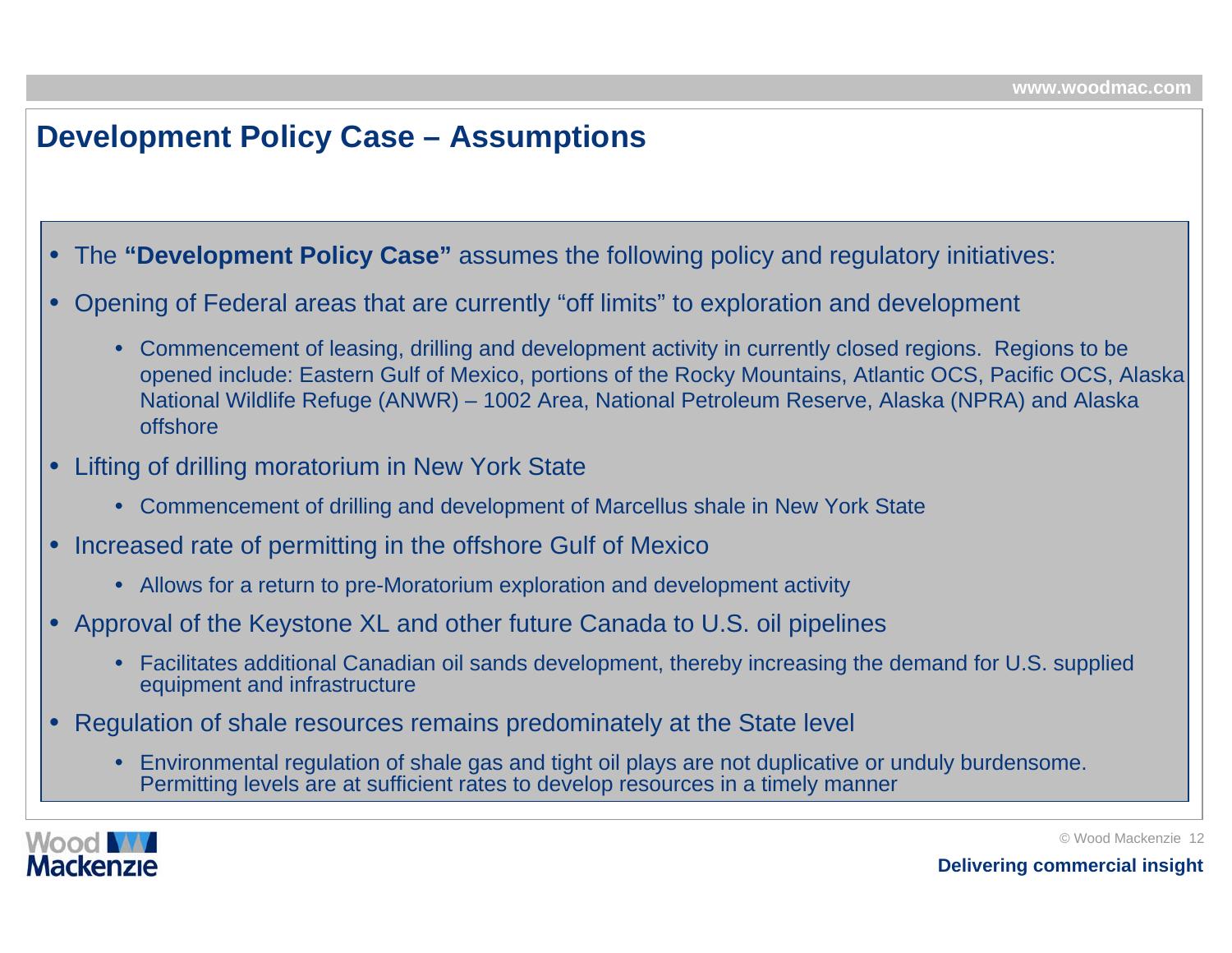# Development Policy Case – Assumptions

- The **"Development Policy Case"** assumes the following policy and regulatory initiatives:
- Opening of Federal areas that are currently "off limits" to exploration and development
  - Commencement of leasing, drilling and development activity in currently closed regions. Regions to be opened include: Eastern Gulf of Mexico, portions of the Rocky Mountains, Atlantic OCS, Pacific OCS, Alaska National Wildlife Refuge (ANWR) – 1002 Area, National Petroleum Reserve, Alaska (NPRA) and Alaska offshore
- Lifting of drilling moratorium in New York State
  - Commencement of drilling and development of Marcellus shale in New York State
- Increased rate of permitting in the offshore Gulf of Mexico
  - Allows for a return to pre-Moratorium exploration and development activity
- Approval of the Keystone XL and other future Canada to U.S. oil pipelines
  - Facilitates additional Canadian oil sands development, thereby increasing the demand for U.S. supplied equipment and infrastructure
- Regulation of shale resources remains predominately at the State level
  - Environmental regulation of shale gas and tight oil plays are not duplicative or unduly burdensome. Permitting levels are at sufficient rates to develop resources in a timely manner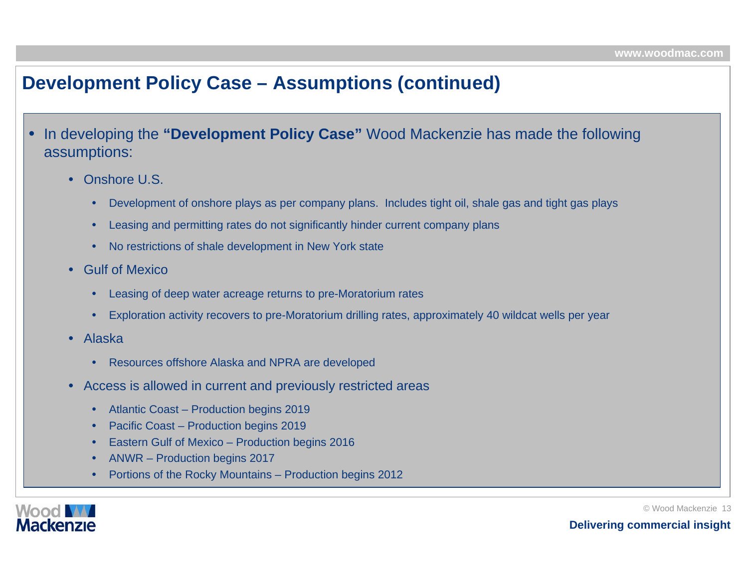# Development Policy Case – Assumptions (continued)

- In developing the **"Development Policy Case"** Wood Mackenzie has made the following assumptions:
  - Onshore U.S.
    - Development of onshore plays as per company plans. Includes tight oil, shale gas and tight gas plays
    - Leasing and permitting rates do not significantly hinder current company plans
    - No restrictions of shale development in New York state
  - Gulf of Mexico
    - Leasing of deep water acreage returns to pre-Moratorium rates
    - Exploration activity recovers to pre-Moratorium drilling rates, approximately 40 wildcat wells per year
  - Alaska
    - Resources offshore Alaska and NPRA are developed
  - Access is allowed in current and previously restricted areas
    - Atlantic Coast – Production begins 2019
    - Pacific Coast – Production begins 2019
    - Eastern Gulf of Mexico – Production begins 2016
    - ANWR – Production begins 2017
    - Portions of the Rocky Mountains – Production begins 2012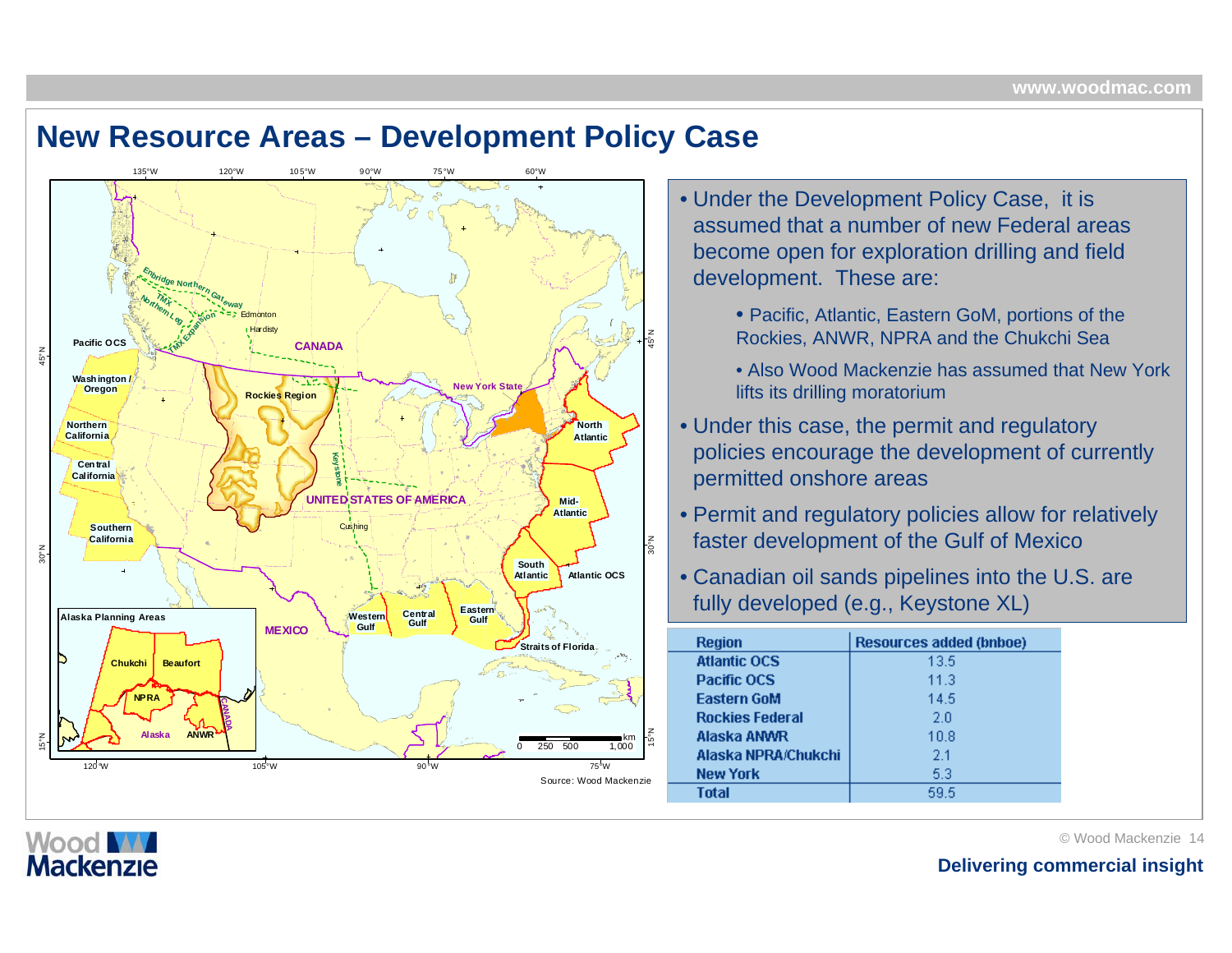# New Resource Areas – Development Policy Case

- Under the Development Policy Case, it is assumed that a number of new Federal areas become open for exploration drilling and field development. These are:
  - Pacific, Atlantic, Eastern GoM, portions of the Rockies, ANWR, NPRA and the Chukchi Sea
  - Also Wood Mackenzie has assumed that New York lifts its drilling moratorium
- Under this case, the permit and regulatory policies encourage the development of currently permitted onshore areas
- Permit and regulatory policies allow for relatively faster development of the Gulf of Mexico
- Canadian oil sands pipelines into the U.S. are fully developed (e.g., Keystone XL)

| Region | Resources added (bnboe) |
|---|---|
| Atlantic OCS | 13.5 |
| Pacific OCS | 11.3 |
| Eastern GoM | 14.5 |
| Rockies Federal | 2.0 |
| Alaska ANWR | 10.8 |
| Alaska NPRA/Chukchi | 2.1 |
| New York | 5.3 |
| Total | 59.5 |

Source: Wood Mackenzie

Delivering commercial insight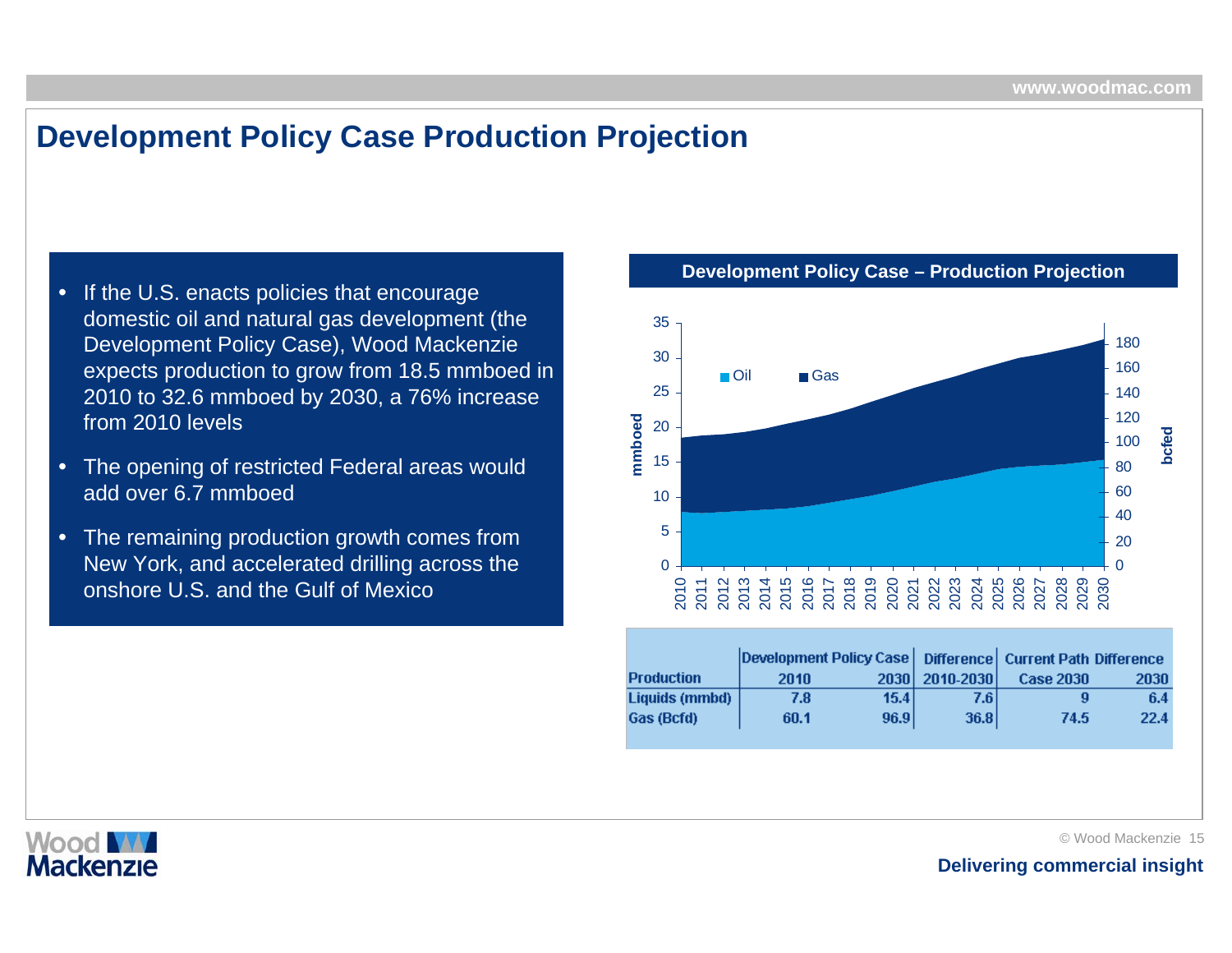# Development Policy Case Production Projection

- If the U.S. enacts policies that encourage domestic oil and natural gas development (the Development Policy Case), Wood Mackenzie expects production to grow from 18.5 mmboed in 2010 to 32.6 mmboed by 2030, a 76% increase from 2010 levels
- The opening of restricted Federal areas would add over 6.7 mmboed
- The remaining production growth comes from New York, and accelerated drilling across the onshore U.S. and the Gulf of Mexico

## Development Policy Case – Production Projection

| | Development Policy Case | | Difference | Current Path | Difference |
|---|---|---|---|---|---|
| Production | 2010 | 2030 | 2010-2030 | Case 2030 | 2030 |
| Liquids (mmbd) | 7.8 | 15.4 | 7.6 | 9 | 6.4 |
| Gas (Bcfd) | 60.1 | 96.9 | 36.8 | 74.5 | 22.4 |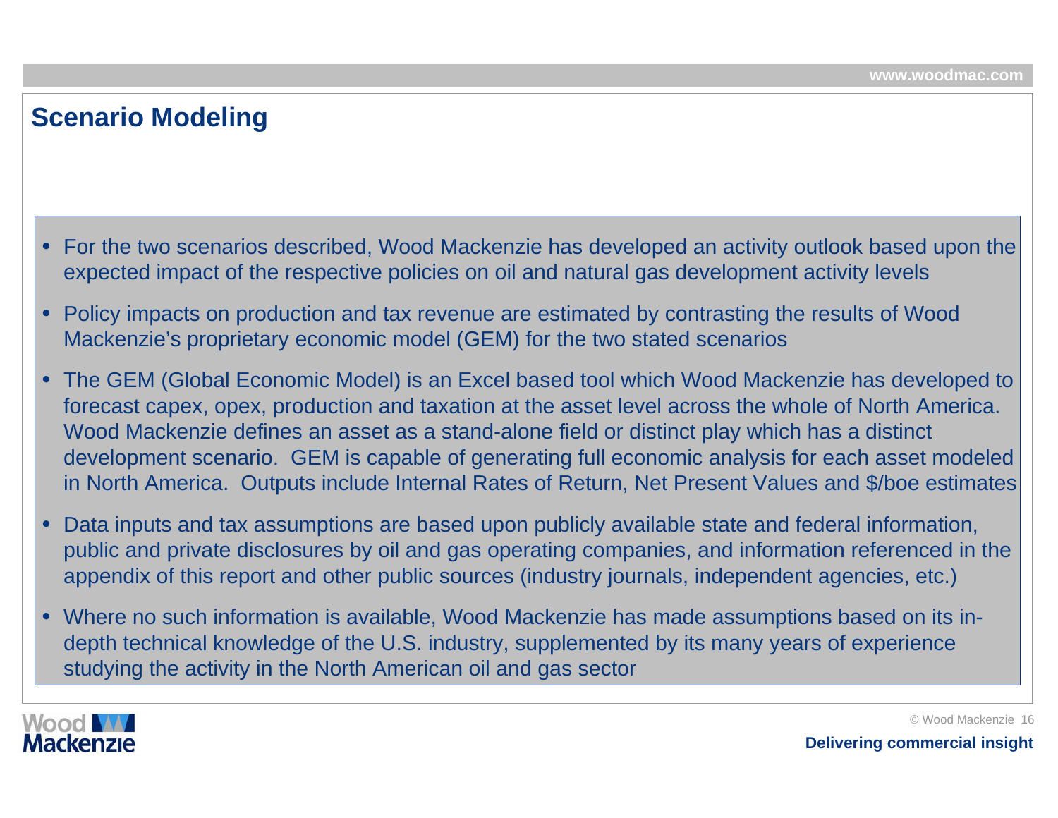# Scenario Modeling

- For the two scenarios described, Wood Mackenzie has developed an activity outlook based upon the expected impact of the respective policies on oil and natural gas development activity levels
- Policy impacts on production and tax revenue are estimated by contrasting the results of Wood Mackenzie's proprietary economic model (GEM) for the two stated scenarios
- The GEM (Global Economic Model) is an Excel based tool which Wood Mackenzie has developed to forecast capex, opex, production and taxation at the asset level across the whole of North America. Wood Mackenzie defines an asset as a stand-alone field or distinct play which has a distinct development scenario. GEM is capable of generating full economic analysis for each asset modeled in North America. Outputs include Internal Rates of Return, Net Present Values and $/boe estimates
- Data inputs and tax assumptions are based upon publicly available state and federal information, public and private disclosures by oil and gas operating companies, and information referenced in the appendix of this report and other public sources (industry journals, independent agencies, etc.)
- Where no such information is available, Wood Mackenzie has made assumptions based on its in-depth technical knowledge of the U.S. industry, supplemented by its many years of experience studying the activity in the North American oil and gas sector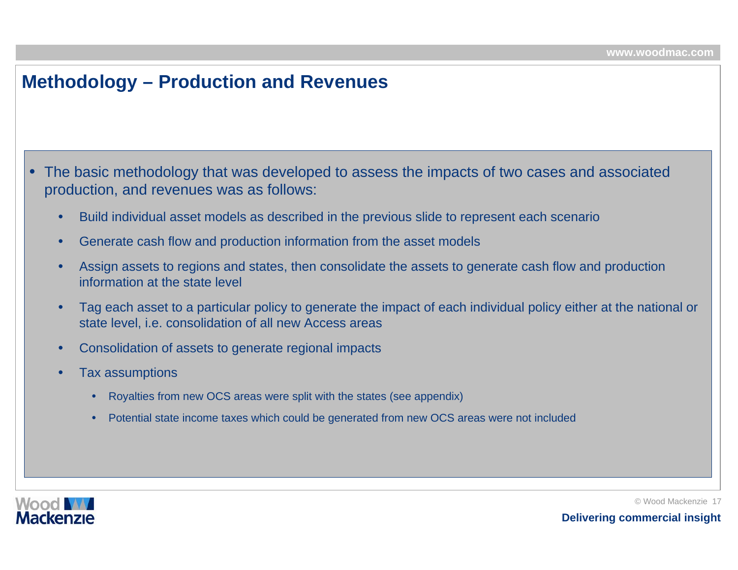# Methodology – Production and Revenues

- The basic methodology that was developed to assess the impacts of two cases and associated production, and revenues was as follows:
  - Build individual asset models as described in the previous slide to represent each scenario
  - Generate cash flow and production information from the asset models
  - Assign assets to regions and states, then consolidate the assets to generate cash flow and production information at the state level
  - Tag each asset to a particular policy to generate the impact of each individual policy either at the national or state level, i.e. consolidation of all new Access areas
  - Consolidation of assets to generate regional impacts
  - Tax assumptions
    - Royalties from new OCS areas were split with the states (see appendix)
    - Potential state income taxes which could be generated from new OCS areas were not included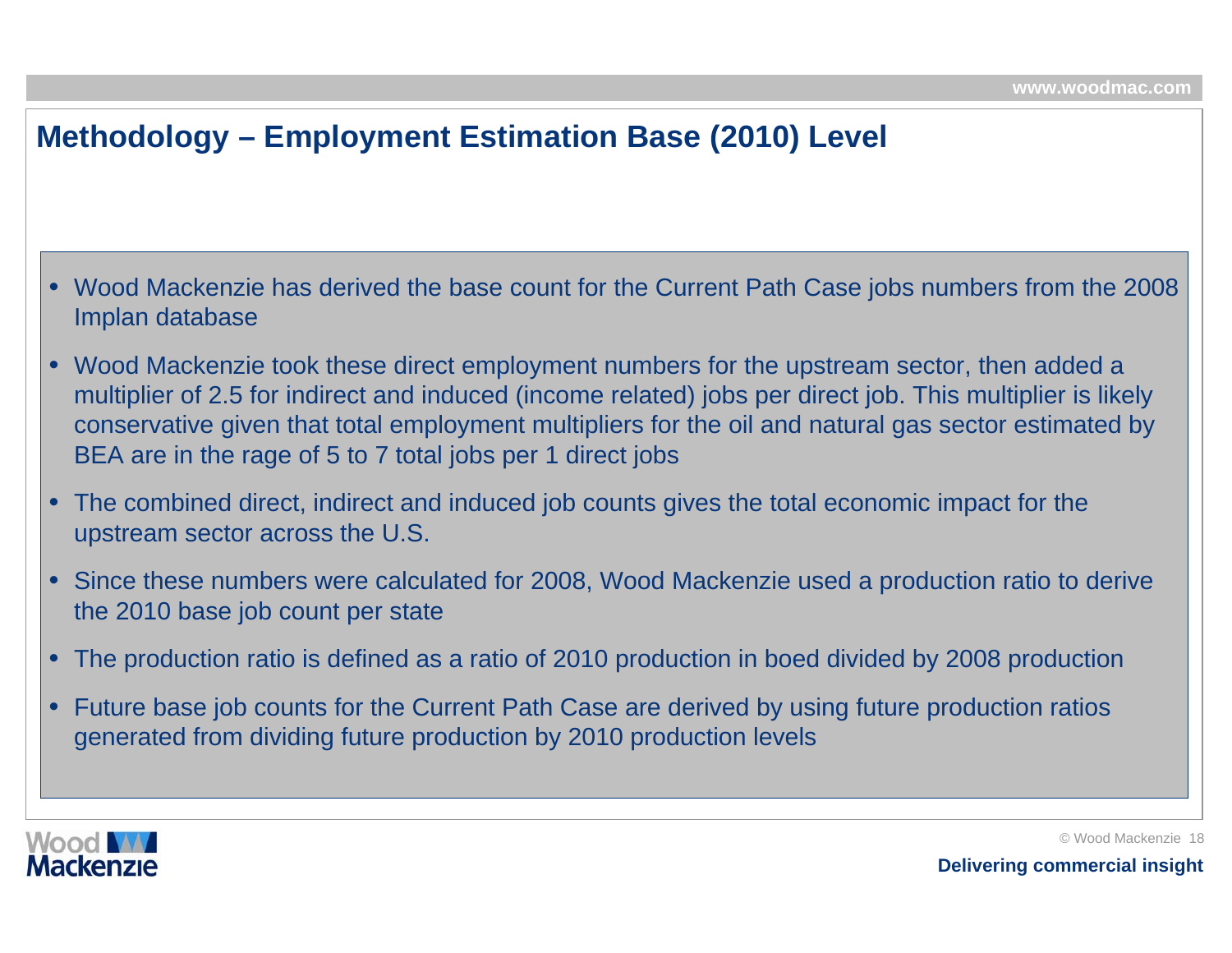# Methodology – Employment Estimation Base (2010) Level

- Wood Mackenzie has derived the base count for the Current Path Case jobs numbers from the 2008 Implan database
- Wood Mackenzie took these direct employment numbers for the upstream sector, then added a multiplier of 2.5 for indirect and induced (income related) jobs per direct job. This multiplier is likely conservative given that total employment multipliers for the oil and natural gas sector estimated by BEA are in the rage of 5 to 7 total jobs per 1 direct jobs
- The combined direct, indirect and induced job counts gives the total economic impact for the upstream sector across the U.S.
- Since these numbers were calculated for 2008, Wood Mackenzie used a production ratio to derive the 2010 base job count per state
- The production ratio is defined as a ratio of 2010 production in boed divided by 2008 production
- Future base job counts for the Current Path Case are derived by using future production ratios generated from dividing future production by 2010 production levels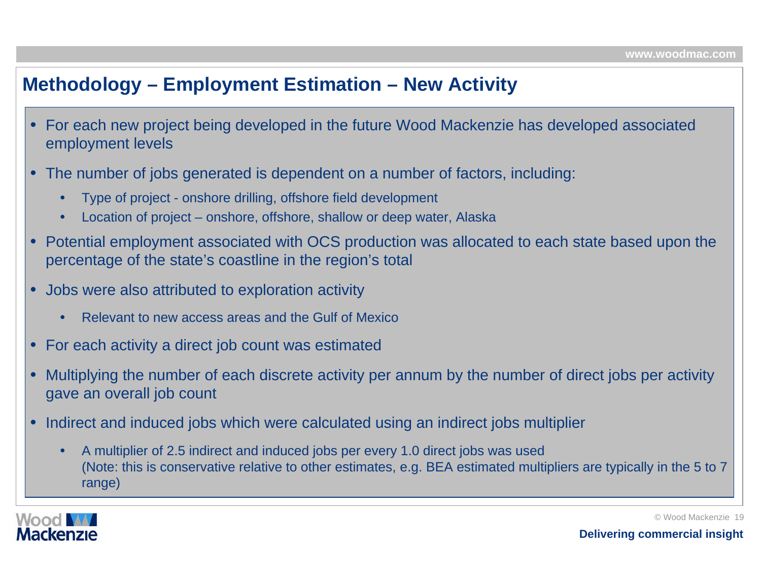# Methodology – Employment Estimation – New Activity

- For each new project being developed in the future Wood Mackenzie has developed associated employment levels
- The number of jobs generated is dependent on a number of factors, including:
  - Type of project - onshore drilling, offshore field development
  - Location of project – onshore, offshore, shallow or deep water, Alaska
- Potential employment associated with OCS production was allocated to each state based upon the percentage of the state's coastline in the region's total
- Jobs were also attributed to exploration activity
  - Relevant to new access areas and the Gulf of Mexico
- For each activity a direct job count was estimated
- Multiplying the number of each discrete activity per annum by the number of direct jobs per activity gave an overall job count
- Indirect and induced jobs which were calculated using an indirect jobs multiplier
  - A multiplier of 2.5 indirect and induced jobs per every 1.0 direct jobs was used (Note: this is conservative relative to other estimates, e.g. BEA estimated multipliers are typically in the 5 to 7 range)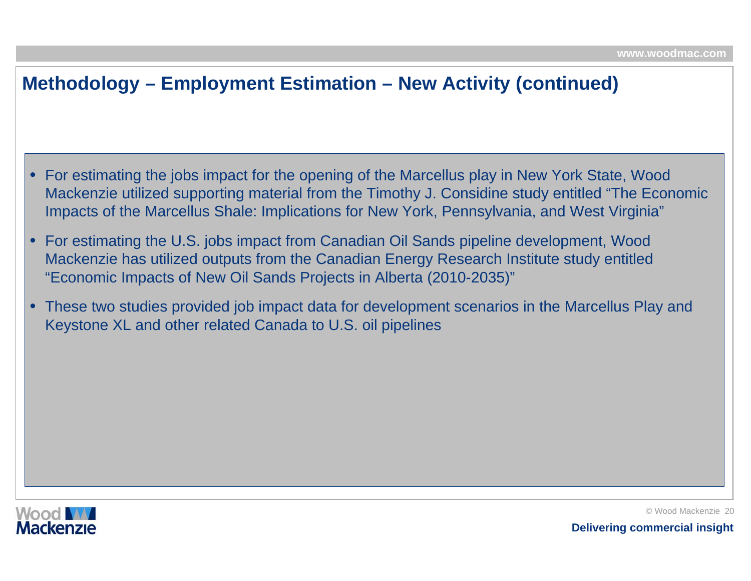# Methodology – Employment Estimation – New Activity (continued)

- For estimating the jobs impact for the opening of the Marcellus play in New York State, Wood Mackenzie utilized supporting material from the Timothy J. Considine study entitled "The Economic Impacts of the Marcellus Shale: Implications for New York, Pennsylvania, and West Virginia"
- For estimating the U.S. jobs impact from Canadian Oil Sands pipeline development, Wood Mackenzie has utilized outputs from the Canadian Energy Research Institute study entitled "Economic Impacts of New Oil Sands Projects in Alberta (2010-2035)"
- These two studies provided job impact data for development scenarios in the Marcellus Play and Keystone XL and other related Canada to U.S. oil pipelines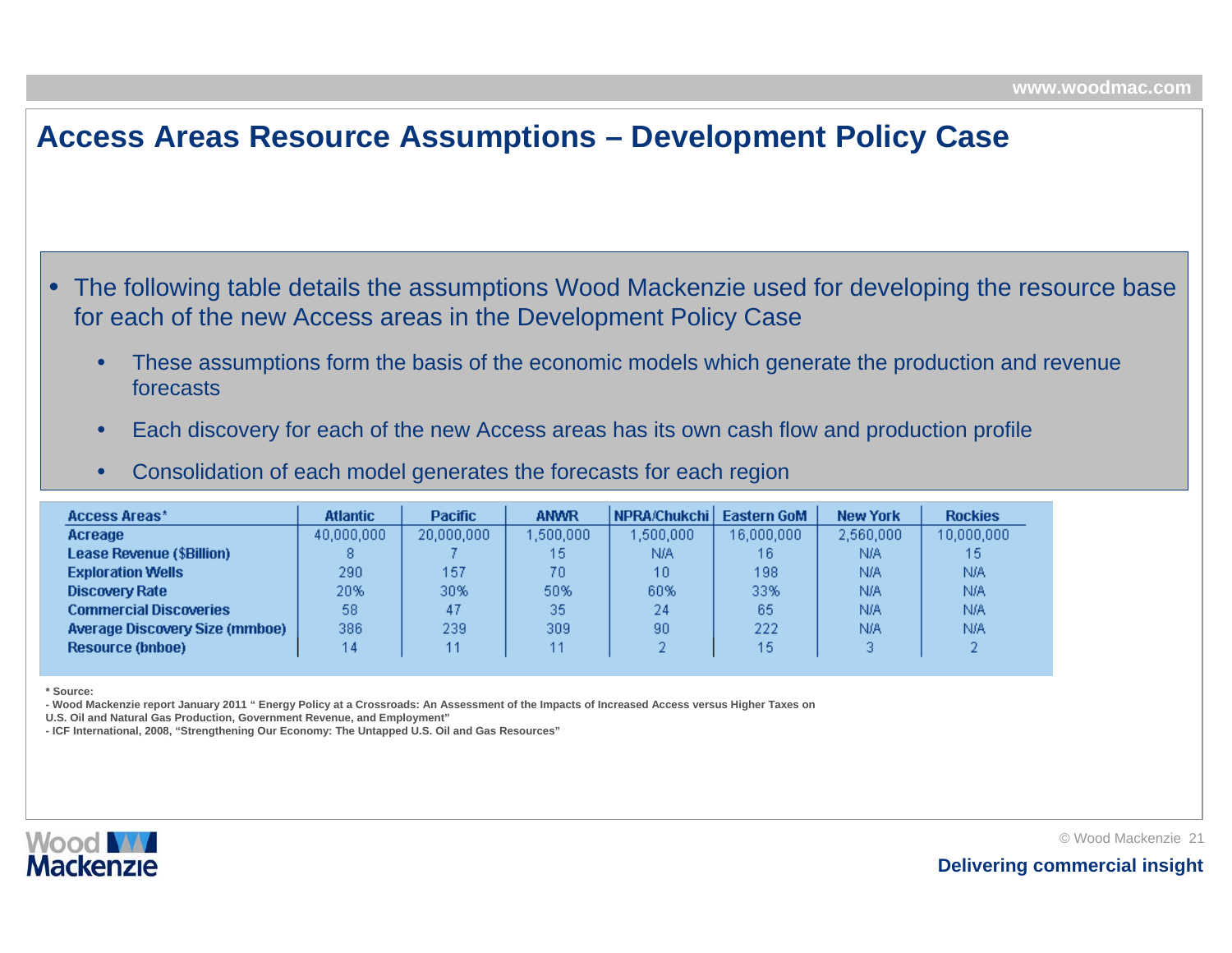# Access Areas Resource Assumptions – Development Policy Case

- The following table details the assumptions Wood Mackenzie used for developing the resource base for each of the new Access areas in the Development Policy Case
  - These assumptions form the basis of the economic models which generate the production and revenue forecasts
  - Each discovery for each of the new Access areas has its own cash flow and production profile
  - Consolidation of each model generates the forecasts for each region

| Access Areas* | Atlantic | Pacific | ANWR | NPRA/Chukchi | Eastern GoM | New York | Rockies |
|---|---|---|---|---|---|---|---|
| Acreage | 40,000,000 | 20,000,000 | 1,500,000 | 1,500,000 | 16,000,000 | 2,560,000 | 10,000,000 |
| Lease Revenue ($Billion) | 8 | 7 | 15 | N/A | 16 | N/A | 15 |
| Exploration Wells | 290 | 157 | 70 | 10 | 198 | N/A | N/A |
| Discovery Rate | 20% | 30% | 50% | 60% | 33% | N/A | N/A |
| Commercial Discoveries | 58 | 47 | 35 | 24 | 65 | N/A | N/A |
| Average Discovery Size (mmboe) | 386 | 239 | 309 | 90 | 222 | N/A | N/A |
| Resource (bnboe) | 14 | 11 | 11 | 2 | 15 | 3 | 2 |

**\* Source:**

**- Wood Mackenzie report January 2011 " Energy Policy at a Crossroads: An Assessment of the Impacts of Increased Access versus Higher Taxes on U.S. Oil and Natural Gas Production, Government Revenue, and Employment"**

**- ICF International, 2008, "Strengthening Our Economy: The Untapped U.S. Oil and Gas Resources"**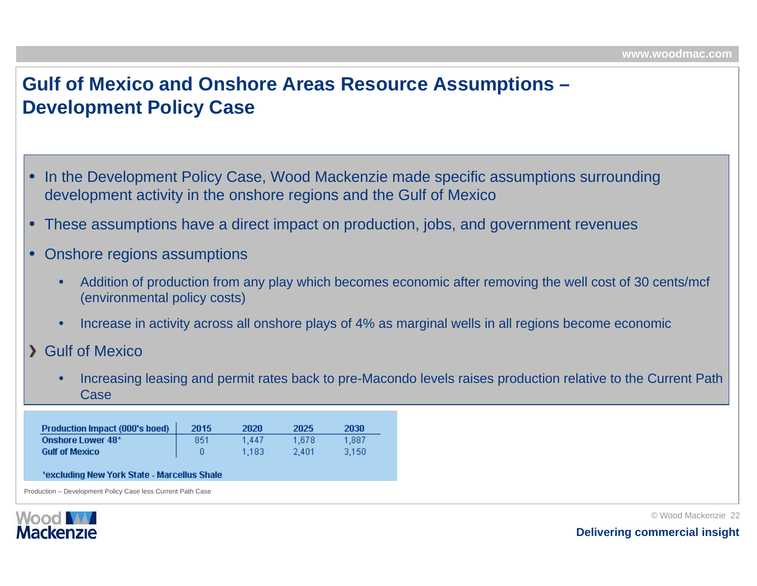# Gulf of Mexico and Onshore Areas Resource Assumptions – Development Policy Case

- In the Development Policy Case, Wood Mackenzie made specific assumptions surrounding development activity in the onshore regions and the Gulf of Mexico
- These assumptions have a direct impact on production, jobs, and government revenues
- Onshore regions assumptions
  - Addition of production from any play which becomes economic after removing the well cost of 30 cents/mcf (environmental policy costs)
  - Increase in activity across all onshore plays of 4% as marginal wells in all regions become economic
- Gulf of Mexico
  - Increasing leasing and permit rates back to pre-Macondo levels raises production relative to the Current Path Case

| Production Impact (000's boed) | 2015 | 2020 | 2025 | 2030 |
|---|---|---|---|---|
| Onshore Lower 48* | 851 | 1,447 | 1,678 | 1,887 |
| Gulf of Mexico | 0 | 1,183 | 2,401 | 3,150 |

*excluding New York State - Marcellus Shale

Production – Development Policy Case less Current Path Case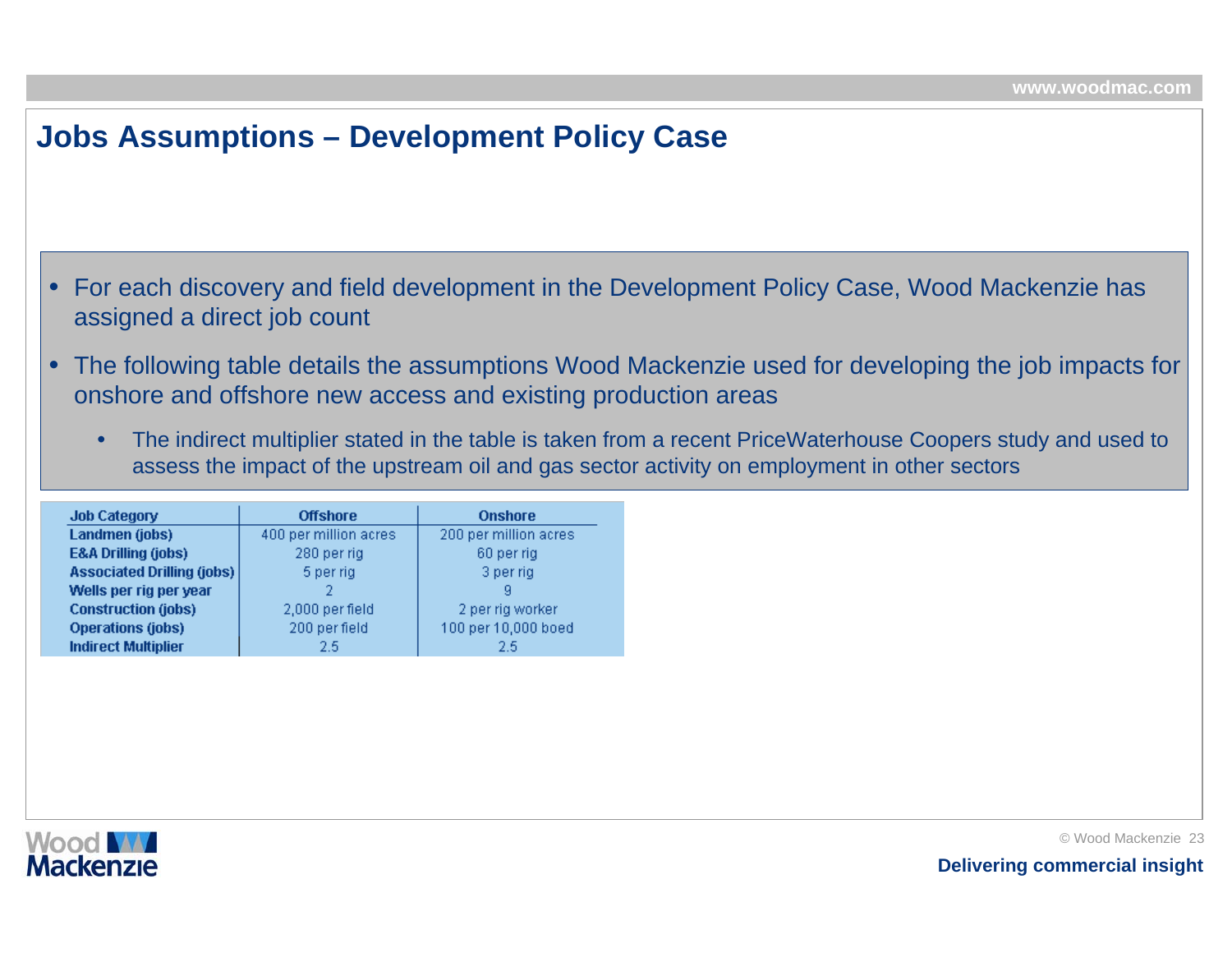# Jobs Assumptions – Development Policy Case

- For each discovery and field development in the Development Policy Case, Wood Mackenzie has assigned a direct job count
- The following table details the assumptions Wood Mackenzie used for developing the job impacts for onshore and offshore new access and existing production areas
  - The indirect multiplier stated in the table is taken from a recent PriceWaterhouse Coopers study and used to assess the impact of the upstream oil and gas sector activity on employment in other sectors

| Job Category | Offshore | Onshore |
|---|---|---|
| Landmen (jobs) | 400 per million acres | 200 per million acres |
| E&A Drilling (jobs) | 280 per rig | 60 per rig |
| Associated Drilling (jobs) | 5 per rig | 3 per rig |
| Wells per rig per year | 2 | 9 |
| Construction (jobs) | 2,000 per field | 2 per rig worker |
| Operations (jobs) | 200 per field | 100 per 10,000 boed |
| Indirect Multiplier | 2.5 | 2.5 |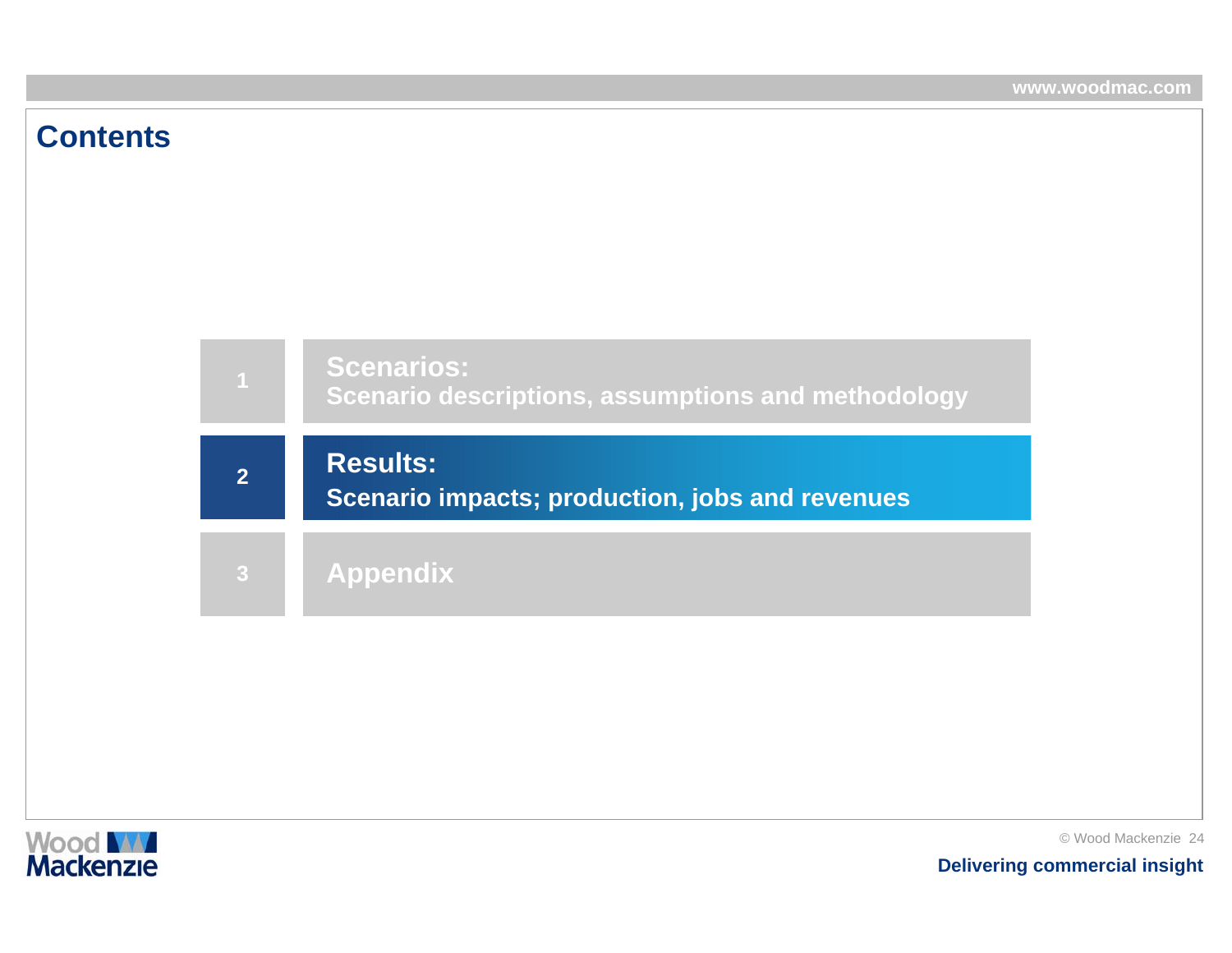# Contents

1. **Scenarios:** Scenario descriptions, assumptions and methodology
2. **Results:** Scenario impacts; production, jobs and revenues
3. **Appendix**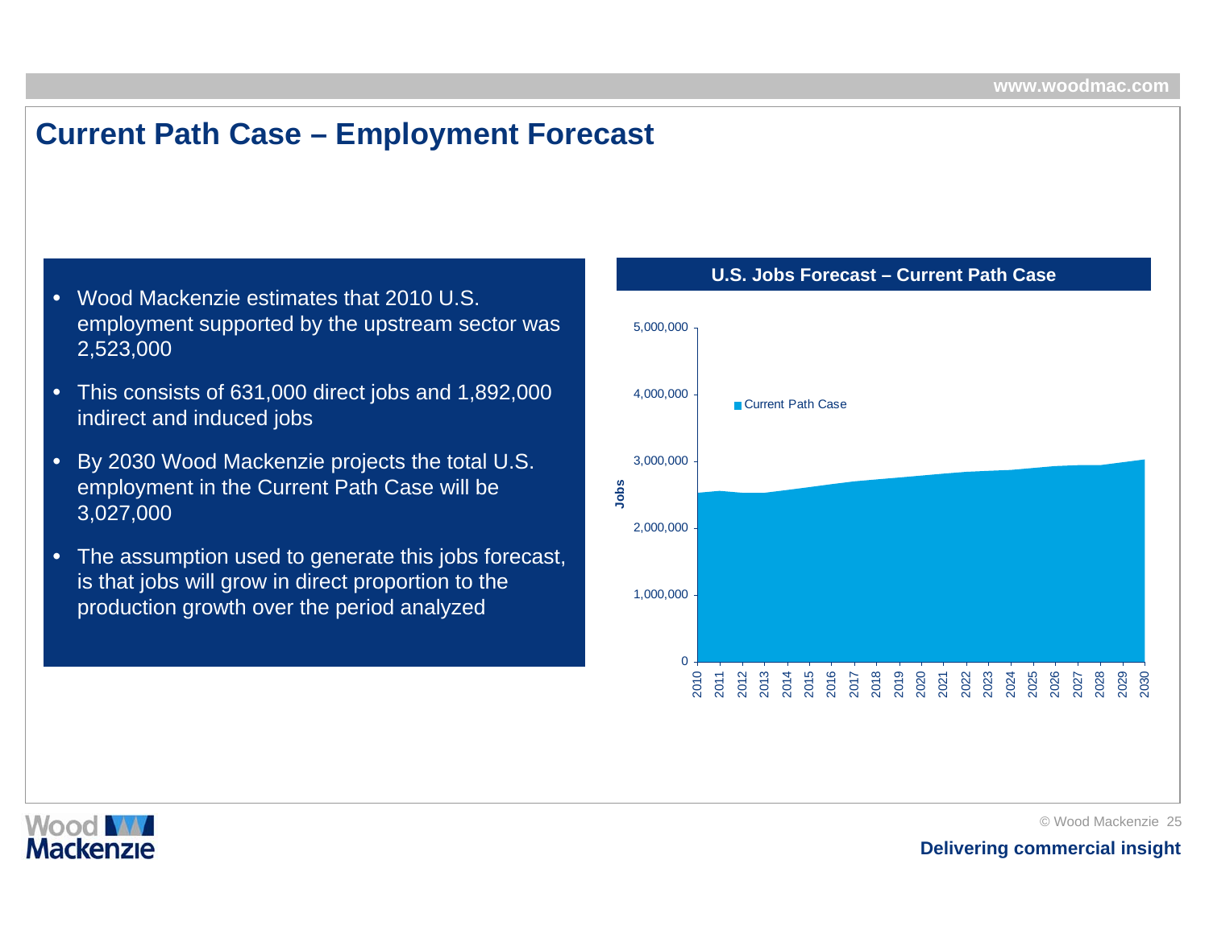# Current Path Case – Employment Forecast

- Wood Mackenzie estimates that 2010 U.S. employment supported by the upstream sector was 2,523,000
- This consists of 631,000 direct jobs and 1,892,000 indirect and induced jobs
- By 2030 Wood Mackenzie projects the total U.S. employment in the Current Path Case will be 3,027,000
- The assumption used to generate this jobs forecast, is that jobs will grow in direct proportion to the production growth over the period analyzed

**U.S. Jobs Forecast – Current Path Case**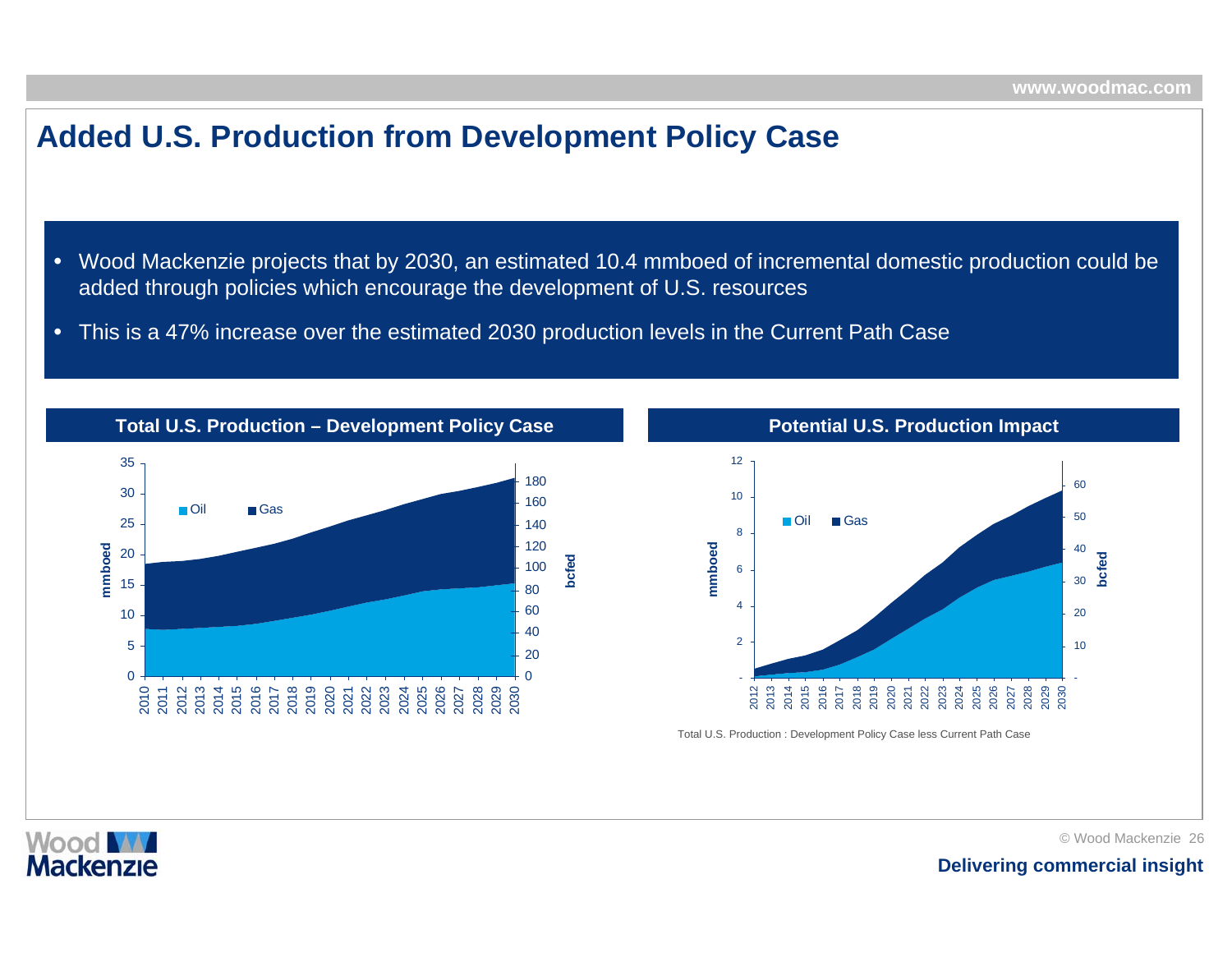# Added U.S. Production from Development Policy Case

- Wood Mackenzie projects that by 2030, an estimated 10.4 mmboed of incremental domestic production could be added through policies which encourage the development of U.S. resources
- This is a 47% increase over the estimated 2030 production levels in the Current Path Case

## Total U.S. Production – Development Policy Case

## Potential U.S. Production Impact

Total U.S. Production : Development Policy Case less Current Path Case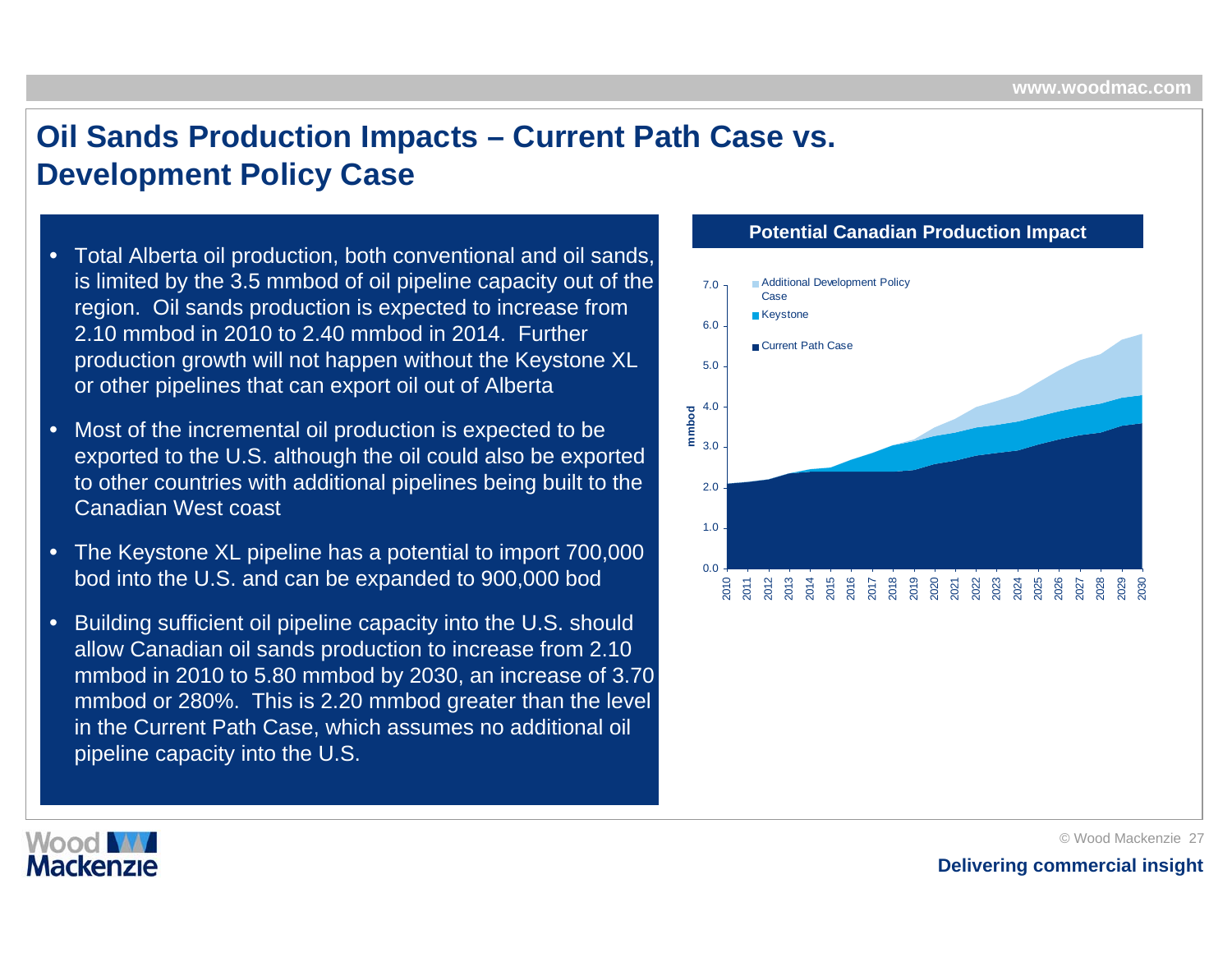# Oil Sands Production Impacts – Current Path Case vs. Development Policy Case

- Total Alberta oil production, both conventional and oil sands, is limited by the 3.5 mmbod of oil pipeline capacity out of the region. Oil sands production is expected to increase from 2.10 mmbod in 2010 to 2.40 mmbod in 2014. Further production growth will not happen without the Keystone XL or other pipelines that can export oil out of Alberta
- Most of the incremental oil production is expected to be exported to the U.S. although the oil could also be exported to other countries with additional pipelines being built to the Canadian West coast
- The Keystone XL pipeline has a potential to import 700,000 bod into the U.S. and can be expanded to 900,000 bod
- Building sufficient oil pipeline capacity into the U.S. should allow Canadian oil sands production to increase from 2.10 mmbod in 2010 to 5.80 mmbod by 2030, an increase of 3.70 mmbod or 280%. This is 2.20 mmbod greater than the level in the Current Path Case, which assumes no additional oil pipeline capacity into the U.S.

**Potential Canadian Production Impact**

Legend: Additional Development Policy Case; Keystone; Current Path Case

Y-axis: mmbod (0.0–7.0); X-axis: 2010–2030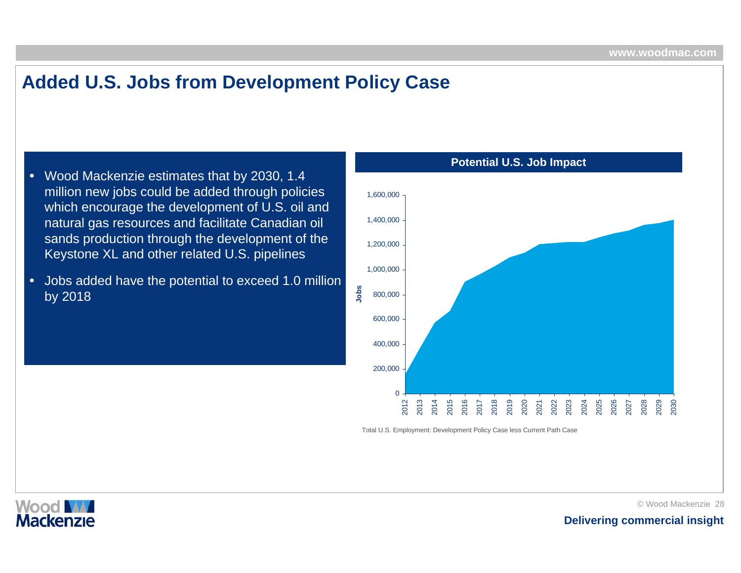# Added U.S. Jobs from Development Policy Case

- Wood Mackenzie estimates that by 2030, 1.4 million new jobs could be added through policies which encourage the development of U.S. oil and natural gas resources and facilitate Canadian oil sands production through the development of the Keystone XL and other related U.S. pipelines
- Jobs added have the potential to exceed 1.0 million by 2018

**Potential U.S. Job Impact**

Total U.S. Employment: Development Policy Case less Current Path Case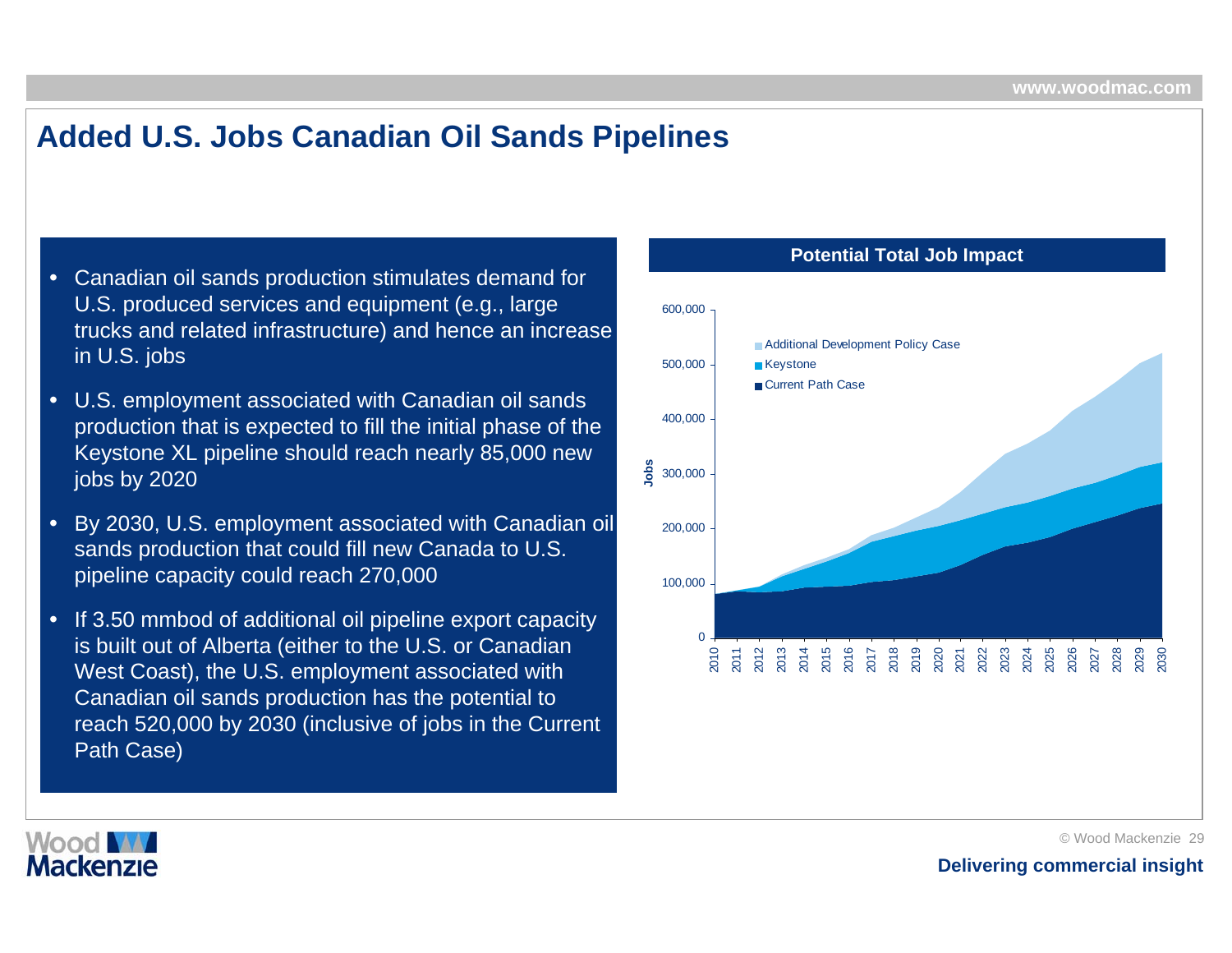# Added U.S. Jobs Canadian Oil Sands Pipelines

- Canadian oil sands production stimulates demand for U.S. produced services and equipment (e.g., large trucks and related infrastructure) and hence an increase in U.S. jobs
- U.S. employment associated with Canadian oil sands production that is expected to fill the initial phase of the Keystone XL pipeline should reach nearly 85,000 new jobs by 2020
- By 2030, U.S. employment associated with Canadian oil sands production that could fill new Canada to U.S. pipeline capacity could reach 270,000
- If 3.50 mmbod of additional oil pipeline export capacity is built out of Alberta (either to the U.S. or Canadian West Coast), the U.S. employment associated with Canadian oil sands production has the potential to reach 520,000 by 2030 (inclusive of jobs in the Current Path Case)

**Potential Total Job Impact**

Legend: Additional Development Policy Case; Keystone; Current Path Case

Y-axis: Jobs (0 – 600,000); X-axis: 2010 – 2030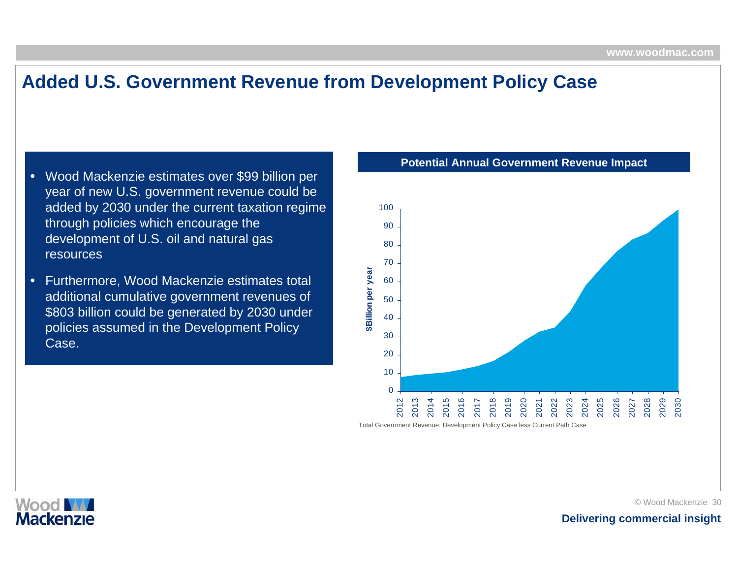# Added U.S. Government Revenue from Development Policy Case

- Wood Mackenzie estimates over $99 billion per year of new U.S. government revenue could be added by 2030 under the current taxation regime through policies which encourage the development of U.S. oil and natural gas resources
- Furthermore, Wood Mackenzie estimates total additional cumulative government revenues of $803 billion could be generated by 2030 under policies assumed in the Development Policy Case.

**Potential Annual Government Revenue Impact**

$Billion per year

100
90
80
70
60
50
40
30
20
10
0

2012 2013 2014 2015 2016 2017 2018 2019 2020 2021 2022 2023 2024 2025 2026 2027 2028 2029 2030

Total Government Revenue: Development Policy Case less Current Path Case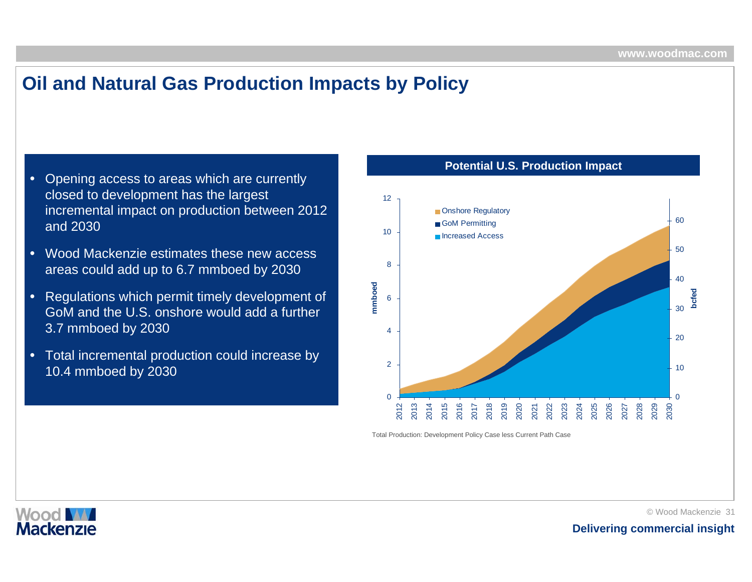# Oil and Natural Gas Production Impacts by Policy

- Opening access to areas which are currently closed to development has the largest incremental impact on production between 2012 and 2030
- Wood Mackenzie estimates these new access areas could add up to 6.7 mmboed by 2030
- Regulations which permit timely development of GoM and the U.S. onshore would add a further 3.7 mmboed by 2030
- Total incremental production could increase by 10.4 mmboed by 2030

**Potential U.S. Production Impact**

Total Production: Development Policy Case less Current Path Case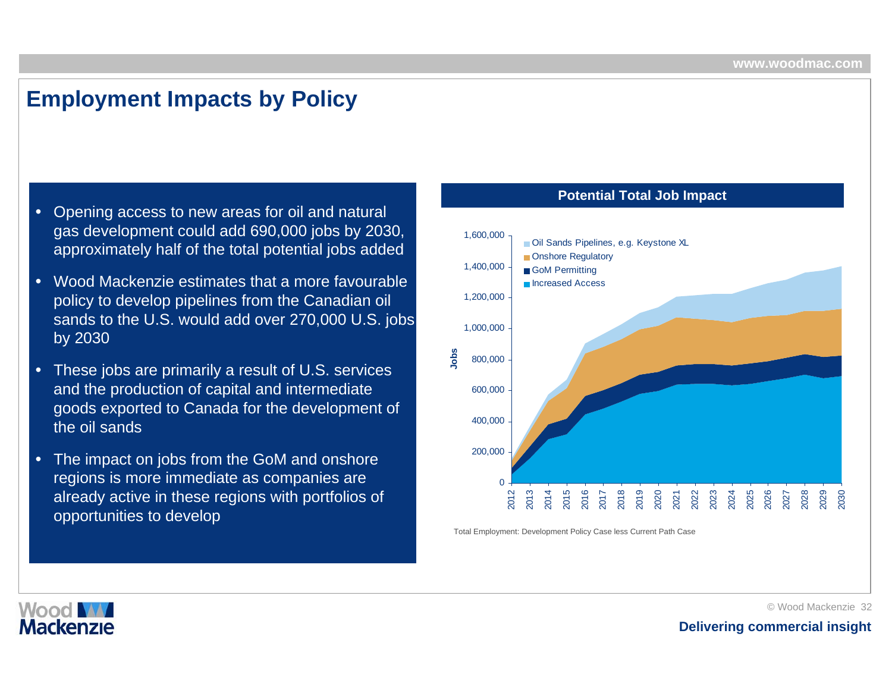# Employment Impacts by Policy

- Opening access to new areas for oil and natural gas development could add 690,000 jobs by 2030, approximately half of the total potential jobs added
- Wood Mackenzie estimates that a more favourable policy to develop pipelines from the Canadian oil sands to the U.S. would add over 270,000 U.S. jobs by 2030
- These jobs are primarily a result of U.S. services and the production of capital and intermediate goods exported to Canada for the development of the oil sands
- The impact on jobs from the GoM and onshore regions is more immediate as companies are already active in these regions with portfolios of opportunities to develop

**Potential Total Job Impact**

Total Employment: Development Policy Case less Current Path Case

Delivering commercial insight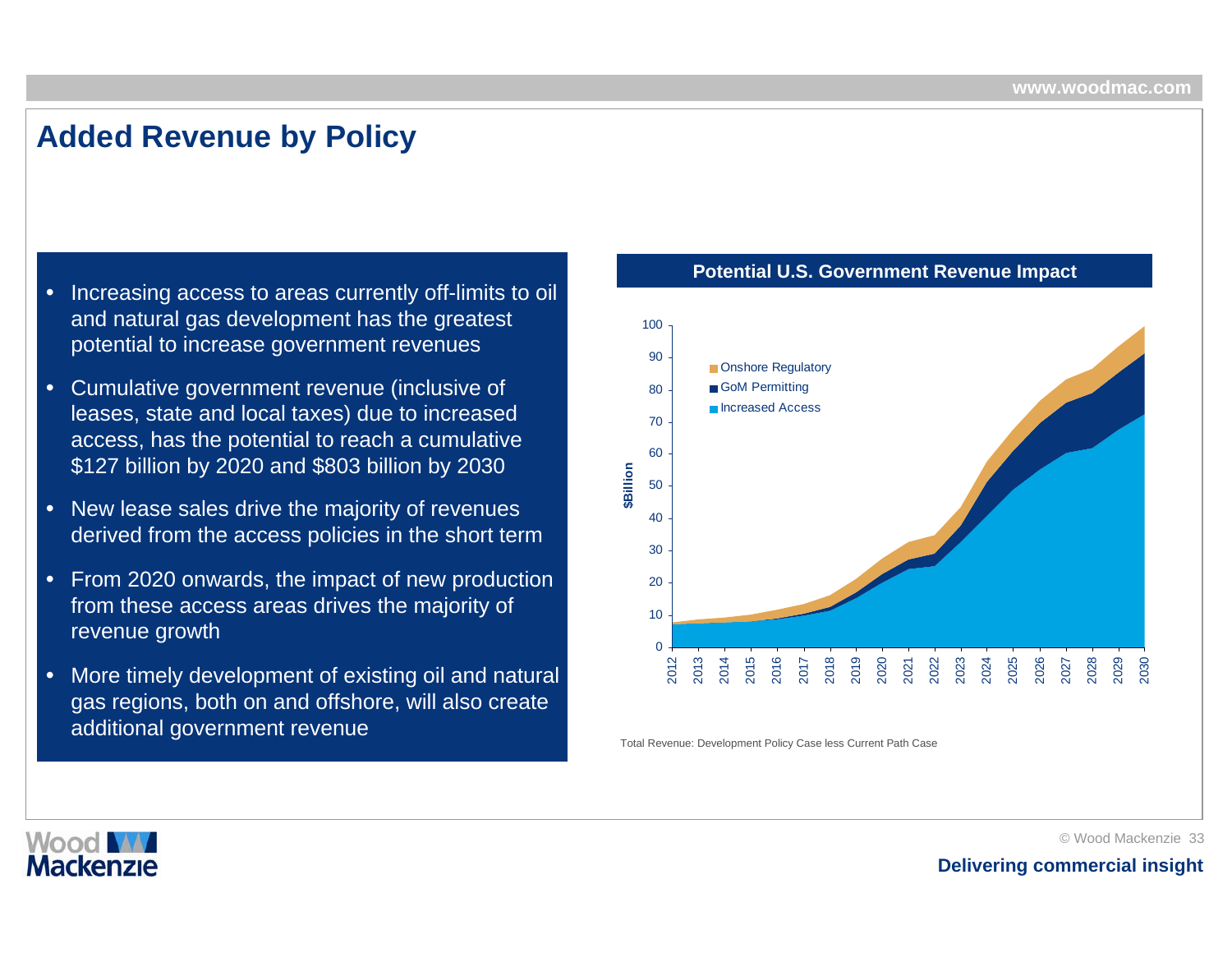# Added Revenue by Policy

- Increasing access to areas currently off-limits to oil and natural gas development has the greatest potential to increase government revenues
- Cumulative government revenue (inclusive of leases, state and local taxes) due to increased access, has the potential to reach a cumulative $127 billion by 2020 and $803 billion by 2030
- New lease sales drive the majority of revenues derived from the access policies in the short term
- From 2020 onwards, the impact of new production from these access areas drives the majority of revenue growth
- More timely development of existing oil and natural gas regions, both on and offshore, will also create additional government revenue

**Potential U.S. Government Revenue Impact**

Total Revenue: Development Policy Case less Current Path Case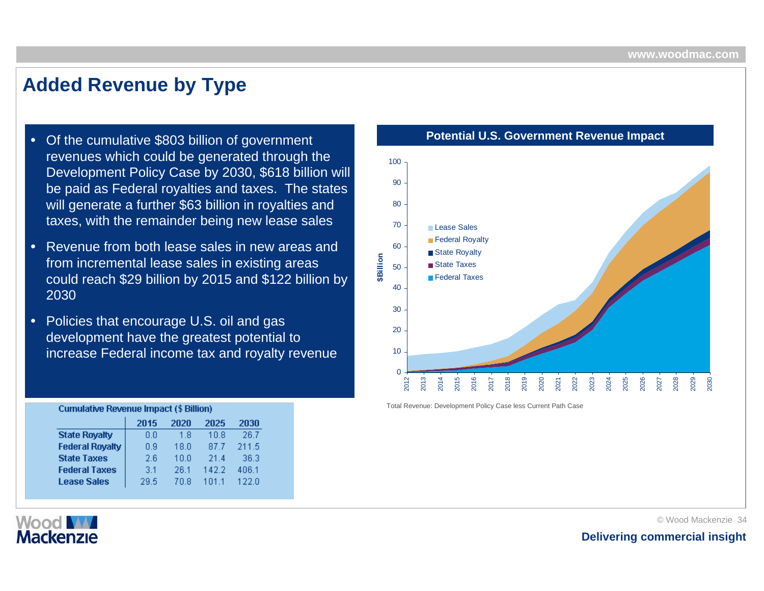# Added Revenue by Type

- Of the cumulative $803 billion of government revenues which could be generated through the Development Policy Case by 2030, $618 billion will be paid as Federal royalties and taxes. The states will generate a further $63 billion in royalties and taxes, with the remainder being new lease sales
- Revenue from both lease sales in new areas and from incremental lease sales in existing areas could reach $29 billion by 2015 and $122 billion by 2030
- Policies that encourage U.S. oil and gas development have the greatest potential to increase Federal income tax and royalty revenue

**Cumulative Revenue Impact ($ Billion)**

| | 2015 | 2020 | 2025 | 2030 |
|---|---|---|---|---|
| State Royalty | 0.0 | 1.8 | 10.8 | 26.7 |
| Federal Royalty | 0.9 | 18.0 | 87.7 | 211.5 |
| State Taxes | 2.6 | 10.0 | 21.4 | 36.3 |
| Federal Taxes | 3.1 | 26.1 | 142.2 | 406.1 |
| Lease Sales | 29.5 | 70.8 | 101.1 | 122.0 |

**Potential U.S. Government Revenue Impact**

Total Revenue: Development Policy Case less Current Path Case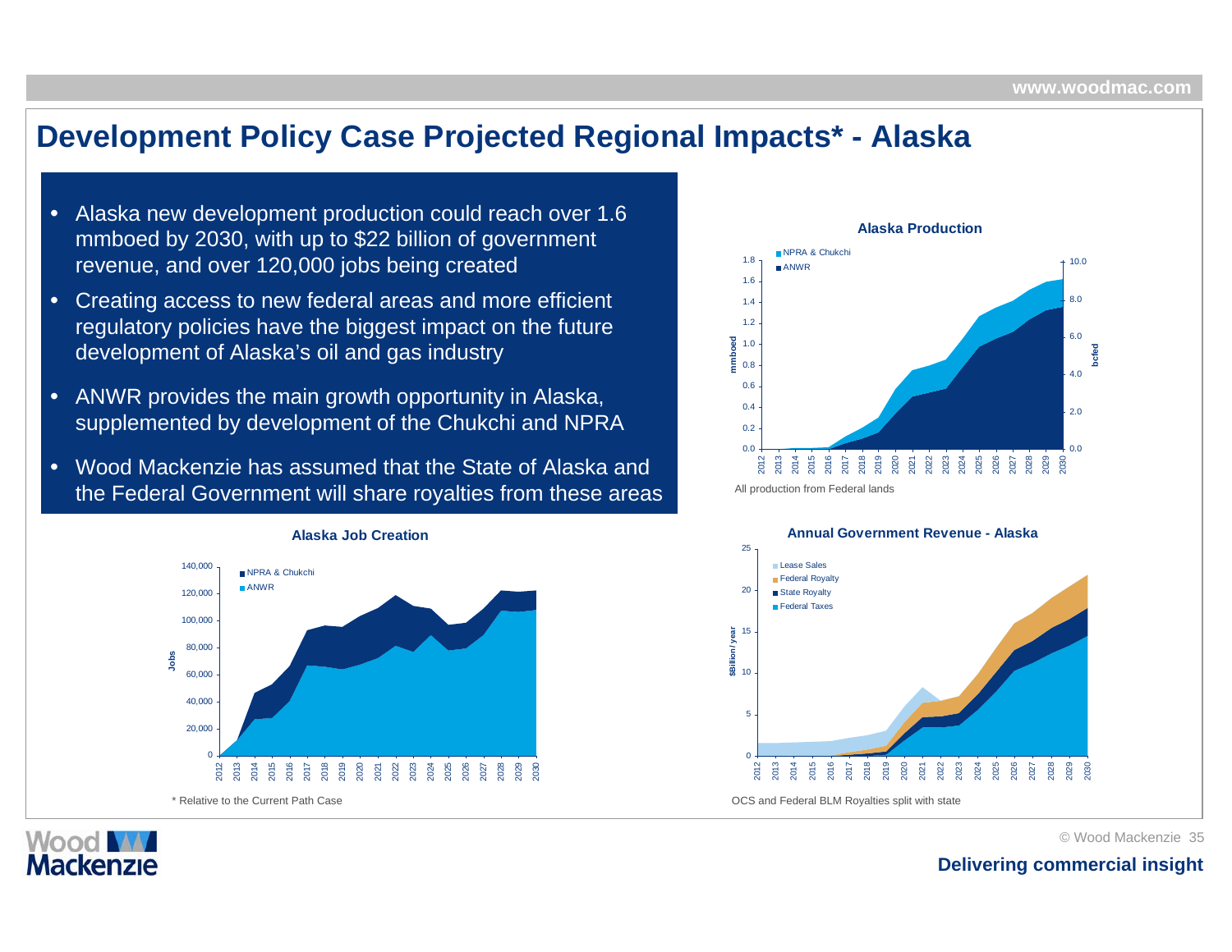# Development Policy Case Projected Regional Impacts* - Alaska

- Alaska new development production could reach over 1.6 mmboed by 2030, with up to $22 billion of government revenue, and over 120,000 jobs being created
- Creating access to new federal areas and more efficient regulatory policies have the biggest impact on the future development of Alaska's oil and gas industry
- ANWR provides the main growth opportunity in Alaska, supplemented by development of the Chukchi and NPRA
- Wood Mackenzie has assumed that the State of Alaska and the Federal Government will share royalties from these areas

**Alaska Production**

All production from Federal lands

**Alaska Job Creation**

* Relative to the Current Path Case

**Annual Government Revenue - Alaska**

OCS and Federal BLM Royalties split with state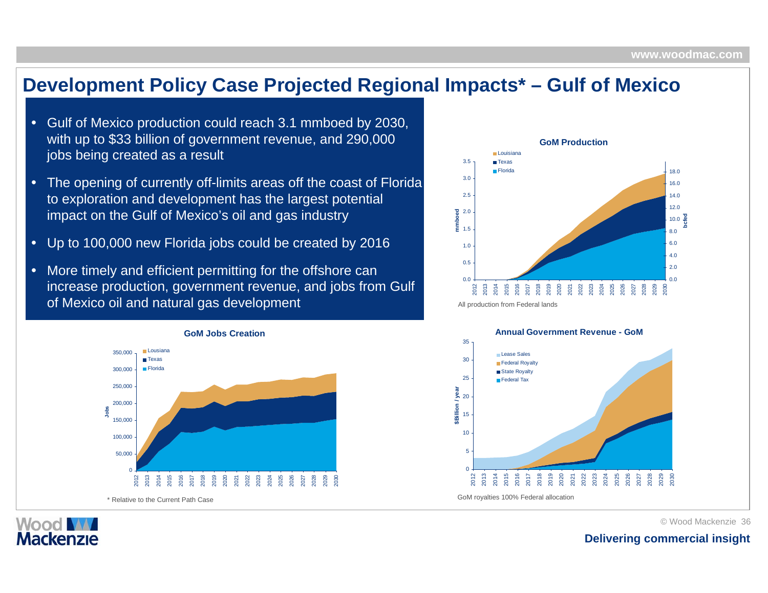# Development Policy Case Projected Regional Impacts* – Gulf of Mexico

- Gulf of Mexico production could reach 3.1 mmboed by 2030, with up to $33 billion of government revenue, and 290,000 jobs being created as a result
- The opening of currently off-limits areas off the coast of Florida to exploration and development has the largest potential impact on the Gulf of Mexico's oil and gas industry
- Up to 100,000 new Florida jobs could be created by 2016
- More timely and efficient permitting for the offshore can increase production, government revenue, and jobs from Gulf of Mexico oil and natural gas development

**GoM Production**

All production from Federal lands

**GoM Jobs Creation**

**Annual Government Revenue - GoM**

GoM royalties 100% Federal allocation

* Relative to the Current Path Case

Delivering commercial insight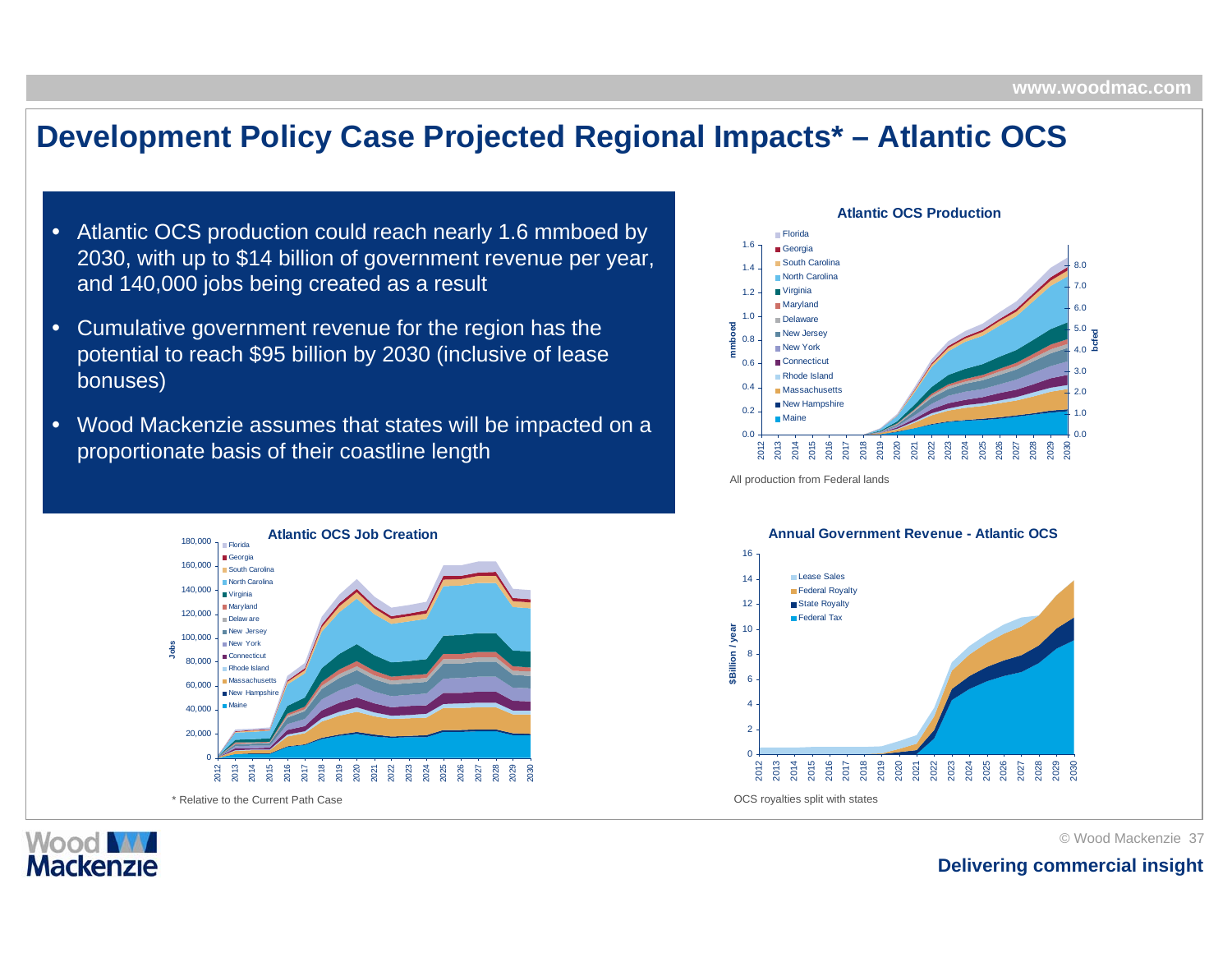# Development Policy Case Projected Regional Impacts* – Atlantic OCS

- Atlantic OCS production could reach nearly 1.6 mmboed by 2030, with up to $14 billion of government revenue per year, and 140,000 jobs being created as a result
- Cumulative government revenue for the region has the potential to reach $95 billion by 2030 (inclusive of lease bonuses)
- Wood Mackenzie assumes that states will be impacted on a proportionate basis of their coastline length

**Atlantic OCS Production**

All production from Federal lands

**Atlantic OCS Job Creation**

* Relative to the Current Path Case

**Annual Government Revenue - Atlantic OCS**

OCS royalties split with states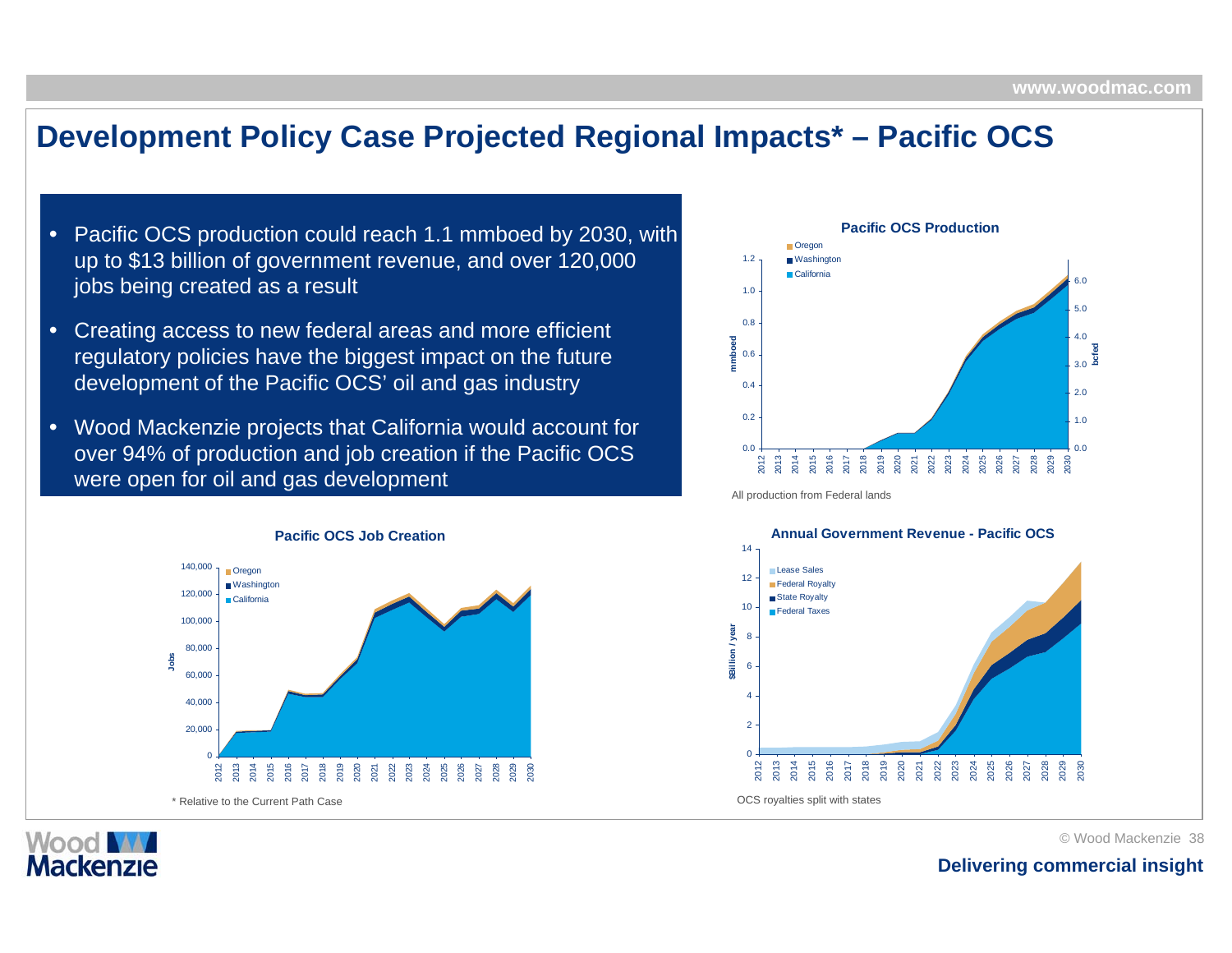# Development Policy Case Projected Regional Impacts* – Pacific OCS

- Pacific OCS production could reach 1.1 mmboed by 2030, with up to $13 billion of government revenue, and over 120,000 jobs being created as a result
- Creating access to new federal areas and more efficient regulatory policies have the biggest impact on the future development of the Pacific OCS' oil and gas industry
- Wood Mackenzie projects that California would account for over 94% of production and job creation if the Pacific OCS were open for oil and gas development

**Pacific OCS Production**

All production from Federal lands

**Pacific OCS Job Creation**

\* Relative to the Current Path Case

**Annual Government Revenue - Pacific OCS**

OCS royalties split with states

Delivering commercial insight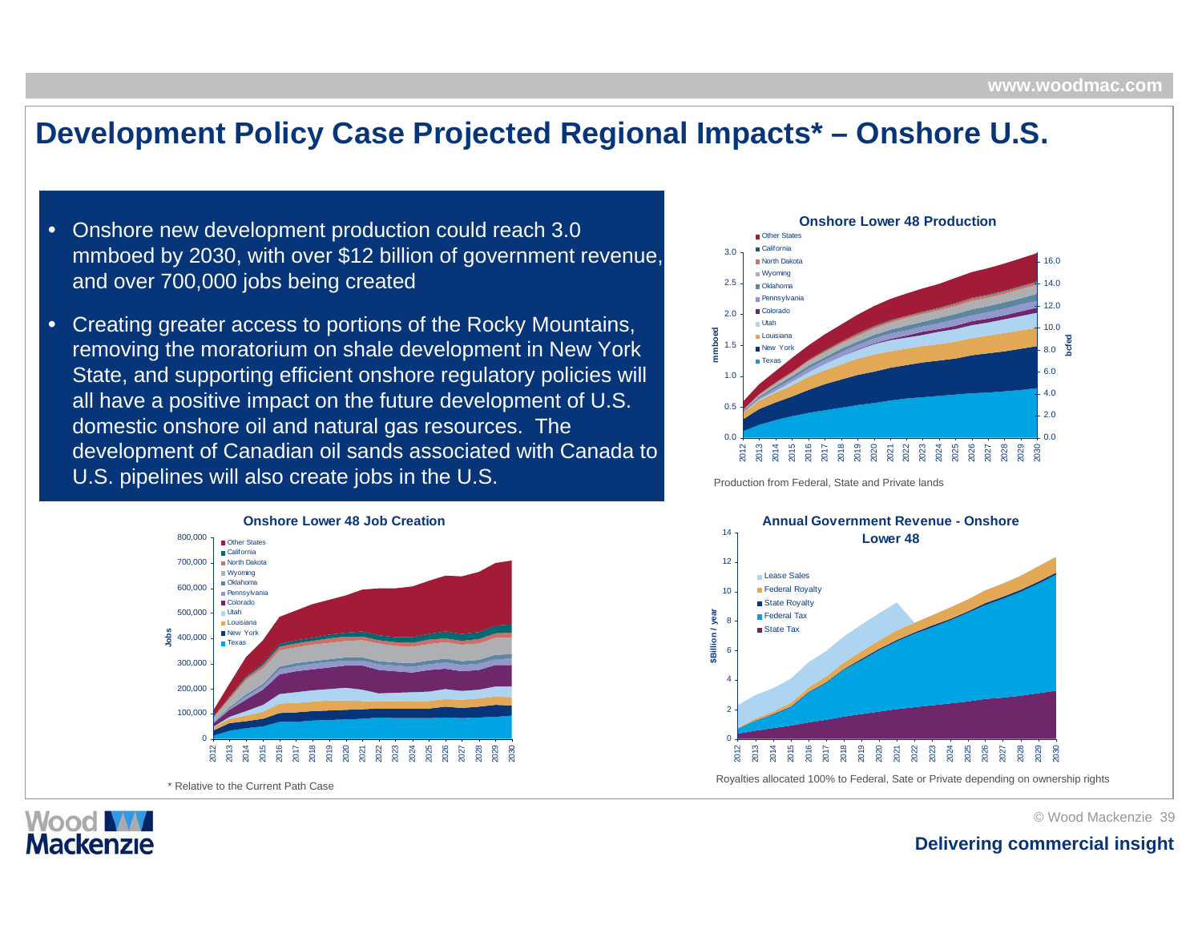# Development Policy Case Projected Regional Impacts* – Onshore U.S.

- Onshore new development production could reach 3.0 mmboed by 2030, with over $12 billion of government revenue, and over 700,000 jobs being created
- Creating greater access to portions of the Rocky Mountains, removing the moratorium on shale development in New York State, and supporting efficient onshore regulatory policies will all have a positive impact on the future development of U.S. domestic onshore oil and natural gas resources. The development of Canadian oil sands associated with Canada to U.S. pipelines will also create jobs in the U.S.

**Onshore Lower 48 Production**

Production from Federal, State and Private lands

**Onshore Lower 48 Job Creation**

**Annual Government Revenue - Onshore Lower 48**

Royalties allocated 100% to Federal, Sate or Private depending on ownership rights

\* Relative to the Current Path Case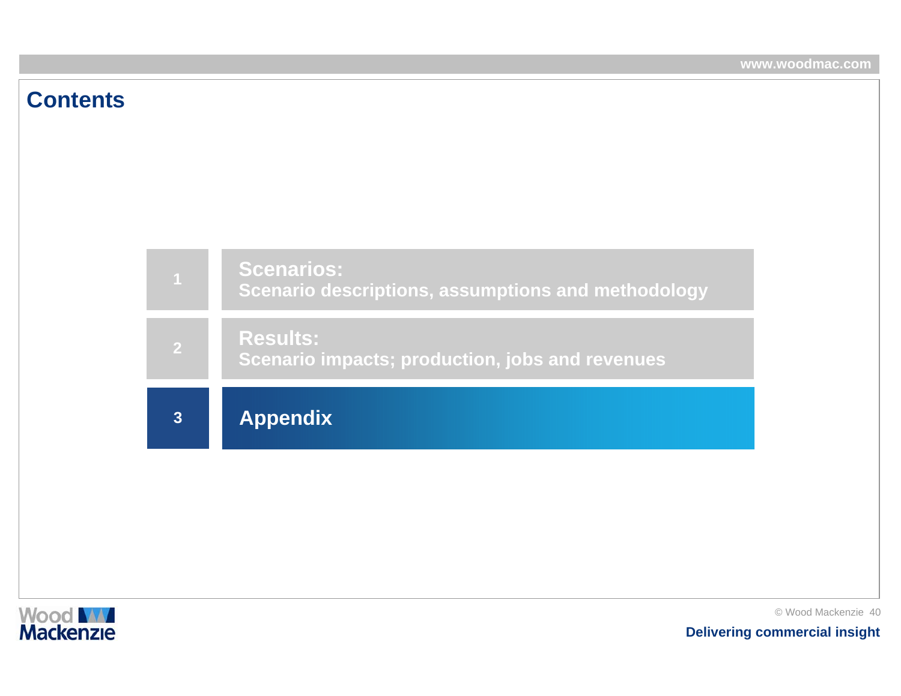# Contents

1. **Scenarios:** Scenario descriptions, assumptions and methodology
2. **Results:** Scenario impacts; production, jobs and revenues
3. **Appendix**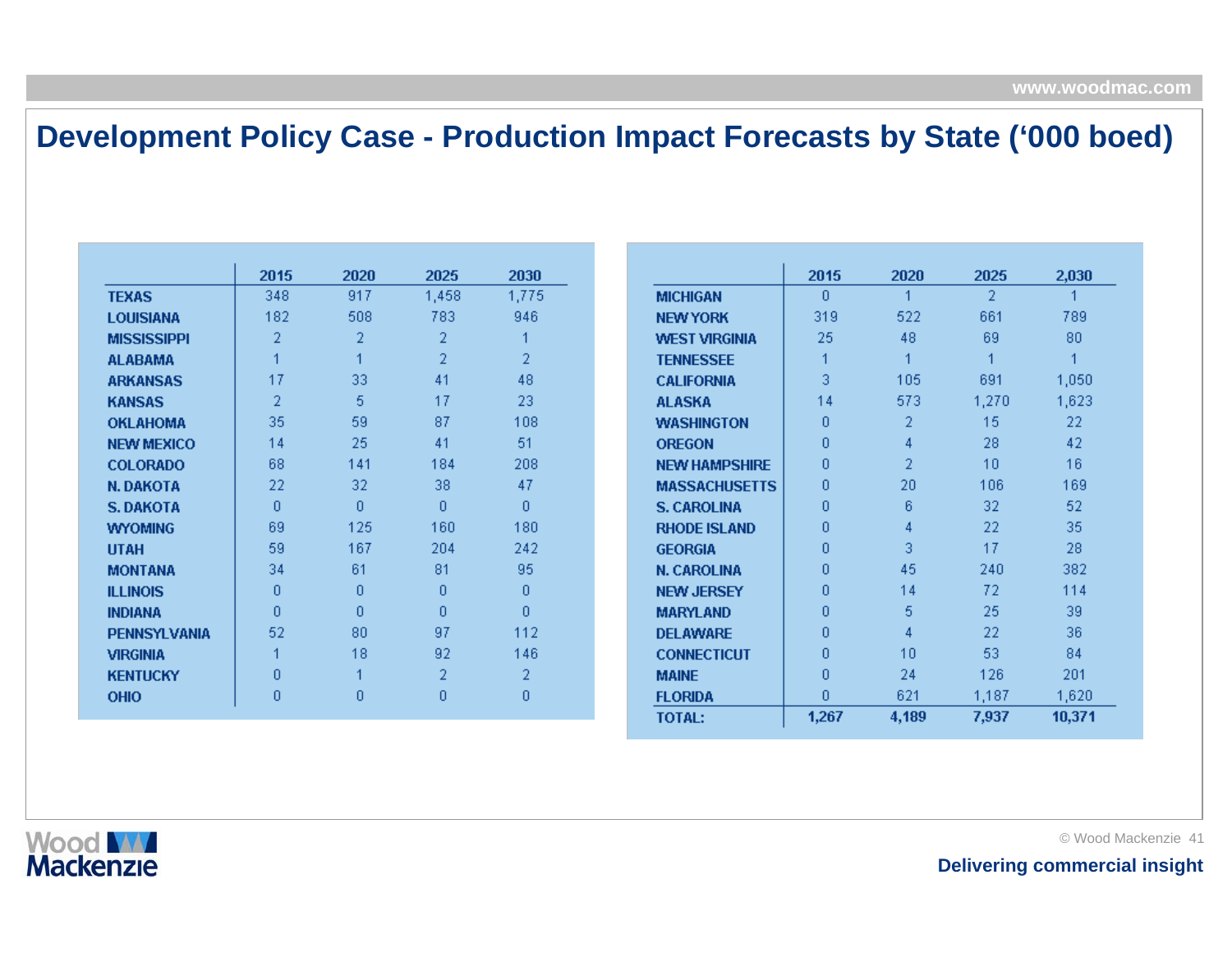# Development Policy Case - Production Impact Forecasts by State ('000 boed)

| | 2015 | 2020 | 2025 | 2030 |
|---|---|---|---|---|
| TEXAS | 348 | 917 | 1,458 | 1,775 |
| LOUISIANA | 182 | 508 | 783 | 946 |
| MISSISSIPPI | 2 | 2 | 2 | 1 |
| ALABAMA | 1 | 1 | 2 | 2 |
| ARKANSAS | 17 | 33 | 41 | 48 |
| KANSAS | 2 | 5 | 17 | 23 |
| OKLAHOMA | 35 | 59 | 87 | 108 |
| NEW MEXICO | 14 | 25 | 41 | 51 |
| COLORADO | 68 | 141 | 184 | 208 |
| N. DAKOTA | 22 | 32 | 38 | 47 |
| S. DAKOTA | 0 | 0 | 0 | 0 |
| WYOMING | 69 | 125 | 160 | 180 |
| UTAH | 59 | 167 | 204 | 242 |
| MONTANA | 34 | 61 | 81 | 95 |
| ILLINOIS | 0 | 0 | 0 | 0 |
| INDIANA | 0 | 0 | 0 | 0 |
| PENNSYLVANIA | 52 | 80 | 97 | 112 |
| VIRGINIA | 1 | 18 | 92 | 146 |
| KENTUCKY | 0 | 1 | 2 | 2 |
| OHIO | 0 | 0 | 0 | 0 |

| | 2015 | 2020 | 2025 | 2,030 |
|---|---|---|---|---|
| MICHIGAN | 0 | 1 | 2 | 1 |
| NEW YORK | 319 | 522 | 661 | 789 |
| WEST VIRGINIA | 25 | 48 | 69 | 80 |
| TENNESSEE | 1 | 1 | 1 | 1 |
| CALIFORNIA | 3 | 105 | 691 | 1,050 |
| ALASKA | 14 | 573 | 1,270 | 1,623 |
| WASHINGTON | 0 | 2 | 15 | 22 |
| OREGON | 0 | 4 | 28 | 42 |
| NEW HAMPSHIRE | 0 | 2 | 10 | 16 |
| MASSACHUSETTS | 0 | 20 | 106 | 169 |
| S. CAROLINA | 0 | 6 | 32 | 52 |
| RHODE ISLAND | 0 | 4 | 22 | 35 |
| GEORGIA | 0 | 3 | 17 | 28 |
| N. CAROLINA | 0 | 45 | 240 | 382 |
| NEW JERSEY | 0 | 14 | 72 | 114 |
| MARYLAND | 0 | 5 | 25 | 39 |
| DELAWARE | 0 | 4 | 22 | 36 |
| CONNECTICUT | 0 | 10 | 53 | 84 |
| MAINE | 0 | 24 | 126 | 201 |
| FLORIDA | 0 | 621 | 1,187 | 1,620 |
| **TOTAL:** | **1,267** | **4,189** | **7,937** | **10,371** |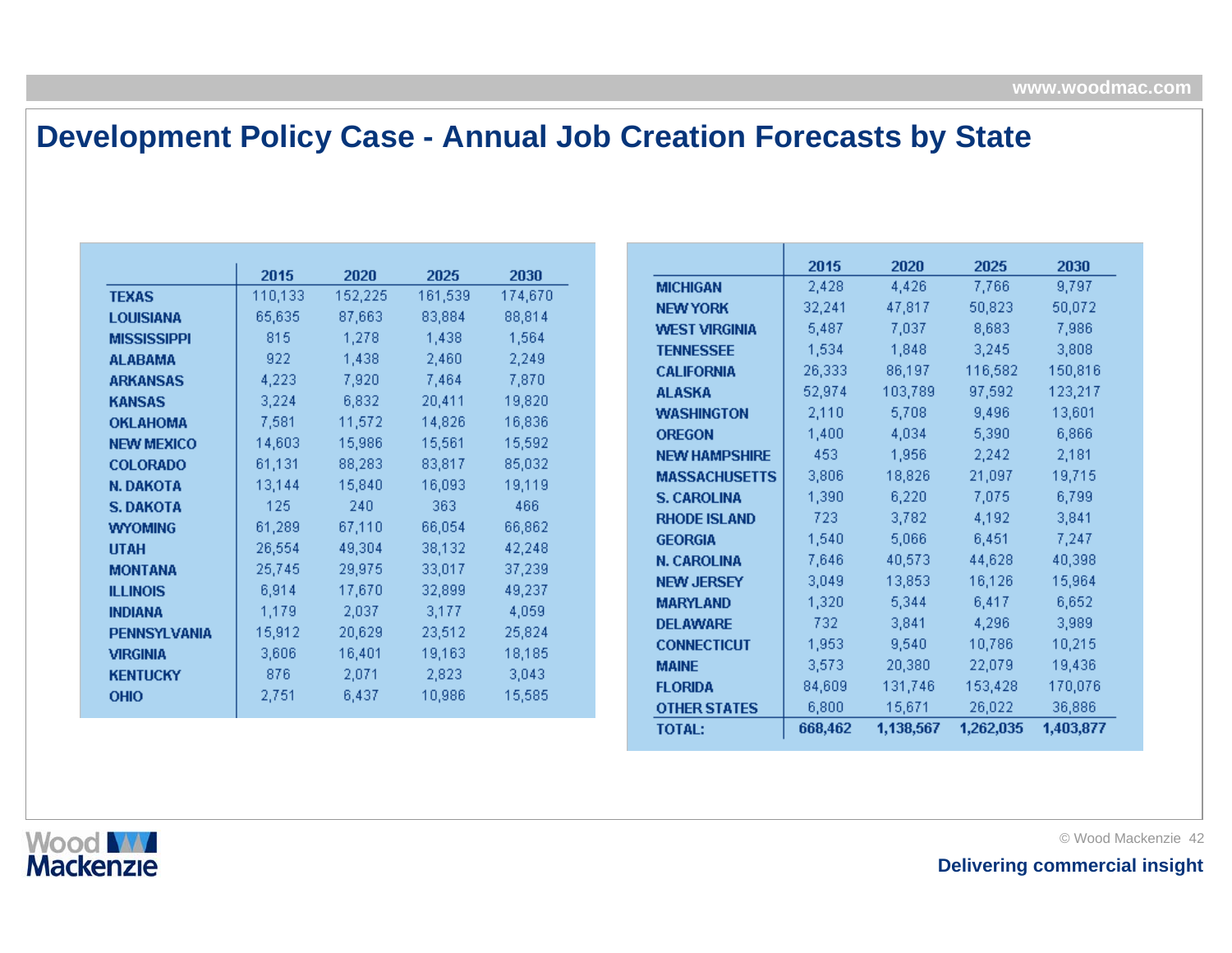# Development Policy Case - Annual Job Creation Forecasts by State

| | 2015 | 2020 | 2025 | 2030 |
|---|---|---|---|---|
| TEXAS | 110,133 | 152,225 | 161,539 | 174,670 |
| LOUISIANA | 65,635 | 87,663 | 83,884 | 88,814 |
| MISSISSIPPI | 815 | 1,278 | 1,438 | 1,564 |
| ALABAMA | 922 | 1,438 | 2,460 | 2,249 |
| ARKANSAS | 4,223 | 7,920 | 7,464 | 7,870 |
| KANSAS | 3,224 | 6,832 | 20,411 | 19,820 |
| OKLAHOMA | 7,581 | 11,572 | 14,826 | 16,836 |
| NEW MEXICO | 14,603 | 15,986 | 15,561 | 15,592 |
| COLORADO | 61,131 | 88,283 | 83,817 | 85,032 |
| N. DAKOTA | 13,144 | 15,840 | 16,093 | 19,119 |
| S. DAKOTA | 125 | 240 | 363 | 466 |
| WYOMING | 61,289 | 67,110 | 66,054 | 66,862 |
| UTAH | 26,554 | 49,304 | 38,132 | 42,248 |
| MONTANA | 25,745 | 29,975 | 33,017 | 37,239 |
| ILLINOIS | 6,914 | 17,670 | 32,899 | 49,237 |
| INDIANA | 1,179 | 2,037 | 3,177 | 4,059 |
| PENNSYLVANIA | 15,912 | 20,629 | 23,512 | 25,824 |
| VIRGINIA | 3,606 | 16,401 | 19,163 | 18,185 |
| KENTUCKY | 876 | 2,071 | 2,823 | 3,043 |
| OHIO | 2,751 | 6,437 | 10,986 | 15,585 |
| MICHIGAN | 2,428 | 4,426 | 7,766 | 9,797 |
| NEW YORK | 32,241 | 47,817 | 50,823 | 50,072 |
| WEST VIRGINIA | 5,487 | 7,037 | 8,683 | 7,986 |
| TENNESSEE | 1,534 | 1,848 | 3,245 | 3,808 |
| CALIFORNIA | 26,333 | 86,197 | 116,582 | 150,816 |
| ALASKA | 52,974 | 103,789 | 97,592 | 123,217 |
| WASHINGTON | 2,110 | 5,708 | 9,496 | 13,601 |
| OREGON | 1,400 | 4,034 | 5,390 | 6,866 |
| NEW HAMPSHIRE | 453 | 1,956 | 2,242 | 2,181 |
| MASSACHUSETTS | 3,806 | 18,826 | 21,097 | 19,715 |
| S. CAROLINA | 1,390 | 6,220 | 7,075 | 6,799 |
| RHODE ISLAND | 723 | 3,782 | 4,192 | 3,841 |
| GEORGIA | 1,540 | 5,066 | 6,451 | 7,247 |
| N. CAROLINA | 7,646 | 40,573 | 44,628 | 40,398 |
| NEW JERSEY | 3,049 | 13,853 | 16,126 | 15,964 |
| MARYLAND | 1,320 | 5,344 | 6,417 | 6,652 |
| DELAWARE | 732 | 3,841 | 4,296 | 3,989 |
| CONNECTICUT | 1,953 | 9,540 | 10,786 | 10,215 |
| MAINE | 3,573 | 20,380 | 22,079 | 19,436 |
| FLORIDA | 84,609 | 131,746 | 153,428 | 170,076 |
| OTHER STATES | 6,800 | 15,671 | 26,022 | 36,886 |
| **TOTAL:** | **668,462** | **1,138,567** | **1,262,035** | **1,403,877** |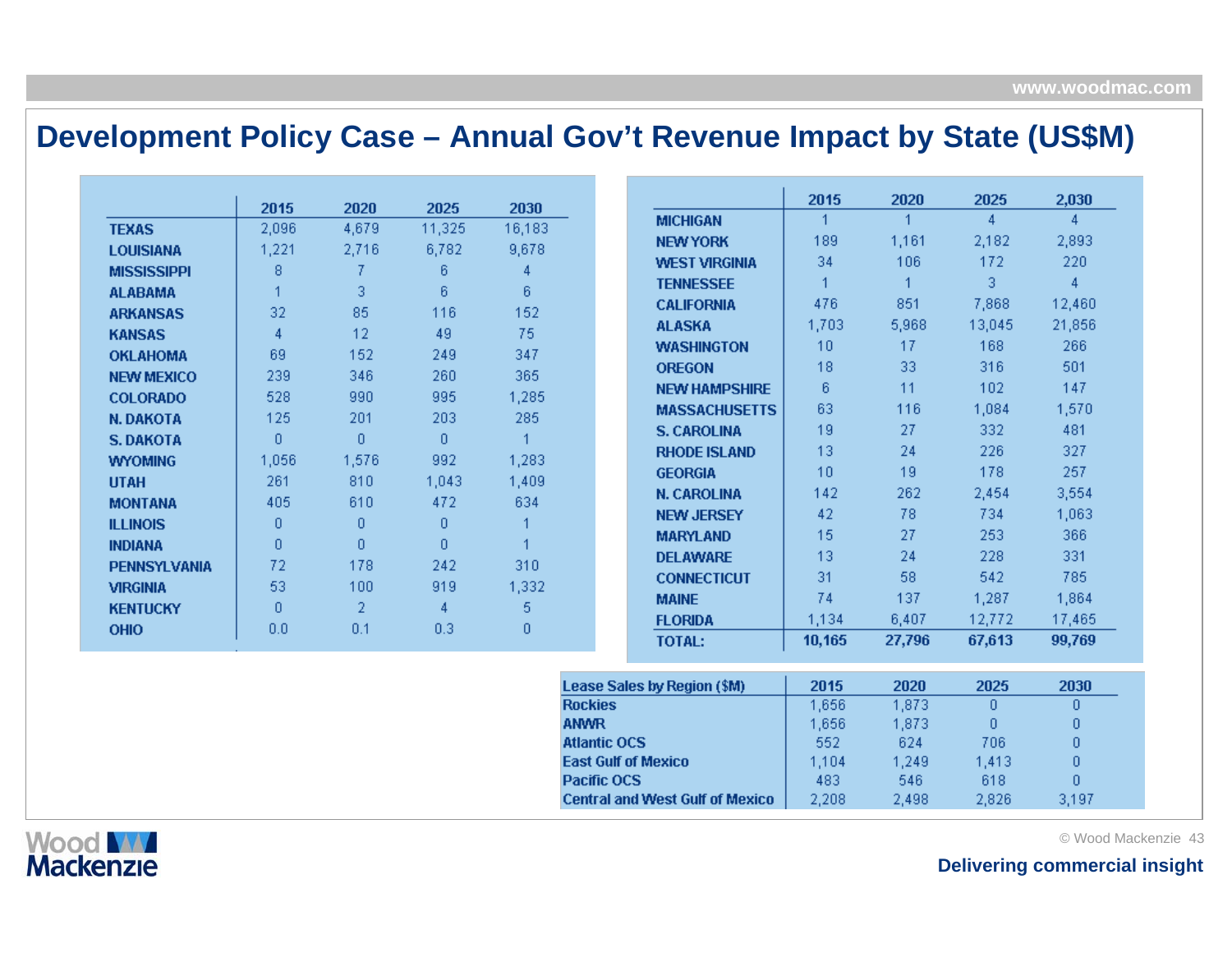# Development Policy Case – Annual Gov't Revenue Impact by State (US$M)

| | 2015 | 2020 | 2025 | 2030 |
|---|---|---|---|---|
| TEXAS | 2,096 | 4,679 | 11,325 | 16,183 |
| LOUISIANA | 1,221 | 2,716 | 6,782 | 9,678 |
| MISSISSIPPI | 8 | 7 | 6 | 4 |
| ALABAMA | 1 | 3 | 6 | 6 |
| ARKANSAS | 32 | 85 | 116 | 152 |
| KANSAS | 4 | 12 | 49 | 75 |
| OKLAHOMA | 69 | 152 | 249 | 347 |
| NEW MEXICO | 239 | 346 | 260 | 365 |
| COLORADO | 528 | 990 | 995 | 1,285 |
| N. DAKOTA | 125 | 201 | 203 | 285 |
| S. DAKOTA | 0 | 0 | 0 | 1 |
| WYOMING | 1,056 | 1,576 | 992 | 1,283 |
| UTAH | 261 | 810 | 1,043 | 1,409 |
| MONTANA | 405 | 610 | 472 | 634 |
| ILLINOIS | 0 | 0 | 0 | 1 |
| INDIANA | 0 | 0 | 0 | 1 |
| PENNSYLVANIA | 72 | 178 | 242 | 310 |
| VIRGINIA | 53 | 100 | 919 | 1,332 |
| KENTUCKY | 0 | 2 | 4 | 5 |
| OHIO | 0.0 | 0.1 | 0.3 | 0 |

| | 2015 | 2020 | 2025 | 2,030 |
|---|---|---|---|---|
| MICHIGAN | 1 | 1 | 4 | 4 |
| NEW YORK | 189 | 1,161 | 2,182 | 2,893 |
| WEST VIRGINIA | 34 | 106 | 172 | 220 |
| TENNESSEE | 1 | 1 | 3 | 4 |
| CALIFORNIA | 476 | 851 | 7,868 | 12,460 |
| ALASKA | 1,703 | 5,968 | 13,045 | 21,856 |
| WASHINGTON | 10 | 17 | 168 | 266 |
| OREGON | 18 | 33 | 316 | 501 |
| NEW HAMPSHIRE | 6 | 11 | 102 | 147 |
| MASSACHUSETTS | 63 | 116 | 1,084 | 1,570 |
| S. CAROLINA | 19 | 27 | 332 | 481 |
| RHODE ISLAND | 13 | 24 | 226 | 327 |
| GEORGIA | 10 | 19 | 178 | 257 |
| N. CAROLINA | 142 | 262 | 2,454 | 3,554 |
| NEW JERSEY | 42 | 78 | 734 | 1,063 |
| MARYLAND | 15 | 27 | 253 | 366 |
| DELAWARE | 13 | 24 | 228 | 331 |
| CONNECTICUT | 31 | 58 | 542 | 785 |
| MAINE | 74 | 137 | 1,287 | 1,864 |
| FLORIDA | 1,134 | 6,407 | 12,772 | 17,465 |
| **TOTAL:** | **10,165** | **27,796** | **67,613** | **99,769** |

| Lease Sales by Region ($M) | 2015 | 2020 | 2025 | 2030 |
|---|---|---|---|---|
| Rockies | 1,656 | 1,873 | 0 | 0 |
| ANWR | 1,656 | 1,873 | 0 | 0 |
| Atlantic OCS | 552 | 624 | 706 | 0 |
| East Gulf of Mexico | 1,104 | 1,249 | 1,413 | 0 |
| Pacific OCS | 483 | 546 | 618 | 0 |
| Central and West Gulf of Mexico | 2,208 | 2,498 | 2,826 | 3,197 |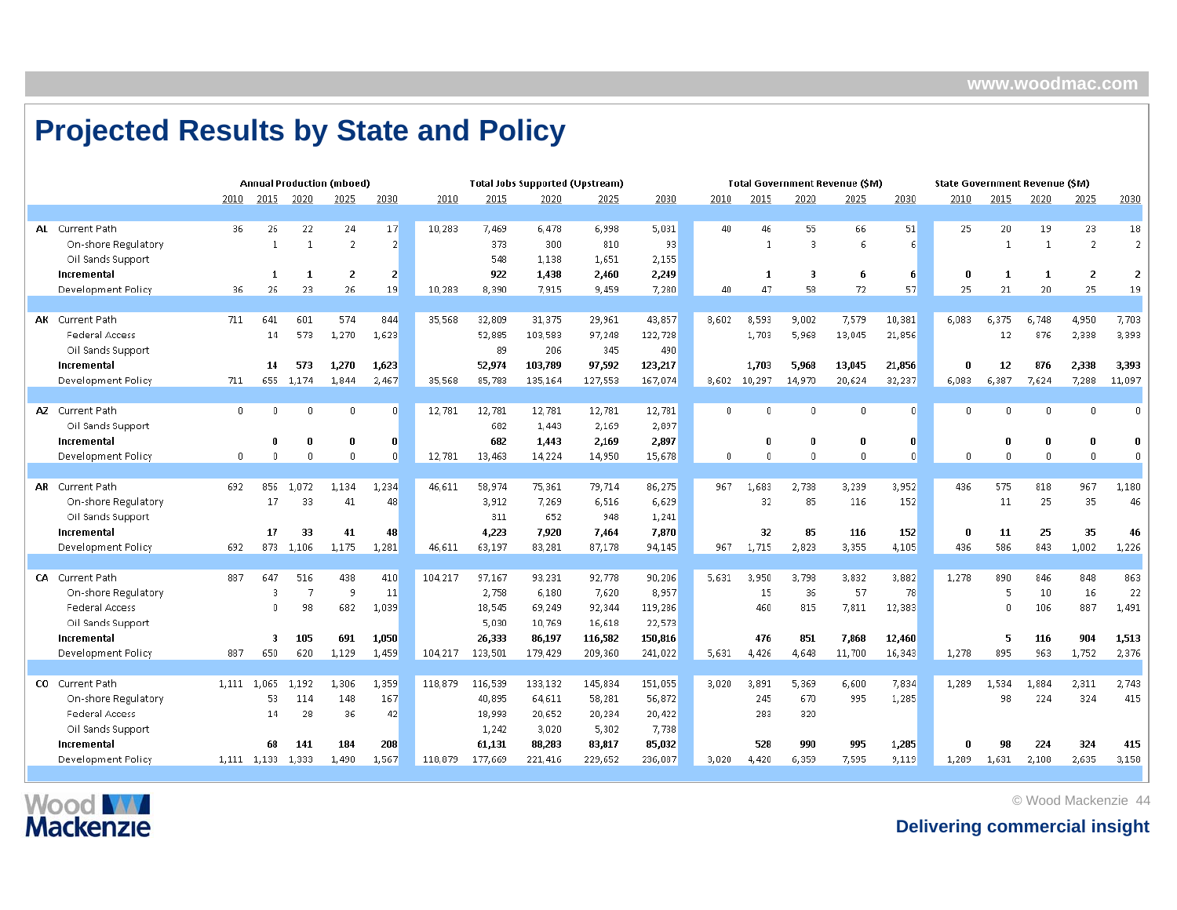# Projected Results by State and Policy

| | | Annual Production (mboed) | | | | | Total Jobs Supported (Upstream) | | | | | Total Government Revenue ($M) | | | | | State Government Revenue ($M) | | | | |
|---|---|---|---|---|---|---|---|---|---|---|---|---|---|---|---|---|---|---|---|---|---|
| | | 2010 | 2015 | 2020 | 2025 | 2030 | 2010 | 2015 | 2020 | 2025 | 2030 | 2010 | 2015 | 2020 | 2025 | 2030 | 2010 | 2015 | 2020 | 2025 | 2030 |
| AL | Current Path | 36 | 26 | 22 | 24 | 17 | 10,283 | 7,469 | 6,478 | 6,998 | 5,031 | 40 | 46 | 55 | 66 | 51 | 25 | 20 | 19 | 23 | 18 |
| | On-shore Regulatory | | 1 | 1 | 2 | 2 | | 373 | 300 | 810 | 93 | | 1 | 3 | 6 | 6 | | 1 | 1 | 2 | 2 |
| | Oil Sands Support | | | | | | | 548 | 1,138 | 1,651 | 2,155 | | | | | | | | | | |
| | **Incremental** | | **1** | **1** | **2** | **2** | | **922** | **1,438** | **2,460** | **2,249** | | **1** | **3** | **6** | **6** | **0** | **1** | **1** | **2** | **2** |
| | Development Policy | 36 | 26 | 23 | 26 | 19 | 10,283 | 8,390 | 7,915 | 9,459 | 7,280 | 40 | 47 | 58 | 72 | 57 | 25 | 21 | 20 | 25 | 19 |
| AK | Current Path | 711 | 641 | 601 | 574 | 844 | 35,568 | 32,809 | 31,375 | 29,961 | 43,857 | 8,602 | 8,593 | 9,002 | 7,579 | 10,381 | 6,083 | 6,375 | 6,748 | 4,950 | 7,703 |
| | Federal Access | | 14 | 573 | 1,270 | 1,623 | | 52,885 | 103,583 | 97,248 | 122,728 | | 1,703 | 5,968 | 13,045 | 21,856 | | 12 | 876 | 2,338 | 3,393 |
| | Oil Sands Support | | | | | | | 89 | 206 | 345 | 490 | | | | | | | | | | |
| | **Incremental** | | **14** | **573** | **1,270** | **1,623** | | **52,974** | **103,789** | **97,592** | **123,217** | | **1,703** | **5,968** | **13,045** | **21,856** | **0** | **12** | **876** | **2,338** | **3,393** |
| | Development Policy | 711 | 655 | 1,174 | 1,844 | 2,467 | 35,568 | 85,783 | 135,164 | 127,553 | 167,074 | 8,602 | 10,297 | 14,970 | 20,624 | 32,237 | 6,083 | 6,387 | 7,624 | 7,288 | 11,097 |
| AZ | Current Path | 0 | 0 | 0 | 0 | 0 | 12,781 | 12,781 | 12,781 | 12,781 | 12,781 | 0 | 0 | 0 | 0 | 0 | 0 | 0 | 0 | 0 | 0 |
| | Oil Sands Support | | | | | | | 682 | 1,443 | 2,169 | 2,897 | | | | | | | | | | |
| | **Incremental** | | **0** | **0** | **0** | **0** | | **682** | **1,443** | **2,169** | **2,897** | | **0** | **0** | **0** | **0** | | **0** | **0** | **0** | **0** |
| | Development Policy | 0 | 0 | 0 | 0 | 0 | 12,781 | 13,463 | 14,224 | 14,950 | 15,678 | 0 | 0 | 0 | 0 | 0 | 0 | 0 | 0 | 0 | 0 |
| AR | Current Path | 692 | 856 | 1,072 | 1,134 | 1,234 | 46,611 | 58,974 | 75,361 | 79,714 | 86,275 | 967 | 1,683 | 2,738 | 3,239 | 3,952 | 436 | 575 | 818 | 967 | 1,180 |
| | On-shore Regulatory | | 17 | 33 | 41 | 48 | | 3,912 | 7,269 | 6,516 | 6,629 | | 32 | 85 | 116 | 152 | | 11 | 25 | 35 | 46 |
| | Oil Sands Support | | | | | | | 311 | 652 | 948 | 1,241 | | | | | | | | | | |
| | **Incremental** | | **17** | **33** | **41** | **48** | | **4,223** | **7,920** | **7,464** | **7,870** | | **32** | **85** | **116** | **152** | **0** | **11** | **25** | **35** | **46** |
| | Development Policy | 692 | 873 | 1,106 | 1,175 | 1,281 | 46,611 | 63,197 | 83,281 | 87,178 | 94,145 | 967 | 1,715 | 2,823 | 3,355 | 4,105 | 436 | 586 | 843 | 1,002 | 1,226 |
| CA | Current Path | 887 | 647 | 516 | 438 | 410 | 104,217 | 97,167 | 93,231 | 92,778 | 90,206 | 5,631 | 3,950 | 3,798 | 3,832 | 3,882 | 1,278 | 890 | 846 | 848 | 863 |
| | On-shore Regulatory | | 3 | 7 | 9 | 11 | | 2,758 | 6,180 | 7,620 | 8,957 | | 15 | 36 | 57 | 78 | | 5 | 10 | 16 | 22 |
| | Federal Access | | 0 | 98 | 682 | 1,039 | | 18,545 | 69,249 | 92,344 | 119,286 | | 460 | 815 | 7,811 | 12,383 | | 0 | 106 | 887 | 1,491 |
| | Oil Sands Support | | | | | | | 5,030 | 10,769 | 16,618 | 22,573 | | | | | | | | | | |
| | **Incremental** | | **3** | **105** | **691** | **1,050** | | **26,333** | **86,197** | **116,582** | **150,816** | | **476** | **851** | **7,868** | **12,460** | | **5** | **116** | **904** | **1,513** |
| | Development Policy | 887 | 650 | 620 | 1,129 | 1,459 | 104,217 | 123,501 | 179,429 | 209,360 | 241,022 | 5,631 | 4,426 | 4,648 | 11,700 | 16,343 | 1,278 | 895 | 963 | 1,752 | 2,376 |
| CO | Current Path | 1,111 | 1,065 | 1,192 | 1,306 | 1,359 | 118,879 | 116,539 | 133,132 | 145,834 | 151,055 | 3,020 | 3,891 | 5,369 | 6,600 | 7,834 | 1,289 | 1,534 | 1,884 | 2,311 | 2,743 |
| | On-shore Regulatory | | 53 | 114 | 148 | 167 | | 40,895 | 64,611 | 58,281 | 56,872 | | 245 | 670 | 995 | 1,285 | | 98 | 224 | 324 | 415 |
| | Federal Access | | 14 | 28 | 36 | 42 | | 18,993 | 20,652 | 20,234 | 20,422 | | 283 | 320 | | | | | | | |
| | Oil Sands Support | | | | | | | 1,242 | 3,020 | 5,302 | 7,738 | | | | | | | | | | |
| | **Incremental** | | **68** | **141** | **184** | **208** | | **61,131** | **88,283** | **83,817** | **85,032** | | **528** | **990** | **995** | **1,285** | **0** | **98** | **224** | **324** | **415** |
| | Development Policy | 1,111 | 1,133 | 1,333 | 1,490 | 1,567 | 118,879 | 177,669 | 221,416 | 229,652 | 236,087 | 3,020 | 4,420 | 6,359 | 7,595 | 9,119 | 1,289 | 1,631 | 2,108 | 2,635 | 3,158 |

Delivering commercial insight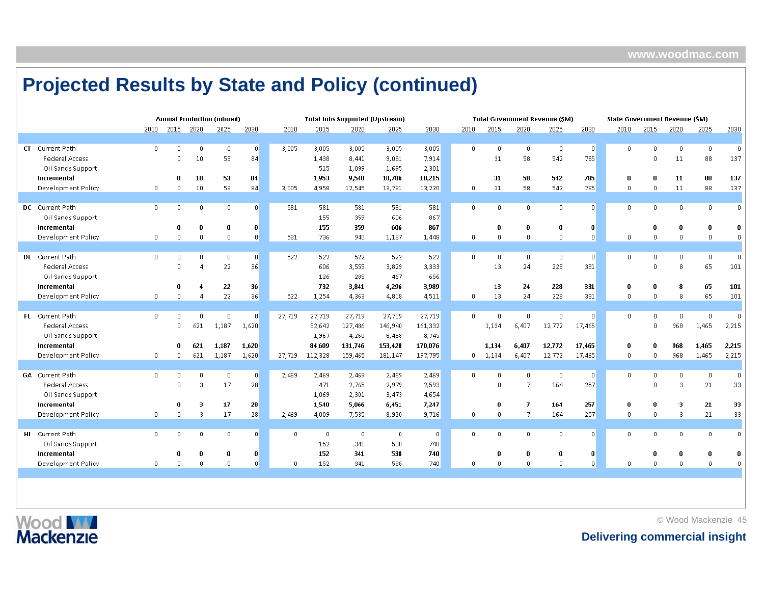# Projected Results by State and Policy (continued)

| | | Annual Production (mboed) | | | | | Total Jobs Supported (Upstream) | | | | | Total Government Revenue ($M) | | | | | State Government Revenue ($M) | | | | |
|---|---|---|---|---|---|---|---|---|---|---|---|---|---|---|---|---|---|---|---|---|---|
| | | 2010 | 2015 | 2020 | 2025 | 2030 | 2010 | 2015 | 2020 | 2025 | 2030 | 2010 | 2015 | 2020 | 2025 | 2030 | 2010 | 2015 | 2020 | 2025 | 2030 |
| CT | Current Path | 0 | 0 | 0 | 0 | 0 | 3,005 | 3,005 | 3,005 | 3,005 | 3,005 | 0 | 0 | 0 | 0 | 0 | 0 | 0 | 0 | 0 | 0 |
| | Federal Access | | 0 | 10 | 53 | 84 | | 1,438 | 8,441 | 9,091 | 7,914 | | 31 | 58 | 542 | 785 | | 0 | 11 | 88 | 137 |
| | Oil Sands Support | | | | | | | 515 | 1,099 | 1,695 | 2,301 | | | | | | | | | | |
| | **Incremental** | | **0** | **10** | **53** | **84** | | **1,953** | **9,540** | **10,786** | **10,215** | | **31** | **58** | **542** | **785** | **0** | **0** | **11** | **88** | **137** |
| | Development Policy | 0 | 0 | 10 | 53 | 84 | 3,005 | 4,958 | 12,545 | 13,791 | 13,220 | 0 | 31 | 58 | 542 | 785 | 0 | 0 | 11 | 88 | 137 |
| DC | Current Path | 0 | 0 | 0 | 0 | 0 | 581 | 581 | 581 | 581 | 581 | 0 | 0 | 0 | 0 | 0 | 0 | 0 | 0 | 0 | 0 |
| | Oil Sands Support | | | | | | | 155 | 359 | 606 | 867 | | | | | | | | | | |
| | **Incremental** | | **0** | **0** | **0** | **0** | | **155** | **359** | **606** | **867** | | **0** | **0** | **0** | **0** | | **0** | **0** | **0** | **0** |
| | Development Policy | 0 | 0 | 0 | 0 | 0 | 581 | 736 | 940 | 1,187 | 1,448 | 0 | 0 | 0 | 0 | 0 | 0 | 0 | 0 | 0 | 0 |
| DE | Current Path | 0 | 0 | 0 | 0 | 0 | 522 | 522 | 522 | 522 | 522 | 0 | 0 | 0 | 0 | 0 | 0 | 0 | 0 | 0 | 0 |
| | Federal Access | | 0 | 4 | 22 | 36 | | 606 | 3,555 | 3,829 | 3,333 | | 13 | 24 | 228 | 331 | | 0 | 8 | 65 | 101 |
| | Oil Sands Support | | | | | | | 126 | 285 | 467 | 656 | | | | | | | | | | |
| | **Incremental** | | **0** | **4** | **22** | **36** | | **732** | **3,841** | **4,296** | **3,989** | | **13** | **24** | **228** | **331** | **0** | **0** | **8** | **65** | **101** |
| | Development Policy | 0 | 0 | 4 | 22 | 36 | 522 | 1,254 | 4,363 | 4,818 | 4,511 | 0 | 13 | 24 | 228 | 331 | 0 | 0 | 8 | 65 | 101 |
| FL | Current Path | 0 | 0 | 0 | 0 | 0 | 27,719 | 27,719 | 27,719 | 27,719 | 27,719 | 0 | 0 | 0 | 0 | 0 | 0 | 0 | 0 | 0 | 0 |
| | Federal Access | | 0 | 621 | 1,187 | 1,620 | | 82,642 | 127,486 | 146,940 | 161,332 | | 1,134 | 6,407 | 12,772 | 17,465 | | 0 | 968 | 1,465 | 2,215 |
| | Oil Sands Support | | | | | | | 1,967 | 4,260 | 6,488 | 8,745 | | | | | | | | | | |
| | **Incremental** | | **0** | **621** | **1,187** | **1,620** | | **84,609** | **131,746** | **153,428** | **170,076** | | **1,134** | **6,407** | **12,772** | **17,465** | **0** | **0** | **968** | **1,465** | **2,215** |
| | Development Policy | 0 | 0 | 621 | 1,187 | 1,620 | 27,719 | 112,328 | 159,465 | 181,147 | 197,795 | 0 | 1,134 | 6,407 | 12,772 | 17,465 | 0 | 0 | 968 | 1,465 | 2,215 |
| GA | Current Path | 0 | 0 | 0 | 0 | 0 | 2,469 | 2,469 | 2,469 | 2,469 | 2,469 | 0 | 0 | 0 | 0 | 0 | 0 | 0 | 0 | 0 | 0 |
| | Federal Access | | 0 | 3 | 17 | 28 | | 471 | 2,765 | 2,979 | 2,593 | | 0 | 7 | 164 | 257 | | 0 | 3 | 21 | 33 |
| | Oil Sands Support | | | | | | | 1,069 | 2,301 | 3,473 | 4,654 | | | | | | | | | | |
| | **Incremental** | | **0** | **3** | **17** | **28** | | **1,540** | **5,066** | **6,451** | **7,247** | | **0** | **7** | **164** | **257** | **0** | **0** | **3** | **21** | **33** |
| | Development Policy | 0 | 0 | 3 | 17 | 28 | 2,469 | 4,009 | 7,535 | 8,920 | 9,716 | 0 | 0 | 7 | 164 | 257 | 0 | 0 | 3 | 21 | 33 |
| HI | Current Path | 0 | 0 | 0 | 0 | 0 | 0 | 0 | 0 | 0 | 0 | 0 | 0 | 0 | 0 | 0 | 0 | 0 | 0 | 0 | 0 |
| | Oil Sands Support | | | | | | | 152 | 341 | 538 | 740 | | | | | | | | | | |
| | **Incremental** | | **0** | **0** | **0** | **0** | | **152** | **341** | **538** | **740** | | **0** | **0** | **0** | **0** | | **0** | **0** | **0** | **0** |
| | Development Policy | 0 | 0 | 0 | 0 | 0 | 0 | 152 | 341 | 538 | 740 | 0 | 0 | 0 | 0 | 0 | 0 | 0 | 0 | 0 | 0 |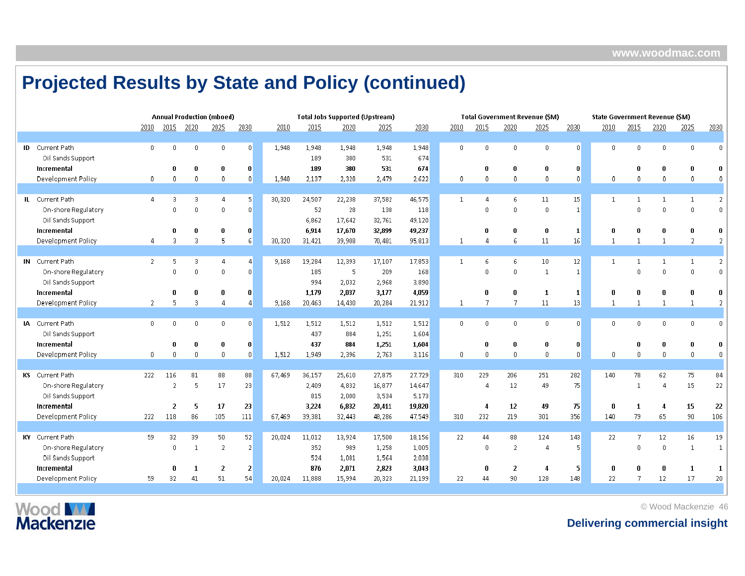# Projected Results by State and Policy (continued)

| | | Annual Production (mboed) | | | | | Total Jobs Supported (Upstream) | | | | | Total Government Revenue ($M) | | | | | State Government Revenue ($M) | | | | |
|---|---|---|---|---|---|---|---|---|---|---|---|---|---|---|---|---|---|---|---|---|---|
| | | 2010 | 2015 | 2020 | 2025 | 2030 | 2010 | 2015 | 2020 | 2025 | 2030 | 2010 | 2015 | 2020 | 2025 | 2030 | 2010 | 2015 | 2020 | 2025 | 2030 |
| ID | Current Path | 0 | 0 | 0 | 0 | 0 | 1,948 | 1,948 | 1,948 | 1,948 | 1,948 | 0 | 0 | 0 | 0 | 0 | 0 | 0 | 0 | 0 | 0 |
| | Oil Sands Support | | | | | | | 189 | 380 | 531 | 674 | | | | | | | | | | |
| | **Incremental** | | **0** | **0** | **0** | **0** | | **189** | **380** | **531** | **674** | | **0** | **0** | **0** | **0** | | **0** | **0** | **0** | **0** |
| | Development Policy | 0 | 0 | 0 | 0 | 0 | 1,948 | 2,137 | 2,328 | 2,479 | 2,622 | 0 | 0 | 0 | 0 | 0 | 0 | 0 | 0 | 0 | 0 |
| IL | Current Path | 4 | 3 | 3 | 4 | 5 | 30,320 | 24,507 | 22,238 | 37,582 | 46,575 | 1 | 4 | 6 | 11 | 15 | 1 | 1 | 1 | 1 | 2 |
| | On-shore Regulatory | | 0 | 0 | 0 | 0 | | 52 | 28 | 138 | 118 | | 0 | 0 | 0 | 1 | | 0 | 0 | 0 | 0 |
| | Oil Sands Support | | | | | | | 6,862 | 17,642 | 32,761 | 49,120 | | | | | | | | | | |
| | **Incremental** | | **0** | **0** | **0** | **0** | | **6,914** | **17,670** | **32,899** | **49,237** | | **0** | **0** | **0** | **1** | **0** | **0** | **0** | **0** | **0** |
| | Development Policy | 4 | 3 | 3 | 5 | 6 | 30,320 | 31,421 | 39,908 | 70,481 | 95,813 | 1 | 4 | 6 | 11 | 16 | 1 | 1 | 1 | 2 | 2 |
| IN | Current Path | 2 | 5 | 3 | 4 | 4 | 9,168 | 19,284 | 12,393 | 17,107 | 17,853 | 1 | 6 | 6 | 10 | 12 | 1 | 1 | 1 | 1 | 2 |
| | On-shore Regulatory | | 0 | 0 | 0 | 0 | | 185 | 5 | 209 | 168 | | 0 | 0 | 1 | 1 | | 0 | 0 | 0 | 0 |
| | Oil Sands Support | | | | | | | 994 | 2,032 | 2,968 | 3,890 | | | | | | | | | | |
| | **Incremental** | | **0** | **0** | **0** | **0** | | **1,179** | **2,037** | **3,177** | **4,059** | | **0** | **0** | **1** | **1** | **0** | **0** | **0** | **0** | **0** |
| | Development Policy | 2 | 5 | 3 | 4 | 4 | 9,168 | 20,463 | 14,430 | 20,284 | 21,912 | 1 | 7 | 7 | 11 | 13 | 1 | 1 | 1 | 1 | 2 |
| IA | Current Path | 0 | 0 | 0 | 0 | 0 | 1,512 | 1,512 | 1,512 | 1,512 | 1,512 | 0 | 0 | 0 | 0 | 0 | 0 | 0 | 0 | 0 | 0 |
| | Oil Sands Support | | | | | | | 437 | 884 | 1,251 | 1,604 | | | | | | | | | | |
| | **Incremental** | | **0** | **0** | **0** | **0** | | **437** | **884** | **1,251** | **1,604** | | **0** | **0** | **0** | **0** | | **0** | **0** | **0** | **0** |
| | Development Policy | 0 | 0 | 0 | 0 | 0 | 1,512 | 1,949 | 2,396 | 2,763 | 3,116 | 0 | 0 | 0 | 0 | 0 | 0 | 0 | 0 | 0 | 0 |
| KS | Current Path | 222 | 116 | 81 | 88 | 88 | 67,469 | 36,157 | 25,610 | 27,875 | 27,729 | 310 | 229 | 206 | 251 | 282 | 140 | 78 | 62 | 75 | 84 |
| | On-shore Regulatory | | 2 | 5 | 17 | 23 | | 2,409 | 4,832 | 16,877 | 14,647 | | 4 | 12 | 49 | 75 | | 1 | 4 | 15 | 22 |
| | Oil Sands Support | | | | | | | 815 | 2,000 | 3,534 | 5,173 | | | | | | | | | | |
| | **Incremental** | | **2** | **5** | **17** | **23** | | **3,224** | **6,832** | **20,411** | **19,820** | | **4** | **12** | **49** | **75** | **0** | **1** | **4** | **15** | **22** |
| | Development Policy | 222 | 118 | 86 | 105 | 111 | 67,469 | 39,381 | 32,443 | 48,286 | 47,549 | 310 | 232 | 219 | 301 | 356 | 140 | 79 | 65 | 90 | 106 |
| KY | Current Path | 59 | 32 | 39 | 50 | 52 | 20,024 | 11,012 | 13,924 | 17,500 | 18,156 | 22 | 44 | 88 | 124 | 143 | 22 | 7 | 12 | 16 | 19 |
| | On-shore Regulatory | | 0 | 1 | 2 | 2 | | 352 | 989 | 1,258 | 1,005 | | 0 | 2 | 4 | 5 | | 0 | 0 | 1 | 1 |
| | Oil Sands Support | | | | | | | 524 | 1,081 | 1,564 | 2,038 | | | | | | | | | | |
| | **Incremental** | | **0** | **1** | **2** | **2** | | **876** | **2,071** | **2,823** | **3,043** | | **0** | **2** | **4** | **5** | **0** | **0** | **0** | **1** | **1** |
| | Development Policy | 59 | 32 | 41 | 51 | 54 | 20,024 | 11,888 | 15,994 | 20,323 | 21,199 | 22 | 44 | 90 | 128 | 148 | 22 | 7 | 12 | 17 | 20 |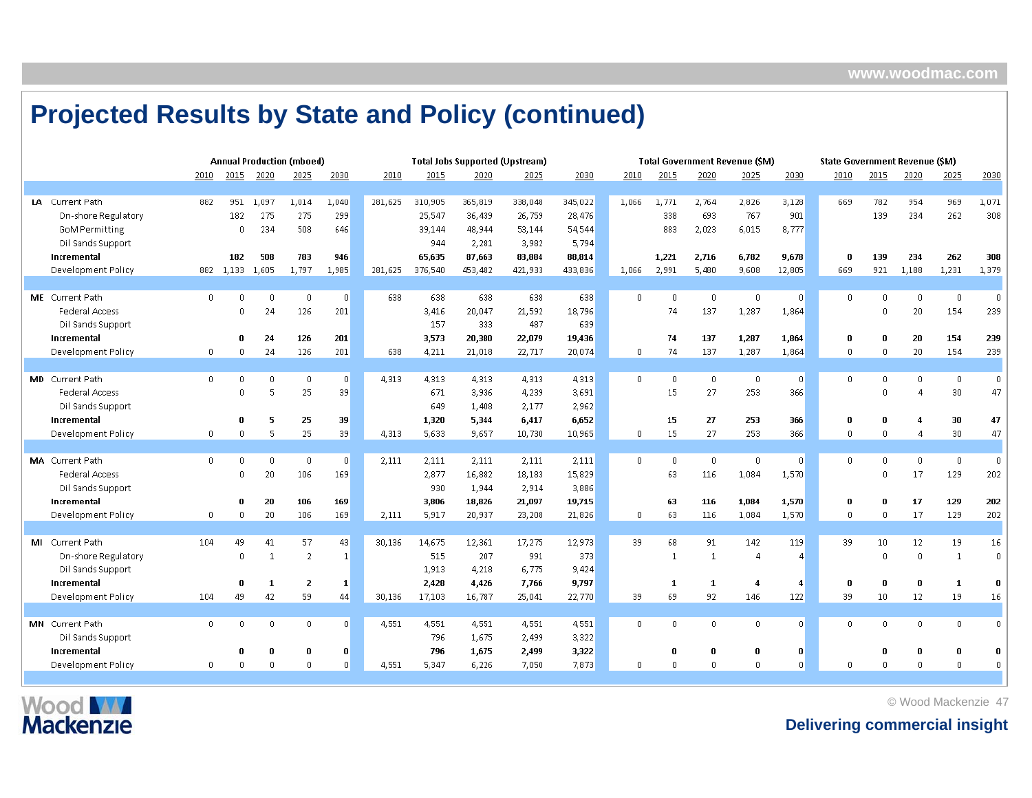# Projected Results by State and Policy (continued)

| | | Annual Production (mboed) | | | | | Total Jobs Supported (Upstream) | | | | | Total Government Revenue ($M) | | | | | State Government Revenue ($M) | | | | |
|---|---|---|---|---|---|---|---|---|---|---|---|---|---|---|---|---|---|---|---|---|---|
| | | 2010 | 2015 | 2020 | 2025 | 2030 | 2010 | 2015 | 2020 | 2025 | 2030 | 2010 | 2015 | 2020 | 2025 | 2030 | 2010 | 2015 | 2020 | 2025 | 2030 |
| LA | Current Path | 882 | 951 | 1,097 | 1,014 | 1,040 | 281,625 | 310,905 | 365,819 | 338,048 | 345,022 | 1,066 | 1,771 | 2,764 | 2,826 | 3,128 | 669 | 782 | 954 | 969 | 1,071 |
| | On-shore Regulatory | | 182 | 275 | 275 | 299 | | 25,547 | 36,439 | 26,759 | 28,476 | | 338 | 693 | 767 | 901 | | 139 | 234 | 262 | 308 |
| | GoM Permitting | | 0 | 234 | 508 | 646 | | 39,144 | 48,944 | 53,144 | 54,544 | | 883 | 2,023 | 6,015 | 8,777 | | | | | |
| | Oil Sands Support | | | | | | | 944 | 2,281 | 3,982 | 5,794 | | | | | | | | | | |
| | **Incremental** | | **182** | **508** | **783** | **946** | | **65,635** | **87,663** | **83,884** | **88,814** | | **1,221** | **2,716** | **6,782** | **9,678** | **0** | **139** | **234** | **262** | **308** |
| | Development Policy | 882 | 1,133 | 1,605 | 1,797 | 1,985 | 281,625 | 376,540 | 453,482 | 421,933 | 433,836 | 1,066 | 2,991 | 5,480 | 9,608 | 12,805 | 669 | 921 | 1,188 | 1,231 | 1,379 |
| ME | Current Path | 0 | 0 | 0 | 0 | 0 | 638 | 638 | 638 | 638 | 638 | 0 | 0 | 0 | 0 | 0 | 0 | 0 | 0 | 0 | 0 |
| | Federal Access | | 0 | 24 | 126 | 201 | | 3,416 | 20,047 | 21,592 | 18,796 | | 74 | 137 | 1,287 | 1,864 | | 0 | 20 | 154 | 239 |
| | Oil Sands Support | | | | | | | 157 | 333 | 487 | 639 | | | | | | | | | | |
| | **Incremental** | | **0** | **24** | **126** | **201** | | **3,573** | **20,380** | **22,079** | **19,436** | | **74** | **137** | **1,287** | **1,864** | **0** | **0** | **20** | **154** | **239** |
| | Development Policy | 0 | 0 | 24 | 126 | 201 | 638 | 4,211 | 21,018 | 22,717 | 20,074 | 0 | 74 | 137 | 1,287 | 1,864 | 0 | 0 | 20 | 154 | 239 |
| MD | Current Path | 0 | 0 | 0 | 0 | 0 | 4,313 | 4,313 | 4,313 | 4,313 | 4,313 | 0 | 0 | 0 | 0 | 0 | 0 | 0 | 0 | 0 | 0 |
| | Federal Access | | 0 | 5 | 25 | 39 | | 671 | 3,936 | 4,239 | 3,691 | | 15 | 27 | 253 | 366 | | 0 | 4 | 30 | 47 |
| | Oil Sands Support | | | | | | | 649 | 1,408 | 2,177 | 2,962 | | | | | | | | | | |
| | **Incremental** | | **0** | **5** | **25** | **39** | | **1,320** | **5,344** | **6,417** | **6,652** | | **15** | **27** | **253** | **366** | **0** | **0** | **4** | **30** | **47** |
| | Development Policy | 0 | 0 | 5 | 25 | 39 | 4,313 | 5,633 | 9,657 | 10,730 | 10,965 | 0 | 15 | 27 | 253 | 366 | 0 | 0 | 4 | 30 | 47 |
| MA | Current Path | 0 | 0 | 0 | 0 | 0 | 2,111 | 2,111 | 2,111 | 2,111 | 2,111 | 0 | 0 | 0 | 0 | 0 | 0 | 0 | 0 | 0 | 0 |
| | Federal Access | | 0 | 20 | 106 | 169 | | 2,877 | 16,882 | 18,183 | 15,829 | | 63 | 116 | 1,084 | 1,570 | | 0 | 17 | 129 | 202 |
| | Oil Sands Support | | | | | | | 930 | 1,944 | 2,914 | 3,886 | | | | | | | | | | |
| | **Incremental** | | **0** | **20** | **106** | **169** | | **3,806** | **18,826** | **21,097** | **19,715** | | **63** | **116** | **1,084** | **1,570** | **0** | **0** | **17** | **129** | **202** |
| | Development Policy | 0 | 0 | 20 | 106 | 169 | 2,111 | 5,917 | 20,937 | 23,208 | 21,826 | 0 | 63 | 116 | 1,084 | 1,570 | 0 | 0 | 17 | 129 | 202 |
| MI | Current Path | 104 | 49 | 41 | 57 | 43 | 30,136 | 14,675 | 12,361 | 17,275 | 12,973 | 39 | 68 | 91 | 142 | 119 | 39 | 10 | 12 | 19 | 16 |
| | On-shore Regulatory | | 0 | 1 | 2 | 1 | | 515 | 207 | 991 | 373 | | 1 | 1 | 4 | 4 | | 0 | 0 | 1 | 0 |
| | Oil Sands Support | | | | | | | 1,913 | 4,218 | 6,775 | 9,424 | | | | | | | | | | |
| | **Incremental** | | **0** | **1** | **2** | **1** | | **2,428** | **4,426** | **7,766** | **9,797** | | **1** | **1** | **4** | **4** | **0** | **0** | **0** | **1** | **0** |
| | Development Policy | 104 | 49 | 42 | 59 | 44 | 30,136 | 17,103 | 16,787 | 25,041 | 22,770 | 39 | 69 | 92 | 146 | 122 | 39 | 10 | 12 | 19 | 16 |
| MN | Current Path | 0 | 0 | 0 | 0 | 0 | 4,551 | 4,551 | 4,551 | 4,551 | 4,551 | 0 | 0 | 0 | 0 | 0 | 0 | 0 | 0 | 0 | 0 |
| | Oil Sands Support | | | | | | | 796 | 1,675 | 2,499 | 3,322 | | | | | | | | | | |
| | **Incremental** | | **0** | **0** | **0** | **0** | | **796** | **1,675** | **2,499** | **3,322** | | **0** | **0** | **0** | **0** | | **0** | **0** | **0** | **0** |
| | Development Policy | 0 | 0 | 0 | 0 | 0 | 4,551 | 5,347 | 6,226 | 7,050 | 7,873 | 0 | 0 | 0 | 0 | 0 | 0 | 0 | 0 | 0 | 0 |

Delivering commercial insight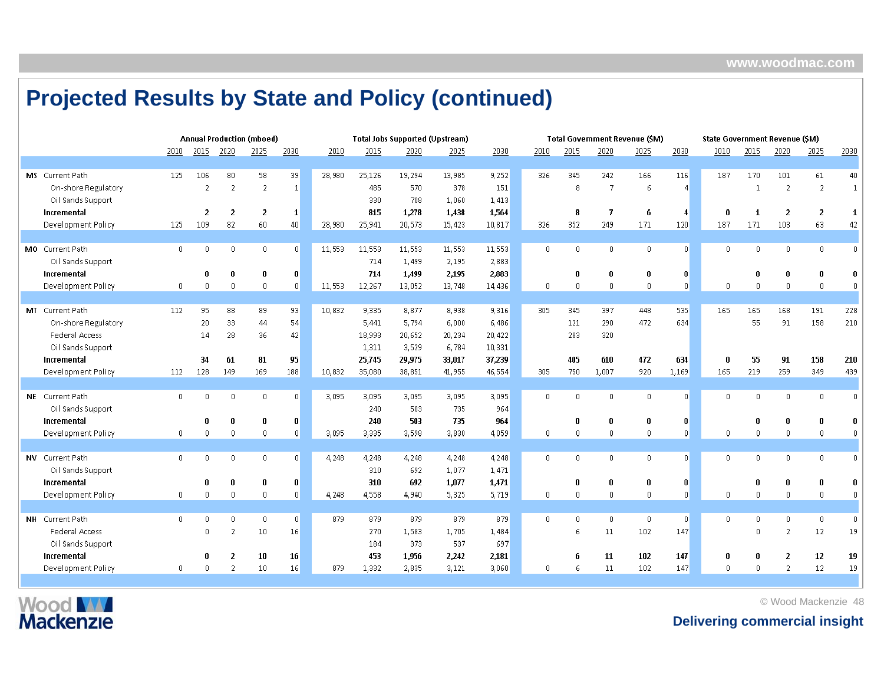# Projected Results by State and Policy (continued)

| | | Annual Production (mboed) | | | | | Total Jobs Supported (Upstream) | | | | | Total Government Revenue ($M) | | | | | State Government Revenue ($M) | | | | |
|---|---|---|---|---|---|---|---|---|---|---|---|---|---|---|---|---|---|---|---|---|---|
| | | 2010 | 2015 | 2020 | 2025 | 2030 | 2010 | 2015 | 2020 | 2025 | 2030 | 2010 | 2015 | 2020 | 2025 | 2030 | 2010 | 2015 | 2020 | 2025 | 2030 |
| **MS** | Current Path | 125 | 106 | 80 | 58 | 39 | 28,980 | 25,126 | 19,294 | 13,985 | 9,252 | 326 | 345 | 242 | 166 | 116 | 187 | 170 | 101 | 61 | 40 |
| | On-shore Regulatory | | 2 | 2 | 2 | 1 | | 485 | 570 | 378 | 151 | | 8 | 7 | 6 | 4 | | 1 | 2 | 2 | 1 |
| | Oil Sands Support | | | | | | | 330 | 708 | 1,060 | 1,413 | | | | | | | | | | |
| | **Incremental** | | **2** | **2** | **2** | **1** | | **815** | **1,278** | **1,438** | **1,564** | | **8** | **7** | **6** | **4** | **0** | **1** | **2** | **2** | **1** |
| | Development Policy | 125 | 109 | 82 | 60 | 40 | 28,980 | 25,941 | 20,573 | 15,423 | 10,817 | 326 | 352 | 249 | 171 | 120 | 187 | 171 | 103 | 63 | 42 |
| **MO** | Current Path | 0 | 0 | 0 | 0 | 0 | 11,553 | 11,553 | 11,553 | 11,553 | 11,553 | 0 | 0 | 0 | 0 | 0 | 0 | 0 | 0 | 0 | 0 |
| | Oil Sands Support | | | | | | | 714 | 1,499 | 2,195 | 2,883 | | | | | | | | | | |
| | **Incremental** | | **0** | **0** | **0** | **0** | | **714** | **1,499** | **2,195** | **2,883** | | **0** | **0** | **0** | **0** | | **0** | **0** | **0** | **0** |
| | Development Policy | 0 | 0 | 0 | 0 | 0 | 11,553 | 12,267 | 13,052 | 13,748 | 14,436 | 0 | 0 | 0 | 0 | 0 | 0 | 0 | 0 | 0 | 0 |
| **MT** | Current Path | 112 | 95 | 88 | 89 | 93 | 10,832 | 9,335 | 8,877 | 8,938 | 9,316 | 305 | 345 | 397 | 448 | 535 | 165 | 165 | 168 | 191 | 228 |
| | On-shore Regulatory | | 20 | 33 | 44 | 54 | | 5,441 | 5,794 | 6,000 | 6,486 | | 121 | 290 | 472 | 634 | | 55 | 91 | 158 | 210 |
| | Federal Access | | 14 | 28 | 36 | 42 | | 18,993 | 20,652 | 20,234 | 20,422 | | 283 | 320 | | | | | | | |
| | Oil Sands Support | | | | | | | 1,311 | 3,529 | 6,784 | 10,331 | | | | | | | | | | |
| | **Incremental** | | **34** | **61** | **81** | **95** | | **25,745** | **29,975** | **33,017** | **37,239** | | **405** | **610** | **472** | **634** | **0** | **55** | **91** | **158** | **210** |
| | Development Policy | 112 | 128 | 149 | 169 | 188 | 10,832 | 35,080 | 38,851 | 41,955 | 46,554 | 305 | 750 | 1,007 | 920 | 1,169 | 165 | 219 | 259 | 349 | 439 |
| **NE** | Current Path | 0 | 0 | 0 | 0 | 0 | 3,095 | 3,095 | 3,095 | 3,095 | 3,095 | 0 | 0 | 0 | 0 | 0 | 0 | 0 | 0 | 0 | 0 |
| | Oil Sands Support | | | | | | | 240 | 503 | 735 | 964 | | | | | | | | | | |
| | **Incremental** | | **0** | **0** | **0** | **0** | | **240** | **503** | **735** | **964** | | **0** | **0** | **0** | **0** | | **0** | **0** | **0** | **0** |
| | Development Policy | 0 | 0 | 0 | 0 | 0 | 3,095 | 3,335 | 3,598 | 3,830 | 4,059 | 0 | 0 | 0 | 0 | 0 | 0 | 0 | 0 | 0 | 0 |
| **NV** | Current Path | 0 | 0 | 0 | 0 | 0 | 4,248 | 4,248 | 4,248 | 4,248 | 4,248 | 0 | 0 | 0 | 0 | 0 | 0 | 0 | 0 | 0 | 0 |
| | Oil Sands Support | | | | | | | 310 | 692 | 1,077 | 1,471 | | | | | | | | | | |
| | **Incremental** | | **0** | **0** | **0** | **0** | | **310** | **692** | **1,077** | **1,471** | | **0** | **0** | **0** | **0** | | **0** | **0** | **0** | **0** |
| | Development Policy | 0 | 0 | 0 | 0 | 0 | 4,248 | 4,558 | 4,940 | 5,325 | 5,719 | 0 | 0 | 0 | 0 | 0 | 0 | 0 | 0 | 0 | 0 |
| **NH** | Current Path | 0 | 0 | 0 | 0 | 0 | 879 | 879 | 879 | 879 | 879 | 0 | 0 | 0 | 0 | 0 | 0 | 0 | 0 | 0 | 0 |
| | Federal Access | | 0 | 2 | 10 | 16 | | 270 | 1,583 | 1,705 | 1,484 | | 6 | 11 | 102 | 147 | | 0 | 2 | 12 | 19 |
| | Oil Sands Support | | | | | | | 184 | 373 | 537 | 697 | | | | | | | | | | |
| | **Incremental** | | **0** | **2** | **10** | **16** | | **453** | **1,956** | **2,242** | **2,181** | | **6** | **11** | **102** | **147** | **0** | **0** | **2** | **12** | **19** |
| | Development Policy | 0 | 0 | 2 | 10 | 16 | 879 | 1,332 | 2,835 | 3,121 | 3,060 | 0 | 6 | 11 | 102 | 147 | 0 | 0 | 2 | 12 | 19 |

Delivering commercial insight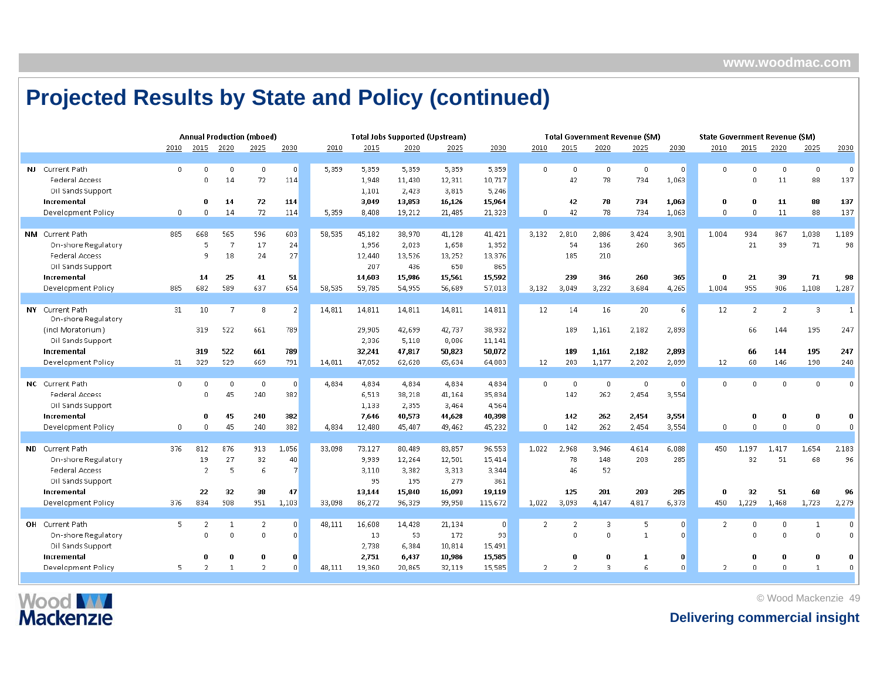# Projected Results by State and Policy (continued)

| | | Annual Production (mboed) | | | | | Total Jobs Supported (Upstream) | | | | | Total Government Revenue ($M) | | | | | State Government Revenue ($M) | | | | |
|---|---|---|---|---|---|---|---|---|---|---|---|---|---|---|---|---|---|---|---|---|---|
| | | 2010 | 2015 | 2020 | 2025 | 2030 | 2010 | 2015 | 2020 | 2025 | 2030 | 2010 | 2015 | 2020 | 2025 | 2030 | 2010 | 2015 | 2020 | 2025 | 2030 |
| NJ | Current Path | 0 | 0 | 0 | 0 | 0 | 5,359 | 5,359 | 5,359 | 5,359 | 5,359 | 0 | 0 | 0 | 0 | 0 | 0 | 0 | 0 | 0 | 0 |
| | Federal Access | | 0 | 14 | 72 | 114 | | 1,948 | 11,430 | 12,311 | 10,717 | | 42 | 78 | 734 | 1,063 | | 0 | 11 | 88 | 137 |
| | Oil Sands Support | | | | | | | 1,101 | 2,423 | 3,815 | 5,246 | | | | | | | | | | |
| | **Incremental** | | **0** | **14** | **72** | **114** | | **3,049** | **13,853** | **16,126** | **15,964** | | **42** | **78** | **734** | **1,063** | **0** | **0** | **11** | **88** | **137** |
| | Development Policy | 0 | 0 | 14 | 72 | 114 | 5,359 | 8,408 | 19,212 | 21,485 | 21,323 | 0 | 42 | 78 | 734 | 1,063 | 0 | 0 | 11 | 88 | 137 |
| NM | Current Path | 885 | 668 | 565 | 596 | 603 | 58,535 | 45,182 | 38,970 | 41,128 | 41,421 | 3,132 | 2,810 | 2,886 | 3,424 | 3,901 | 1,004 | 934 | 867 | 1,038 | 1,189 |
| | On-shore Regulatory | | 5 | 7 | 17 | 24 | | 1,956 | 2,023 | 1,658 | 1,352 | | 54 | 136 | 260 | 365 | | 21 | 39 | 71 | 98 |
| | Federal Access | | 9 | 18 | 24 | 27 | | 12,440 | 13,526 | 13,252 | 13,376 | | 185 | 210 | | | | | | | |
| | Oil Sands Support | | | | | | | 207 | 436 | 650 | 865 | | | | | | | | | | |
| | **Incremental** | | **14** | **25** | **41** | **51** | | **14,603** | **15,986** | **15,561** | **15,592** | | **239** | **346** | **260** | **365** | **0** | **21** | **39** | **71** | **98** |
| | Development Policy | 885 | 682 | 589 | 637 | 654 | 58,535 | 59,785 | 54,955 | 56,689 | 57,013 | 3,132 | 3,049 | 3,232 | 3,684 | 4,265 | 1,004 | 955 | 906 | 1,108 | 1,287 |
| NY | Current Path | 31 | 10 | 7 | 8 | 2 | 14,811 | 14,811 | 14,811 | 14,811 | 14,811 | 12 | 14 | 16 | 20 | 6 | 12 | 2 | 2 | 3 | 1 |
| | On-shore Regulatory (incl Moratorium) | | 319 | 522 | 661 | 789 | | 29,905 | 42,699 | 42,737 | 38,932 | | 189 | 1,161 | 2,182 | 2,893 | | 66 | 144 | 195 | 247 |
| | Oil Sands Support | | | | | | | 2,336 | 5,118 | 8,086 | 11,141 | | | | | | | | | | |
| | **Incremental** | | **319** | **522** | **661** | **789** | | **32,241** | **47,817** | **50,823** | **50,072** | | **189** | **1,161** | **2,182** | **2,893** | | **66** | **144** | **195** | **247** |
| | Development Policy | 31 | 329 | 529 | 669 | 791 | 14,811 | 47,052 | 62,628 | 65,634 | 64,883 | 12 | 203 | 1,177 | 2,202 | 2,899 | 12 | 68 | 146 | 198 | 248 |
| NC | Current Path | 0 | 0 | 0 | 0 | 0 | 4,834 | 4,834 | 4,834 | 4,834 | 4,834 | 0 | 0 | 0 | 0 | 0 | 0 | 0 | 0 | 0 | 0 |
| | Federal Access | | 0 | 45 | 240 | 382 | | 6,513 | 38,218 | 41,164 | 35,834 | | 142 | 262 | 2,454 | 3,554 | | | | | |
| | Oil Sands Support | | | | | | | 1,133 | 2,355 | 3,464 | 4,564 | | | | | | | | | | |
| | **Incremental** | | **0** | **45** | **240** | **382** | | **7,646** | **40,573** | **44,628** | **40,398** | | **142** | **262** | **2,454** | **3,554** | | **0** | **0** | **0** | **0** |
| | Development Policy | 0 | 0 | 45 | 240 | 382 | 4,834 | 12,480 | 45,407 | 49,462 | 45,232 | 0 | 142 | 262 | 2,454 | 3,554 | 0 | 0 | 0 | 0 | 0 |
| ND | Current Path | 376 | 812 | 876 | 913 | 1,056 | 33,098 | 73,127 | 80,489 | 83,857 | 96,553 | 1,022 | 2,968 | 3,946 | 4,614 | 6,088 | 450 | 1,197 | 1,417 | 1,654 | 2,183 |
| | On-shore Regulatory | | 19 | 27 | 32 | 40 | | 9,939 | 12,264 | 12,501 | 15,414 | | 78 | 148 | 203 | 285 | | 32 | 51 | 68 | 96 |
| | Federal Access | | 2 | 5 | 6 | 7 | | 3,110 | 3,382 | 3,313 | 3,344 | | 46 | 52 | | | | | | | |
| | Oil Sands Support | | | | | | | 95 | 195 | 279 | 361 | | | | | | | | | | |
| | **Incremental** | | **22** | **32** | **38** | **47** | | **13,144** | **15,840** | **16,093** | **19,119** | | **125** | **201** | **203** | **285** | **0** | **32** | **51** | **68** | **96** |
| | Development Policy | 376 | 834 | 908 | 951 | 1,103 | 33,098 | 86,272 | 96,329 | 99,950 | 115,672 | 1,022 | 3,093 | 4,147 | 4,817 | 6,373 | 450 | 1,229 | 1,468 | 1,723 | 2,279 |
| OH | Current Path | 5 | 2 | 1 | 2 | 0 | 48,111 | 16,608 | 14,428 | 21,134 | 0 | 2 | 2 | 3 | 5 | 0 | 2 | 0 | 0 | 1 | 0 |
| | On-shore Regulatory | | 0 | 0 | 0 | 0 | | 13 | 53 | 172 | 93 | | 0 | 0 | 1 | 0 | | 0 | 0 | 0 | 0 |
| | Oil Sands Support | | | | | | | 2,738 | 6,384 | 10,814 | 15,491 | | | | | | | | | | |
| | **Incremental** | | **0** | **0** | **0** | **0** | | **2,751** | **6,437** | **10,986** | **15,585** | | **0** | **0** | **1** | **0** | | **0** | **0** | **0** | **0** |
| | Development Policy | 5 | 2 | 1 | 2 | 0 | 48,111 | 19,360 | 20,865 | 32,119 | 15,585 | 2 | 2 | 3 | 6 | 0 | 2 | 0 | 0 | 1 | 0 |

Delivering commercial insight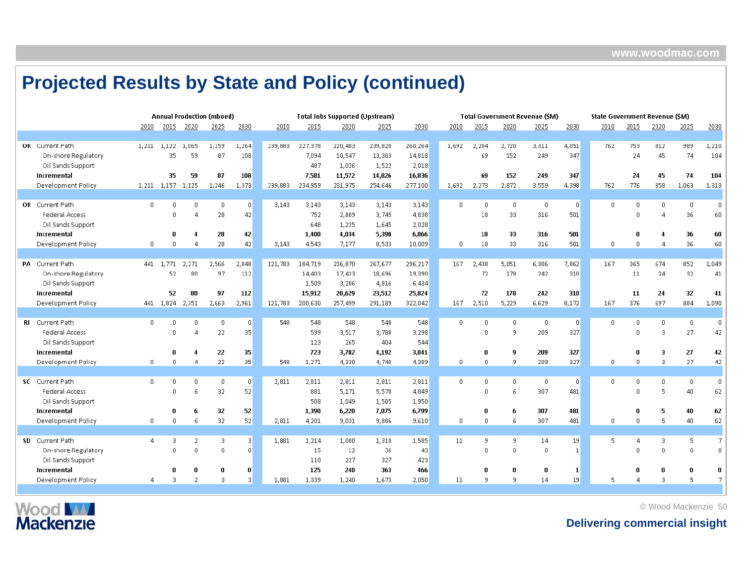# Projected Results by State and Policy (continued)

| | | Annual Production (mboed) | | | | | Total Jobs Supported (Upstream) | | | | | Total Government Revenue ($M) | | | | | State Government Revenue ($M) | | | | |
|---|---|---|---|---|---|---|---|---|---|---|---|---|---|---|---|---|---|---|---|---|---|
| | | 2010 | 2015 | 2020 | 2025 | 2030 | 2010 | 2015 | 2020 | 2025 | 2030 | 2010 | 2015 | 2020 | 2025 | 2030 | 2010 | 2015 | 2020 | 2025 | 2030 |
| **OK** | Current Path | 1,211 | 1,122 | 1,065 | 1,159 | 1,264 | 239,883 | 227,378 | 220,403 | 239,820 | 260,264 | 1,692 | 2,204 | 2,720 | 3,311 | 4,051 | 762 | 753 | 812 | 989 | 1,210 |
| | On-shore Regulatory | | 35 | 59 | 87 | 108 | | 7,094 | 10,547 | 13,303 | 14,818 | | 69 | 152 | 249 | 347 | | 24 | 45 | 74 | 104 |
| | Oil Sands Support | | | | | | | 487 | 1,026 | 1,522 | 2,018 | | | | | | | | | | |
| | **Incremental** | | **35** | **59** | **87** | **108** | | **7,581** | **11,572** | **14,826** | **16,836** | | **69** | **152** | **249** | **347** | | **24** | **45** | **74** | **104** |
| | Development Policy | 1,211 | 1,157 | 1,125 | 1,246 | 1,373 | 239,883 | 234,959 | 231,975 | 254,646 | 277,100 | 1,692 | 2,273 | 2,872 | 3,559 | 4,398 | 762 | 776 | 858 | 1,063 | 1,313 |
| **OR** | Current Path | 0 | 0 | 0 | 0 | 0 | 3,143 | 3,143 | 3,143 | 3,143 | 3,143 | 0 | 0 | 0 | 0 | 0 | 0 | 0 | 0 | 0 | 0 |
| | Federal Access | | 0 | 4 | 28 | 42 | | 752 | 2,809 | 3,745 | 4,838 | | 18 | 33 | 316 | 501 | | 0 | 4 | 36 | 60 |
| | Oil Sands Support | | | | | | | 648 | 1,225 | 1,645 | 2,028 | | | | | | | | | | |
| | **Incremental** | | **0** | **4** | **28** | **42** | | **1,400** | **4,034** | **5,390** | **6,866** | | **18** | **33** | **316** | **501** | | **0** | **4** | **36** | **60** |
| | Development Policy | 0 | 0 | 4 | 28 | 42 | 3,143 | 4,543 | 7,177 | 8,533 | 10,009 | 0 | 18 | 33 | 316 | 501 | 0 | 0 | 4 | 36 | 60 |
| **PA** | Current Path | 441 | 1,771 | 2,271 | 2,566 | 2,848 | 121,783 | 184,719 | 236,870 | 267,677 | 296,217 | 167 | 2,438 | 5,051 | 6,386 | 7,862 | 167 | 365 | 674 | 852 | 1,049 |
| | On-shore Regulatory | | 52 | 80 | 97 | 112 | | 14,403 | 17,423 | 18,696 | 19,390 | | 72 | 178 | 242 | 310 | | 11 | 24 | 32 | 41 |
| | Oil Sands Support | | | | | | | 1,509 | 3,206 | 4,816 | 6,434 | | | | | | | | | | |
| | **Incremental** | | **52** | **80** | **97** | **112** | | **15,912** | **20,629** | **23,512** | **25,824** | | **72** | **178** | **242** | **310** | | **11** | **24** | **32** | **41** |
| | Development Policy | 441 | 1,824 | 2,351 | 2,663 | 2,961 | 121,783 | 200,630 | 257,499 | 291,189 | 322,042 | 167 | 2,510 | 5,229 | 6,629 | 8,172 | 167 | 376 | 697 | 884 | 1,090 |
| **RI** | Current Path | 0 | 0 | 0 | 0 | 0 | 548 | 548 | 548 | 548 | 548 | 0 | 0 | 0 | 0 | 0 | 0 | 0 | 0 | 0 | 0 |
| | Federal Access | | 0 | 4 | 22 | 35 | | 599 | 3,517 | 3,788 | 3,298 | | 0 | 9 | 209 | 327 | | 0 | 3 | 27 | 42 |
| | Oil Sands Support | | | | | | | 123 | 265 | 404 | 544 | | | | | | | | | | |
| | **Incremental** | | **0** | **4** | **22** | **35** | | **723** | **3,782** | **4,192** | **3,841** | | **0** | **9** | **209** | **327** | | **0** | **3** | **27** | **42** |
| | Development Policy | 0 | 0 | 4 | 22 | 35 | 548 | 1,271 | 4,330 | 4,740 | 4,389 | 0 | 0 | 9 | 209 | 327 | 0 | 0 | 3 | 27 | 42 |
| **SC** | Current Path | 0 | 0 | 0 | 0 | 0 | 2,811 | 2,811 | 2,811 | 2,811 | 2,811 | 0 | 0 | 0 | 0 | 0 | 0 | 0 | 0 | 0 | 0 |
| | Federal Access | | 0 | 6 | 32 | 52 | | 881 | 5,171 | 5,570 | 4,849 | | 0 | 6 | 307 | 481 | | 0 | 5 | 40 | 62 |
| | Oil Sands Support | | | | | | | 508 | 1,049 | 1,505 | 1,950 | | | | | | | | | | |
| | **Incremental** | | **0** | **6** | **32** | **52** | | **1,390** | **6,220** | **7,075** | **6,799** | | **0** | **6** | **307** | **481** | | **0** | **5** | **40** | **62** |
| | Development Policy | 0 | 0 | 6 | 32 | 52 | 2,811 | 4,201 | 9,031 | 9,886 | 9,610 | 0 | 0 | 6 | 307 | 481 | 0 | 0 | 5 | 40 | 62 |
| **SD** | Current Path | 4 | 3 | 2 | 3 | 3 | 1,881 | 1,214 | 1,000 | 1,310 | 1,585 | 11 | 9 | 9 | 14 | 19 | 5 | 4 | 3 | 5 | 7 |
| | On-shore Regulatory | | 0 | 0 | 0 | 0 | | 15 | 12 | 36 | 43 | | 0 | 0 | 0 | 1 | | 0 | 0 | 0 | 0 |
| | Oil Sands Support | | | | | | | 110 | 227 | 327 | 423 | | | | | | | | | | |
| | **Incremental** | | **0** | **0** | **0** | **0** | | **125** | **240** | **363** | **466** | | **0** | **0** | **0** | **1** | | **0** | **0** | **0** | **0** |
| | Development Policy | 4 | 3 | 2 | 3 | 3 | 1,881 | 1,339 | 1,240 | 1,673 | 2,050 | 11 | 9 | 9 | 14 | 19 | 5 | 4 | 3 | 5 | 7 |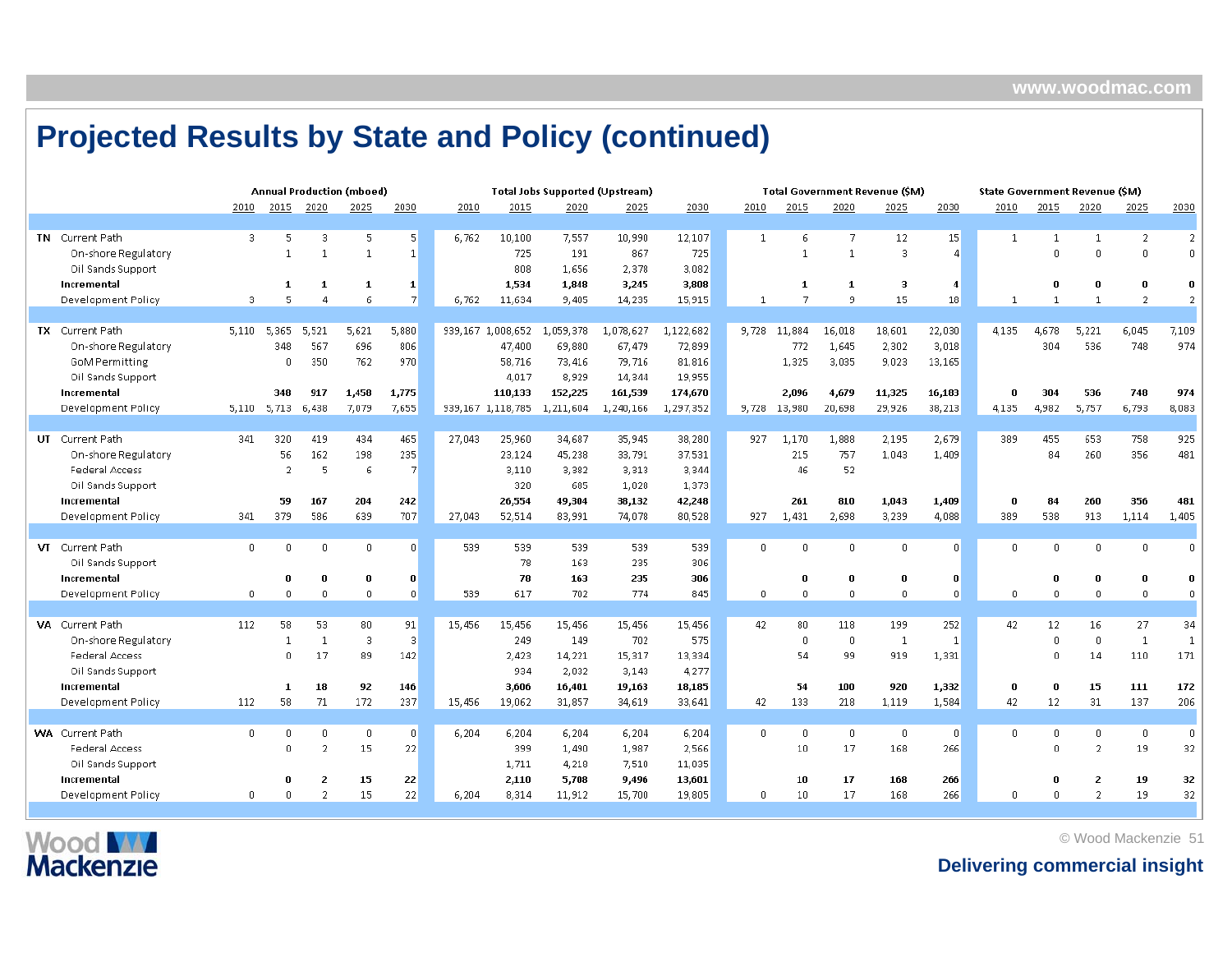# Projected Results by State and Policy (continued)

| | | Annual Production (mboed) | | | | | Total Jobs Supported (Upstream) | | | | | Total Government Revenue ($M) | | | | | State Government Revenue ($M) | | | | |
|---|---|---|---|---|---|---|---|---|---|---|---|---|---|---|---|---|---|---|---|---|---|
| | | 2010 | 2015 | 2020 | 2025 | 2030 | 2010 | 2015 | 2020 | 2025 | 2030 | 2010 | 2015 | 2020 | 2025 | 2030 | 2010 | 2015 | 2020 | 2025 | 2030 |
| **TN** | Current Path | 3 | 5 | 3 | 5 | 5 | 6,762 | 10,100 | 7,557 | 10,990 | 12,107 | 1 | 6 | 7 | 12 | 15 | 1 | 1 | 1 | 2 | 2 |
| | On-shore Regulatory | | 1 | 1 | 1 | 1 | | 725 | 191 | 867 | 725 | | 1 | 1 | 3 | 4 | | 0 | 0 | 0 | 0 |
| | Oil Sands Support | | | | | | | 808 | 1,656 | 2,378 | 3,082 | | | | | | | | | | |
| | **Incremental** | | **1** | **1** | **1** | **1** | | **1,534** | **1,848** | **3,245** | **3,808** | | **1** | **1** | **3** | **4** | | **0** | **0** | **0** | **0** |
| | Development Policy | 3 | 5 | 4 | 6 | 7 | 6,762 | 11,634 | 9,405 | 14,235 | 15,915 | 1 | 7 | 9 | 15 | 18 | 1 | 1 | 1 | 2 | 2 |
| **TX** | Current Path | 5,110 | 5,365 | 5,521 | 5,621 | 5,880 | 939,167 | 1,008,652 | 1,059,378 | 1,078,627 | 1,122,682 | 9,728 | 11,884 | 16,018 | 18,601 | 22,030 | 4,135 | 4,678 | 5,221 | 6,045 | 7,109 |
| | On-shore Regulatory | | 348 | 567 | 696 | 806 | | 47,400 | 69,880 | 67,479 | 72,899 | | 772 | 1,645 | 2,302 | 3,018 | | 304 | 536 | 748 | 974 |
| | GoM Permitting | | 0 | 350 | 762 | 970 | | 58,716 | 73,416 | 79,716 | 81,816 | | 1,325 | 3,035 | 9,023 | 13,165 | | | | | |
| | Oil Sands Support | | | | | | | 4,017 | 8,929 | 14,344 | 19,955 | | | | | | | | | | |
| | **Incremental** | | **348** | **917** | **1,458** | **1,775** | | **110,133** | **152,225** | **161,539** | **174,670** | | **2,096** | **4,679** | **11,325** | **16,183** | **0** | **304** | **536** | **748** | **974** |
| | Development Policy | 5,110 | 5,713 | 6,438 | 7,079 | 7,655 | 939,167 | 1,118,785 | 1,211,604 | 1,240,166 | 1,297,352 | 9,728 | 13,980 | 20,698 | 29,926 | 38,213 | 4,135 | 4,982 | 5,757 | 6,793 | 8,083 |
| **UT** | Current Path | 341 | 320 | 419 | 434 | 465 | 27,043 | 25,960 | 34,687 | 35,945 | 38,280 | 927 | 1,170 | 1,888 | 2,195 | 2,679 | 389 | 455 | 653 | 758 | 925 |
| | On-shore Regulatory | | 56 | 162 | 198 | 235 | | 23,124 | 45,238 | 33,791 | 37,531 | | 215 | 757 | 1,043 | 1,409 | | 84 | 260 | 356 | 481 |
| | Federal Access | | 2 | 5 | 6 | 7 | | 3,110 | 3,382 | 3,313 | 3,344 | | 46 | 52 | | | | | | | |
| | Oil Sands Support | | | | | | | 320 | 685 | 1,028 | 1,373 | | | | | | | | | | |
| | **Incremental** | | **59** | **167** | **204** | **242** | | **26,554** | **49,304** | **38,132** | **42,248** | | **261** | **810** | **1,043** | **1,409** | **0** | **84** | **260** | **356** | **481** |
| | Development Policy | 341 | 379 | 586 | 639 | 707 | 27,043 | 52,514 | 83,991 | 74,078 | 80,528 | 927 | 1,431 | 2,698 | 3,239 | 4,088 | 389 | 538 | 913 | 1,114 | 1,405 |
| **VT** | Current Path | 0 | 0 | 0 | 0 | 0 | 539 | 539 | 539 | 539 | 539 | 0 | 0 | 0 | 0 | 0 | 0 | 0 | 0 | 0 | 0 |
| | Oil Sands Support | | | | | | | 78 | 163 | 235 | 306 | | | | | | | | | | |
| | **Incremental** | | **0** | **0** | **0** | **0** | | **78** | **163** | **235** | **306** | | **0** | **0** | **0** | **0** | | **0** | **0** | **0** | **0** |
| | Development Policy | 0 | 0 | 0 | 0 | 0 | 539 | 617 | 702 | 774 | 845 | 0 | 0 | 0 | 0 | 0 | 0 | 0 | 0 | 0 | 0 |
| **VA** | Current Path | 112 | 58 | 53 | 80 | 91 | 15,456 | 15,456 | 15,456 | 15,456 | 15,456 | 42 | 80 | 118 | 199 | 252 | 42 | 12 | 16 | 27 | 34 |
| | On-shore Regulatory | | 1 | 1 | 3 | 3 | | 249 | 149 | 702 | 575 | | 0 | 0 | 1 | 1 | | 0 | 0 | 1 | 1 |
| | Federal Access | | 0 | 17 | 89 | 142 | | 2,423 | 14,221 | 15,317 | 13,334 | | 54 | 99 | 919 | 1,331 | | 0 | 14 | 110 | 171 |
| | Oil Sands Support | | | | | | | 934 | 2,032 | 3,143 | 4,277 | | | | | | | | | | |
| | **Incremental** | | **1** | **18** | **92** | **146** | | **3,606** | **16,401** | **19,163** | **18,185** | | **54** | **100** | **920** | **1,332** | **0** | **0** | **15** | **111** | **172** |
| | Development Policy | 112 | 58 | 71 | 172 | 237 | 15,456 | 19,062 | 31,857 | 34,619 | 33,641 | 42 | 133 | 218 | 1,119 | 1,584 | 42 | 12 | 31 | 137 | 206 |
| **WA** | Current Path | 0 | 0 | 0 | 0 | 0 | 6,204 | 6,204 | 6,204 | 6,204 | 6,204 | 0 | 0 | 0 | 0 | 0 | 0 | 0 | 0 | 0 | 0 |
| | Federal Access | | 0 | 2 | 15 | 22 | | 399 | 1,490 | 1,987 | 2,566 | | 10 | 17 | 168 | 266 | | 0 | 2 | 19 | 32 |
| | Oil Sands Support | | | | | | | 1,711 | 4,218 | 7,510 | 11,035 | | | | | | | | | | |
| | **Incremental** | | **0** | **2** | **15** | **22** | | **2,110** | **5,708** | **9,496** | **13,601** | | **10** | **17** | **168** | **266** | | **0** | **2** | **19** | **32** |
| | Development Policy | 0 | 0 | 2 | 15 | 22 | 6,204 | 8,314 | 11,912 | 15,700 | 19,805 | 0 | 10 | 17 | 168 | 266 | 0 | 0 | 2 | 19 | 32 |

Delivering commercial insight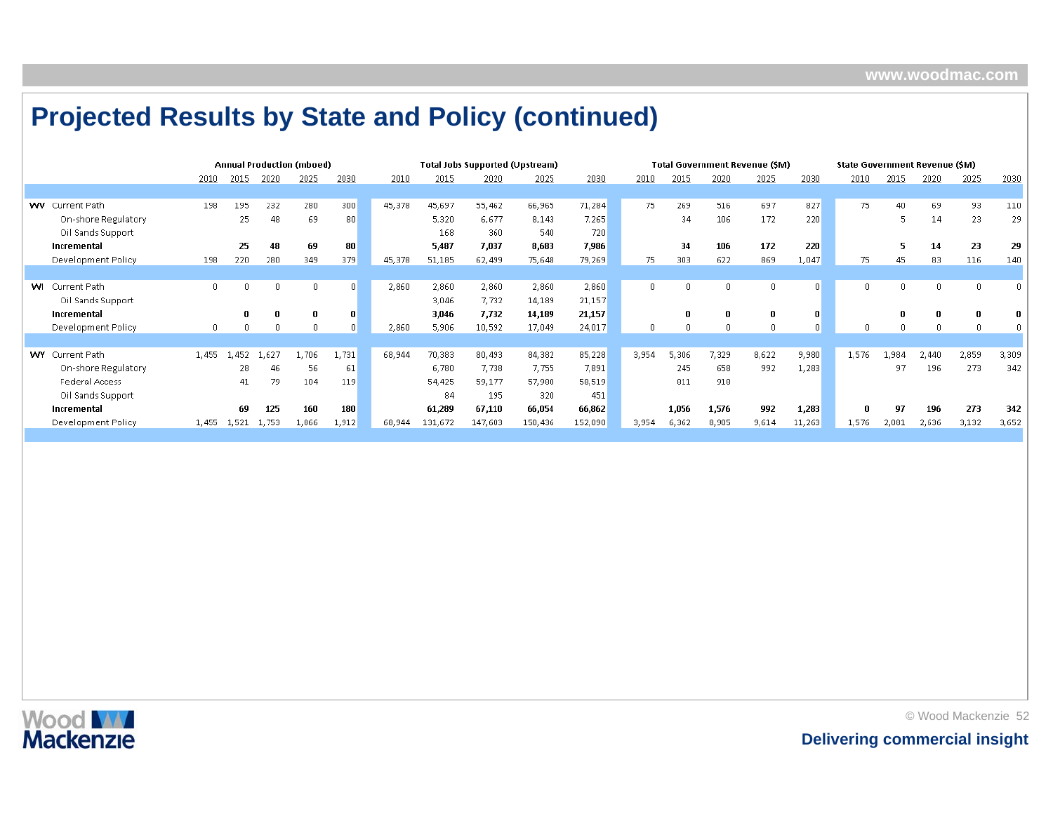# Projected Results by State and Policy (continued)

| | | Annual Production (mboed) | | | | | Total Jobs Supported (Upstream) | | | | | Total Government Revenue ($M) | | | | | State Government Revenue ($M) | | | | |
|---|---|---|---|---|---|---|---|---|---|---|---|---|---|---|---|---|---|---|---|---|---|
| | | 2010 | 2015 | 2020 | 2025 | 2030 | 2010 | 2015 | 2020 | 2025 | 2030 | 2010 | 2015 | 2020 | 2025 | 2030 | 2010 | 2015 | 2020 | 2025 | 2030 |
| WV | Current Path | 198 | 195 | 232 | 280 | 300 | 45,378 | 45,697 | 55,462 | 66,965 | 71,284 | 75 | 269 | 516 | 697 | 827 | 75 | 40 | 69 | 93 | 110 |
| | On-shore Regulatory | | 25 | 48 | 69 | 80 | | 5,320 | 6,677 | 8,143 | 7,265 | | 34 | 106 | 172 | 220 | | 5 | 14 | 23 | 29 |
| | Oil Sands Support | | | | | | | 168 | 360 | 540 | 720 | | | | | | | | | | |
| | **Incremental** | | **25** | **48** | **69** | **80** | | **5,487** | **7,037** | **8,683** | **7,986** | | **34** | **106** | **172** | **220** | | **5** | **14** | **23** | **29** |
| | Development Policy | 198 | 220 | 280 | 349 | 379 | 45,378 | 51,185 | 62,499 | 75,648 | 79,269 | 75 | 303 | 622 | 869 | 1,047 | 75 | 45 | 83 | 116 | 140 |
| WI | Current Path | 0 | 0 | 0 | 0 | 0 | 2,860 | 2,860 | 2,860 | 2,860 | 2,860 | 0 | 0 | 0 | 0 | 0 | 0 | 0 | 0 | 0 | 0 |
| | Oil Sands Support | | | | | | | 3,046 | 7,732 | 14,189 | 21,157 | | | | | | | | | | |
| | **Incremental** | | **0** | **0** | **0** | **0** | | **3,046** | **7,732** | **14,189** | **21,157** | | **0** | **0** | **0** | **0** | | **0** | **0** | **0** | **0** |
| | Development Policy | 0 | 0 | 0 | 0 | 0 | 2,860 | 5,906 | 10,592 | 17,049 | 24,017 | 0 | 0 | 0 | 0 | 0 | 0 | 0 | 0 | 0 | 0 |
| WY | Current Path | 1,455 | 1,452 | 1,627 | 1,706 | 1,731 | 68,944 | 70,383 | 80,493 | 84,382 | 85,228 | 3,954 | 5,306 | 7,329 | 8,622 | 9,980 | 1,576 | 1,984 | 2,440 | 2,859 | 3,309 |
| | On-shore Regulatory | | 28 | 46 | 56 | 61 | | 6,780 | 7,738 | 7,755 | 7,891 | | 245 | 658 | 992 | 1,283 | | 97 | 196 | 273 | 342 |
| | Federal Access | | 41 | 79 | 104 | 119 | | 54,425 | 59,177 | 57,980 | 58,519 | | 811 | 918 | | | | | | | |
| | Oil Sands Support | | | | | | | 84 | 195 | 320 | 451 | | | | | | | | | | |
| | **Incremental** | | **69** | **125** | **160** | **180** | | **61,289** | **67,110** | **66,054** | **66,862** | | **1,056** | **1,576** | **992** | **1,283** | **0** | **97** | **196** | **273** | **342** |
| | Development Policy | 1,455 | 1,521 | 1,753 | 1,866 | 1,912 | 68,944 | 131,672 | 147,603 | 150,436 | 152,090 | 3,954 | 6,362 | 8,905 | 9,614 | 11,263 | 1,576 | 2,081 | 2,636 | 3,132 | 3,652 |

Delivering commercial insight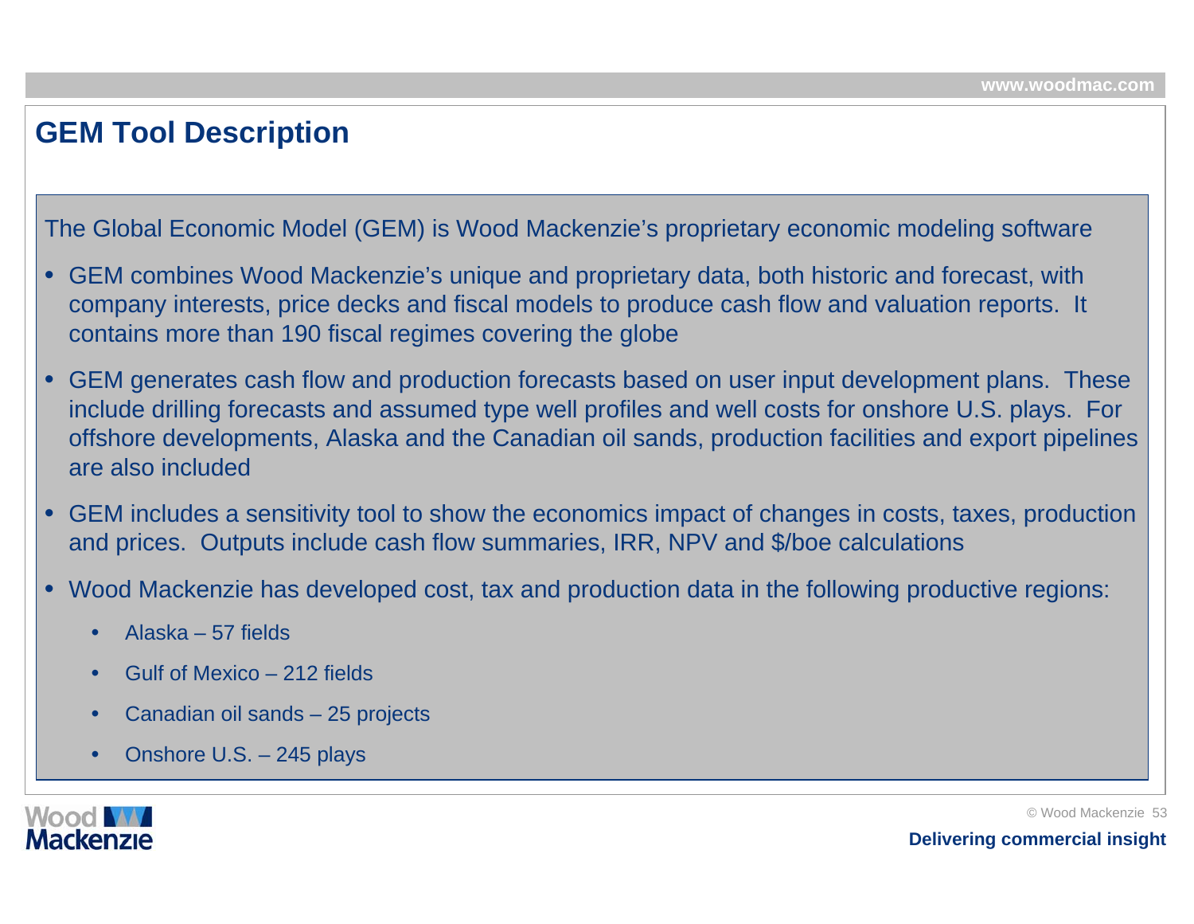# GEM Tool Description

The Global Economic Model (GEM) is Wood Mackenzie's proprietary economic modeling software

- GEM combines Wood Mackenzie's unique and proprietary data, both historic and forecast, with company interests, price decks and fiscal models to produce cash flow and valuation reports. It contains more than 190 fiscal regimes covering the globe
- GEM generates cash flow and production forecasts based on user input development plans. These include drilling forecasts and assumed type well profiles and well costs for onshore U.S. plays. For offshore developments, Alaska and the Canadian oil sands, production facilities and export pipelines are also included
- GEM includes a sensitivity tool to show the economics impact of changes in costs, taxes, production and prices. Outputs include cash flow summaries, IRR, NPV and $/boe calculations
- Wood Mackenzie has developed cost, tax and production data in the following productive regions:
  - Alaska – 57 fields
  - Gulf of Mexico – 212 fields
  - Canadian oil sands – 25 projects
  - Onshore U.S. – 245 plays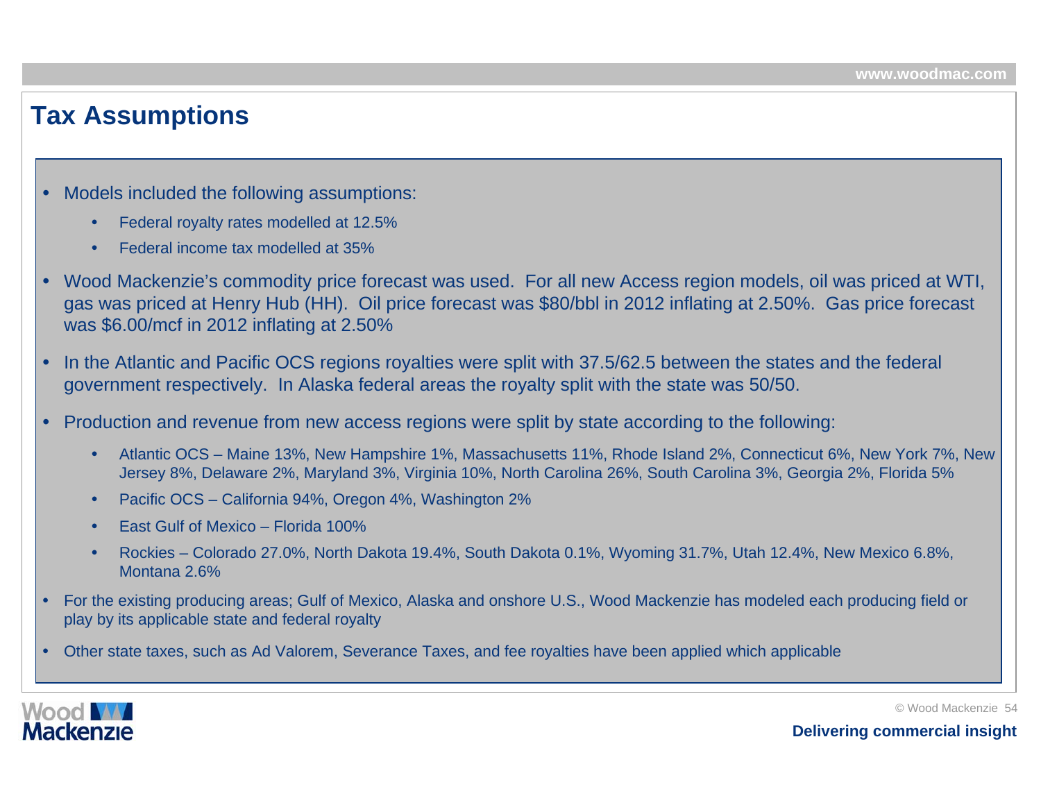# Tax Assumptions

- Models included the following assumptions:
  - Federal royalty rates modelled at 12.5%
  - Federal income tax modelled at 35%
- Wood Mackenzie's commodity price forecast was used. For all new Access region models, oil was priced at WTI, gas was priced at Henry Hub (HH). Oil price forecast was $80/bbl in 2012 inflating at 2.50%. Gas price forecast was $6.00/mcf in 2012 inflating at 2.50%
- In the Atlantic and Pacific OCS regions royalties were split with 37.5/62.5 between the states and the federal government respectively. In Alaska federal areas the royalty split with the state was 50/50.
- Production and revenue from new access regions were split by state according to the following:
  - Atlantic OCS – Maine 13%, New Hampshire 1%, Massachusetts 11%, Rhode Island 2%, Connecticut 6%, New York 7%, New Jersey 8%, Delaware 2%, Maryland 3%, Virginia 10%, North Carolina 26%, South Carolina 3%, Georgia 2%, Florida 5%
  - Pacific OCS – California 94%, Oregon 4%, Washington 2%
  - East Gulf of Mexico – Florida 100%
  - Rockies – Colorado 27.0%, North Dakota 19.4%, South Dakota 0.1%, Wyoming 31.7%, Utah 12.4%, New Mexico 6.8%, Montana 2.6%
- For the existing producing areas; Gulf of Mexico, Alaska and onshore U.S., Wood Mackenzie has modeled each producing field or play by its applicable state and federal royalty
- Other state taxes, such as Ad Valorem, Severance Taxes, and fee royalties have been applied which applicable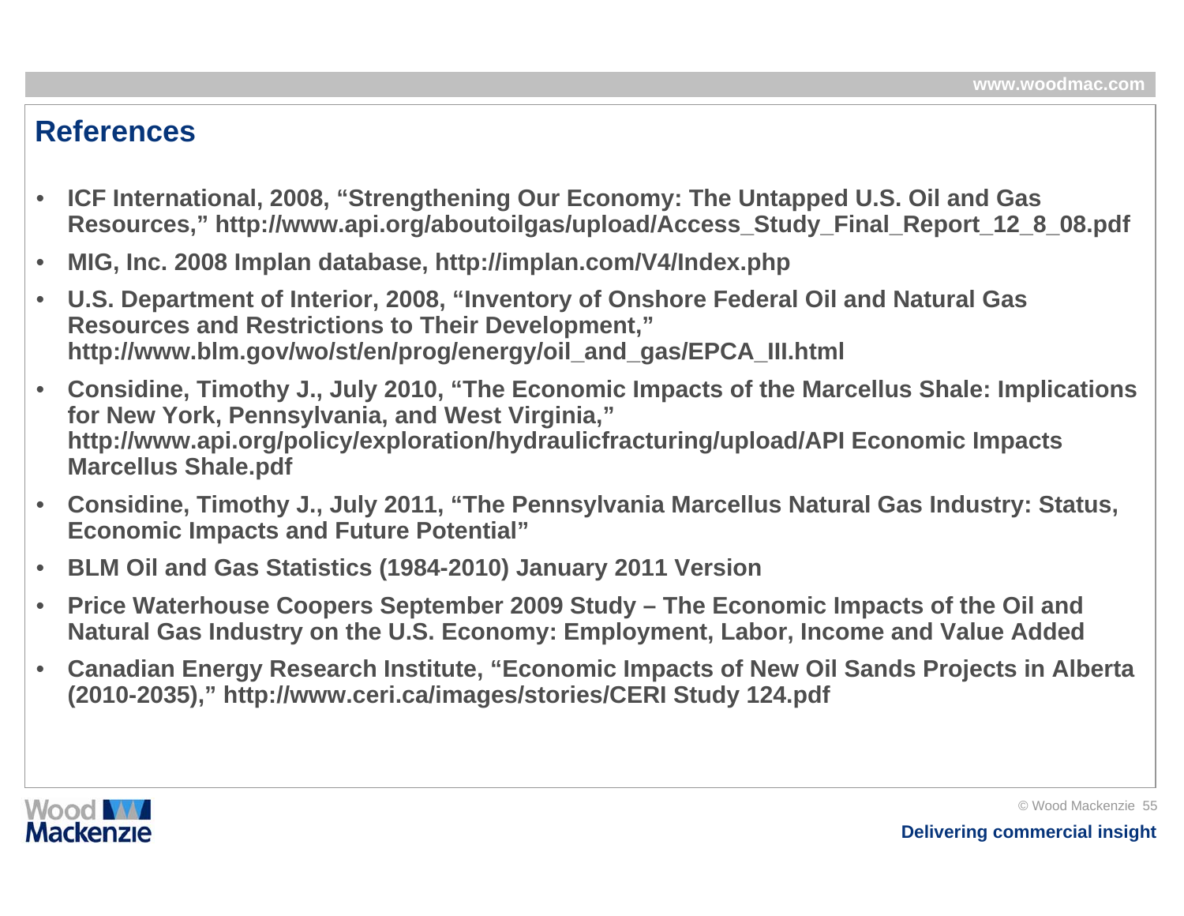# References

- ICF International, 2008, "Strengthening Our Economy: The Untapped U.S. Oil and Gas Resources," http://www.api.org/aboutoilgas/upload/Access_Study_Final_Report_12_8_08.pdf
- MIG, Inc. 2008 Implan database, http://implan.com/V4/Index.php
- U.S. Department of Interior, 2008, "Inventory of Onshore Federal Oil and Natural Gas Resources and Restrictions to Their Development," http://www.blm.gov/wo/st/en/prog/energy/oil_and_gas/EPCA_III.html
- Considine, Timothy J., July 2010, "The Economic Impacts of the Marcellus Shale: Implications for New York, Pennsylvania, and West Virginia," http://www.api.org/policy/exploration/hydraulicfracturing/upload/API Economic Impacts Marcellus Shale.pdf
- Considine, Timothy J., July 2011, "The Pennsylvania Marcellus Natural Gas Industry: Status, Economic Impacts and Future Potential"
- BLM Oil and Gas Statistics (1984-2010) January 2011 Version
- Price Waterhouse Coopers September 2009 Study – The Economic Impacts of the Oil and Natural Gas Industry on the U.S. Economy: Employment, Labor, Income and Value Added
- Canadian Energy Research Institute, "Economic Impacts of New Oil Sands Projects in Alberta (2010-2035)," http://www.ceri.ca/images/stories/CERI Study 124.pdf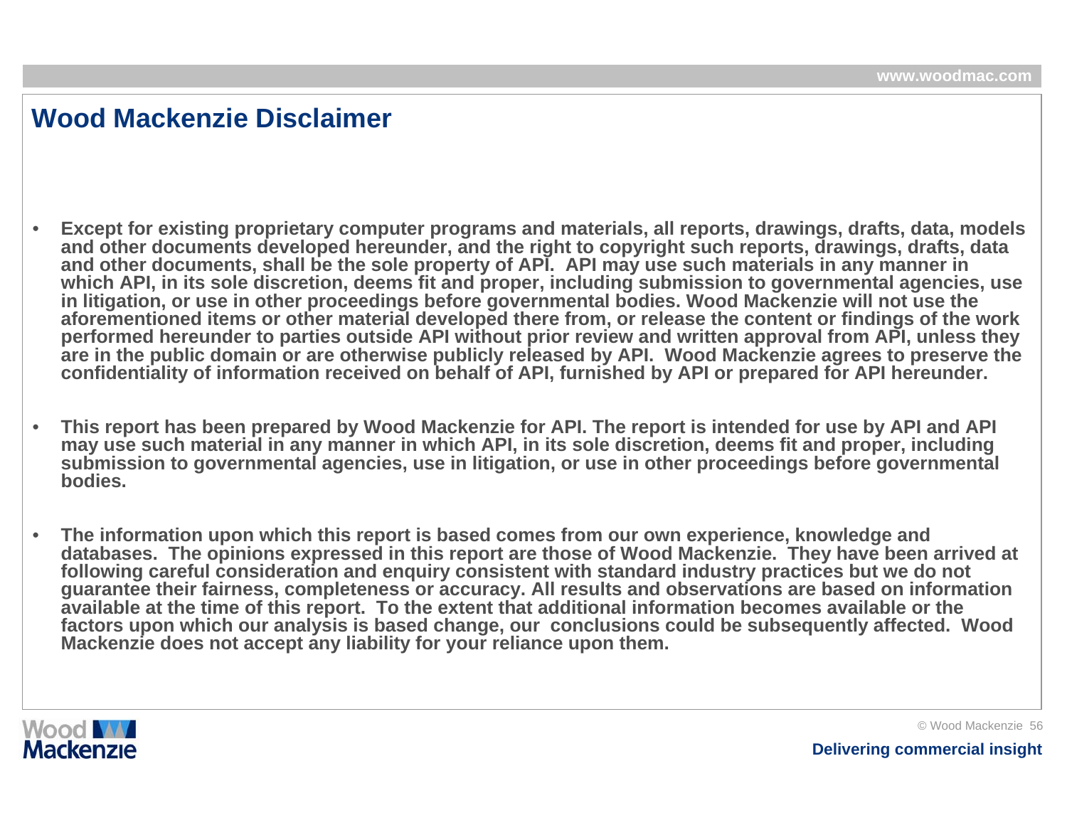# Wood Mackenzie Disclaimer

- **Except for existing proprietary computer programs and materials, all reports, drawings, drafts, data, models and other documents developed hereunder, and the right to copyright such reports, drawings, drafts, data and other documents, shall be the sole property of API. API may use such materials in any manner in which API, in its sole discretion, deems fit and proper, including submission to governmental agencies, use in litigation, or use in other proceedings before governmental bodies. Wood Mackenzie will not use the aforementioned items or other material developed there from, or release the content or findings of the work performed hereunder to parties outside API without prior review and written approval from API, unless they are in the public domain or are otherwise publicly released by API. Wood Mackenzie agrees to preserve the confidentiality of information received on behalf of API, furnished by API or prepared for API hereunder.**

- **This report has been prepared by Wood Mackenzie for API. The report is intended for use by API and API may use such material in any manner in which API, in its sole discretion, deems fit and proper, including submission to governmental agencies, use in litigation, or use in other proceedings before governmental bodies.**

- **The information upon which this report is based comes from our own experience, knowledge and databases. The opinions expressed in this report are those of Wood Mackenzie. They have been arrived at following careful consideration and enquiry consistent with standard industry practices but we do not guarantee their fairness, completeness or accuracy. All results and observations are based on information available at the time of this report. To the extent that additional information becomes available or the factors upon which our analysis is based change, our conclusions could be subsequently affected. Wood Mackenzie does not accept any liability for your reliance upon them.**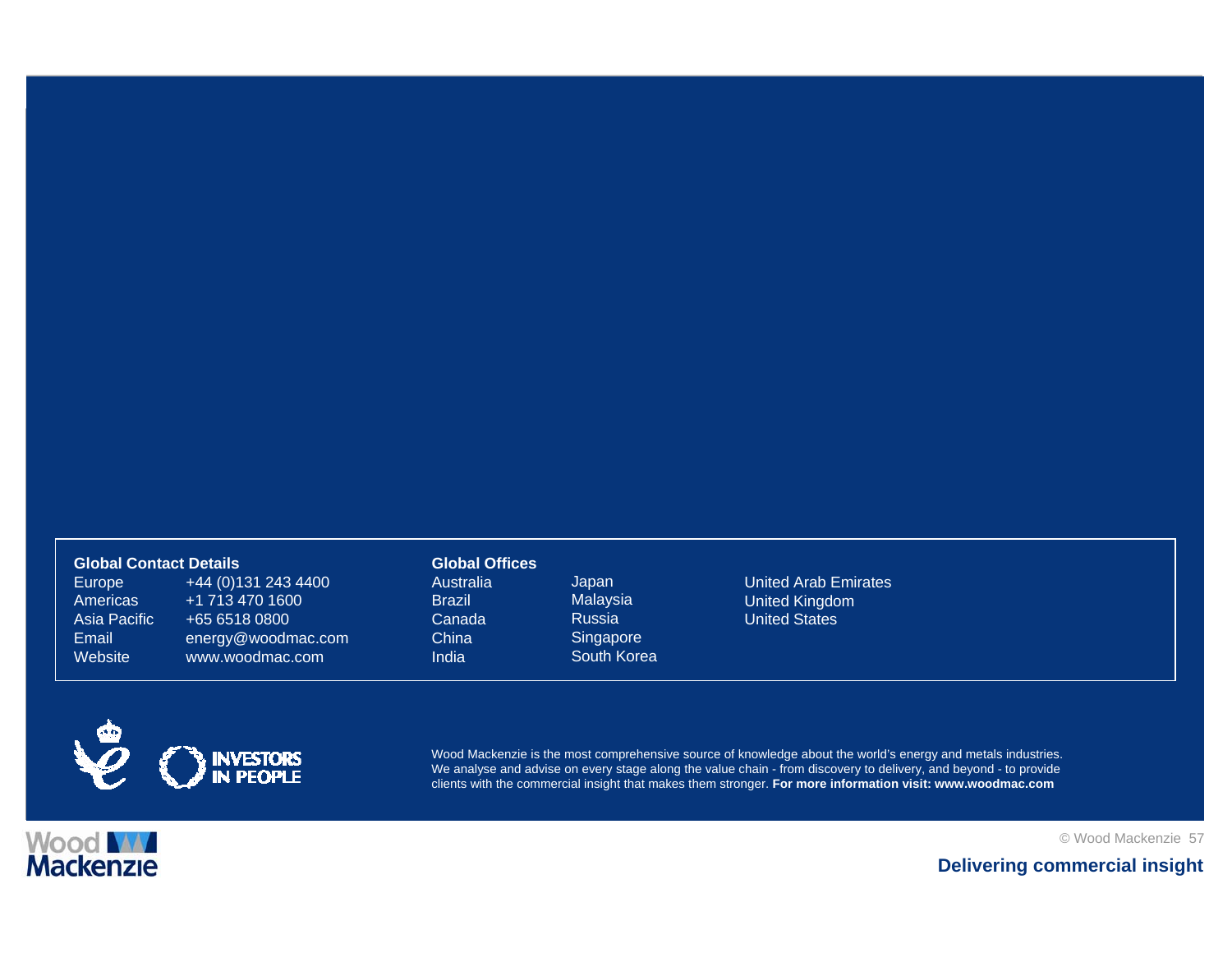**Global Contact Details**

| | |
|---|---|
| Europe | +44 (0)131 243 4400 |
| Americas | +1 713 470 1600 |
| Asia Pacific | +65 6518 0800 |
| Email | energy@woodmac.com |
| Website | www.woodmac.com |

**Global Offices**

Australia
Brazil
Canada
China
India
Japan
Malaysia
Russia
Singapore
South Korea
United Arab Emirates
United Kingdom
United States

Wood Mackenzie is the most comprehensive source of knowledge about the world's energy and metals industries. We analyse and advise on every stage along the value chain - from discovery to delivery, and beyond - to provide clients with the commercial insight that makes them stronger. **For more information visit: www.woodmac.com**

Delivering commercial insight